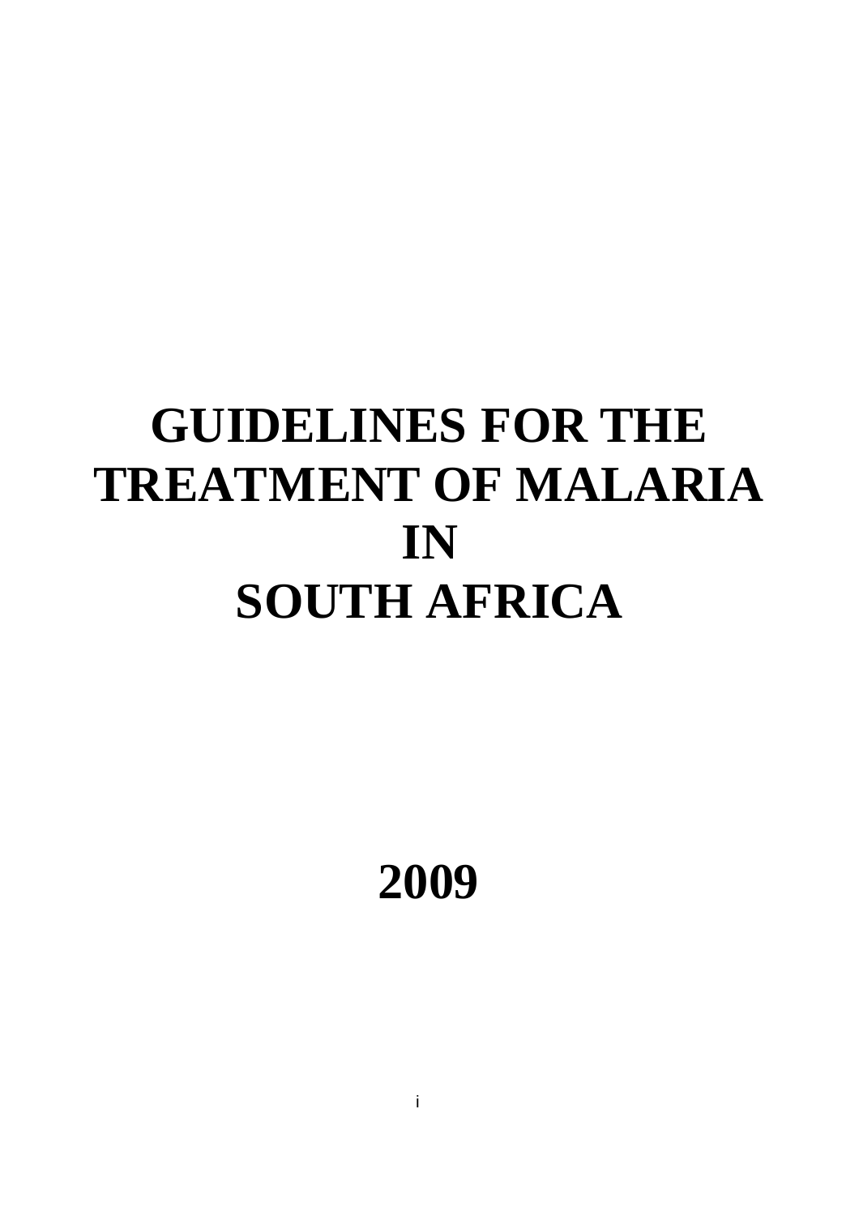# GUIDELINES FOR THE TREATMENT OF MALARIA IN SOUTH AFRICA

# 2009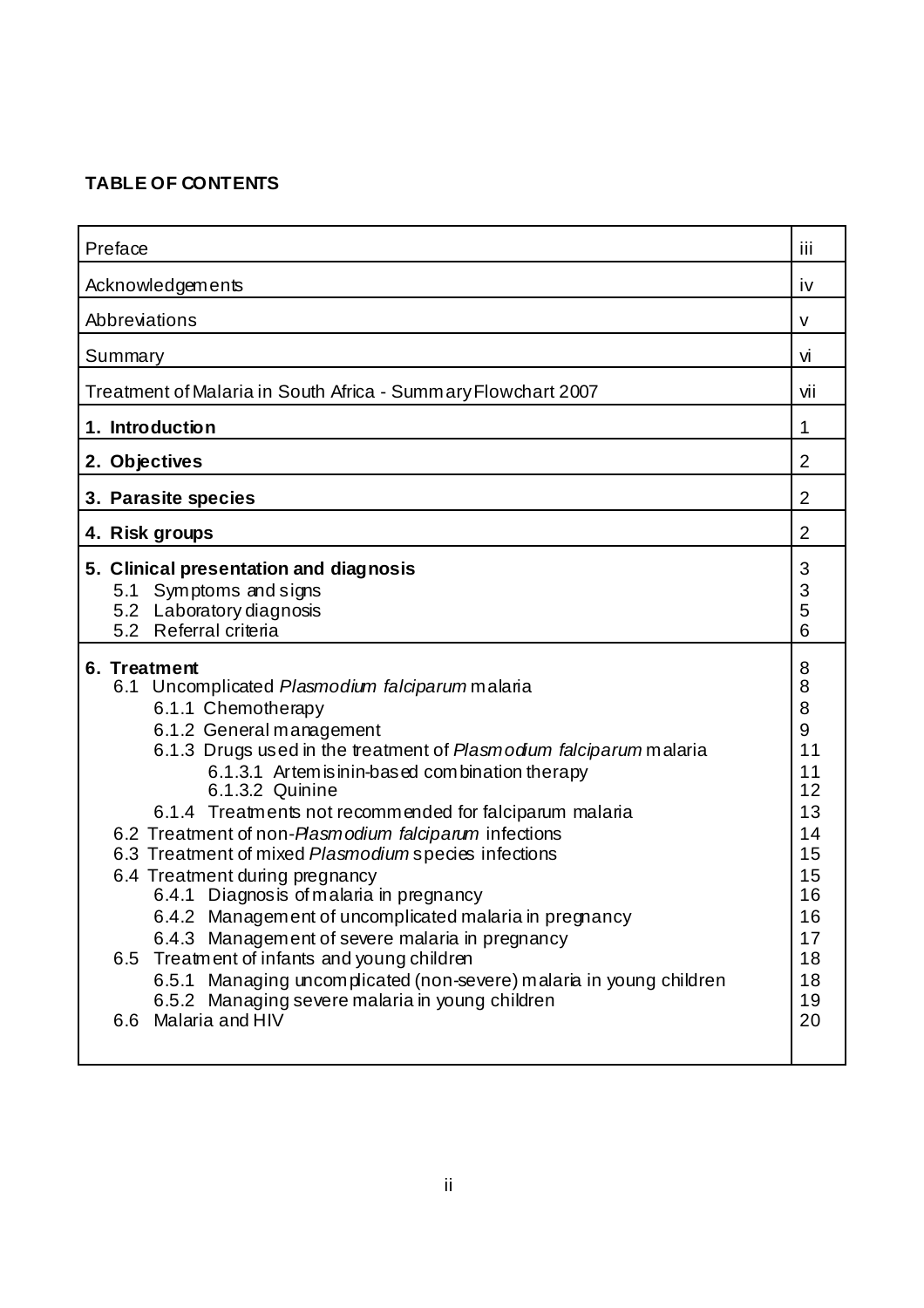**TABLE OF CONTENTS**

| | |
|---|---|
| Preface | iii |
| Acknowledgements | iv |
| Abbreviations | v |
| Summary | vi |
| Treatment of Malaria in South Africa - Summary Flowchart 2007 | vii |
| **1. Introduction** | 1 |
| **2. Objectives** | 2 |
| **3. Parasite species** | 2 |
| **4. Risk groups** | 2 |
| **5. Clinical presentation and diagnosis** | 3 |
| 5.1 Symptoms and signs | 3 |
| 5.2 Laboratory diagnosis | 5 |
| 5.2 Referral criteria | 6 |
| **6. Treatment** | 8 |
| 6.1 Uncomplicated *Plasmodium falciparum* malaria | 8 |
| 6.1.1 Chemotherapy | 8 |
| 6.1.2 General management | 9 |
| 6.1.3 Drugs used in the treatment of *Plasmodium falciparum* malaria | 11 |
| 6.1.3.1 Artemisinin-based combination therapy | 11 |
| 6.1.3.2 Quinine | 12 |
| 6.1.4 Treatments not recommended for falciparum malaria | 13 |
| 6.2 Treatment of non-*Plasmodium falciparum* infections | 14 |
| 6.3 Treatment of mixed *Plasmodium* species infections | 15 |
| 6.4 Treatment during pregnancy | 15 |
| 6.4.1 Diagnosis of malaria in pregnancy | 16 |
| 6.4.2 Management of uncomplicated malaria in pregnancy | 16 |
| 6.4.3 Management of severe malaria in pregnancy | 17 |
| 6.5 Treatment of infants and young children | 18 |
| 6.5.1 Managing uncomplicated (non-severe) malaria in young children | 18 |
| 6.5.2 Managing severe malaria in young children | 19 |
| 6.6 Malaria and HIV | 20 |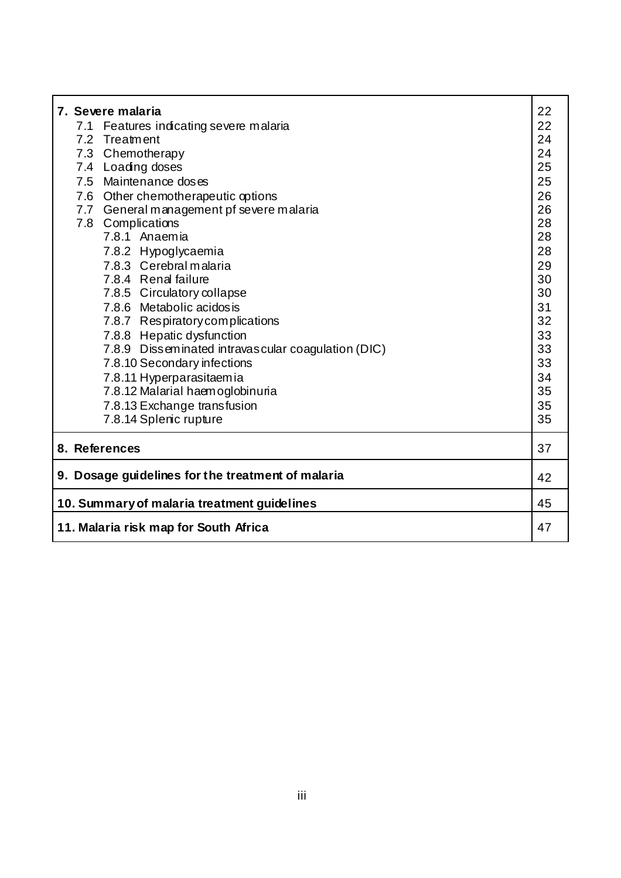| | |
|---|---|
| **7. Severe malaria** | 22 |
| 7.1 Features indicating severe malaria | 22 |
| 7.2 Treatment | 24 |
| 7.3 Chemotherapy | 24 |
| 7.4 Loading doses | 25 |
| 7.5 Maintenance doses | 25 |
| 7.6 Other chemotherapeutic options | 26 |
| 7.7 General management pf severe malaria | 26 |
| 7.8 Complications | 28 |
| 7.8.1 Anaemia | 28 |
| 7.8.2 Hypoglycaemia | 28 |
| 7.8.3 Cerebral malaria | 29 |
| 7.8.4 Renal failure | 30 |
| 7.8.5 Circulatory collapse | 30 |
| 7.8.6 Metabolic acidosis | 31 |
| 7.8.7 Respiratory complications | 32 |
| 7.8.8 Hepatic dysfunction | 33 |
| 7.8.9 Disseminated intravascular coagulation (DIC) | 33 |
| 7.8.10 Secondary infections | 33 |
| 7.8.11 Hyperparasitaemia | 34 |
| 7.8.12 Malarial haemoglobinuria | 35 |
| 7.8.13 Exchange transfusion | 35 |
| 7.8.14 Splenic rupture | 35 |
| **8. References** | 37 |
| **9. Dosage guidelines for the treatment of malaria** | 42 |
| **10. Summary of malaria treatment guidelines** | 45 |
| **11. Malaria risk map for South Africa** | 47 |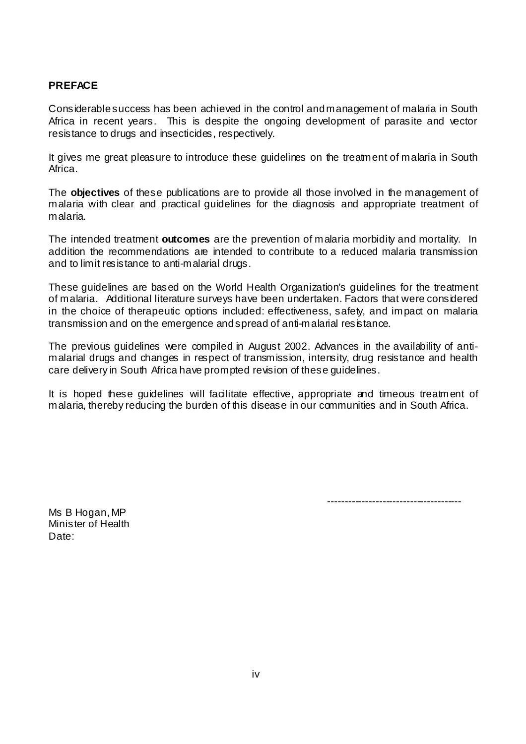## PREFACE

Considerable success has been achieved in the control and management of malaria in South Africa in recent years. This is despite the ongoing development of parasite and vector resistance to drugs and insecticides, respectively.

It gives me great pleasure to introduce these guidelines on the treatment of malaria in South Africa.

The **objectives** of these publications are to provide all those involved in the management of malaria with clear and practical guidelines for the diagnosis and appropriate treatment of malaria.

The intended treatment **outcomes** are the prevention of malaria morbidity and mortality. In addition the recommendations are intended to contribute to a reduced malaria transmission and to limit resistance to anti-malarial drugs.

These guidelines are based on the World Health Organization's guidelines for the treatment of malaria. Additional literature surveys have been undertaken. Factors that were considered in the choice of therapeutic options included: effectiveness, safety, and impact on malaria transmission and on the emergence and spread of anti-malarial resistance.

The previous guidelines were compiled in August 2002. Advances in the availability of anti-malarial drugs and changes in respect of transmission, intensity, drug resistance and health care delivery in South Africa have prompted revision of these guidelines.

It is hoped these guidelines will facilitate effective, appropriate and timeous treatment of malaria, thereby reducing the burden of this disease in our communities and in South Africa.

-------------------------------------

Ms B Hogan, MP
Minister of Health
Date: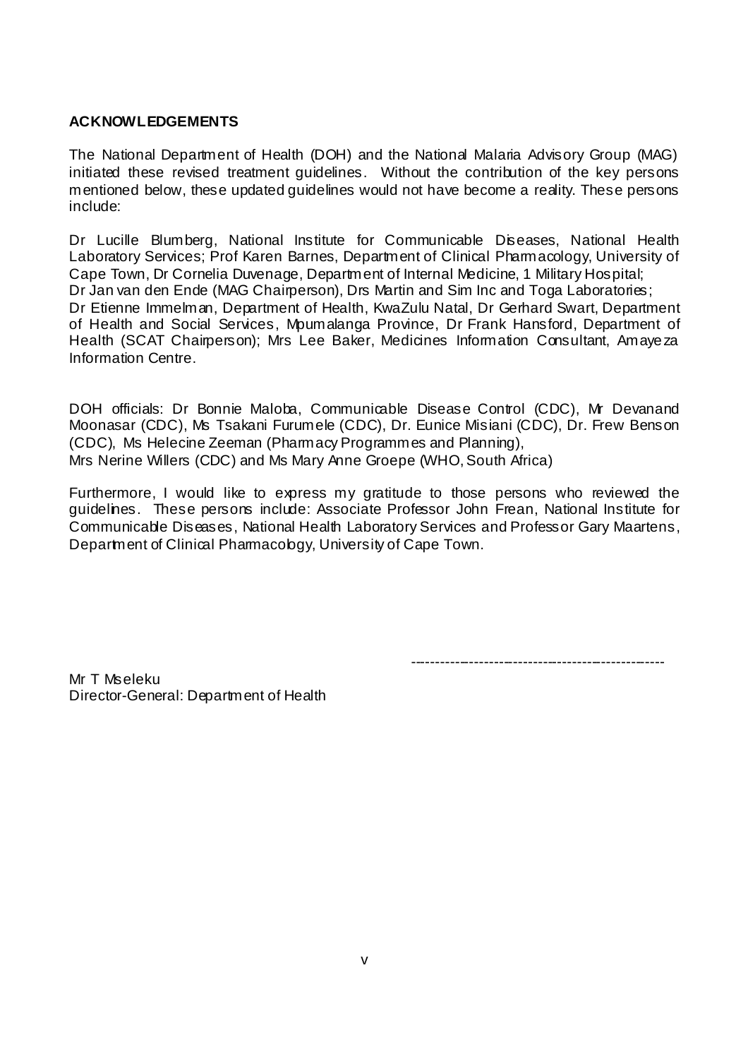## ACKNOWLEDGEMENTS

The National Department of Health (DOH) and the National Malaria Advisory Group (MAG) initiated these revised treatment guidelines. Without the contribution of the key persons mentioned below, these updated guidelines would not have become a reality. These persons include:

Dr Lucille Blumberg, National Institute for Communicable Diseases, National Health Laboratory Services; Prof Karen Barnes, Department of Clinical Pharmacology, University of Cape Town, Dr Cornelia Duvenage, Department of Internal Medicine, 1 Military Hospital; Dr Jan van den Ende (MAG Chairperson), Drs Martin and Sim Inc and Toga Laboratories; Dr Etienne Immelman, Department of Health, KwaZulu Natal, Dr Gerhard Swart, Department of Health and Social Services, Mpumalanga Province, Dr Frank Hansford, Department of Health (SCAT Chairperson); Mrs Lee Baker, Medicines Information Consultant, Amayeza Information Centre.

DOH officials: Dr Bonnie Maloba, Communicable Disease Control (CDC), Mr Devanand Moonasar (CDC), Ms Tsakani Furumele (CDC), Dr. Eunice Misiani (CDC), Dr. Frew Benson (CDC), Ms Helecine Zeeman (Pharmacy Programmes and Planning), Mrs Nerine Willers (CDC) and Ms Mary Anne Groepe (WHO, South Africa)

Furthermore, I would like to express my gratitude to those persons who reviewed the guidelines. These persons include: Associate Professor John Frean, National Institute for Communicable Diseases, National Health Laboratory Services and Professor Gary Maartens, Department of Clinical Pharmacology, University of Cape Town.

-----------------------------------------------------

Mr T Mseleku
Director-General: Department of Health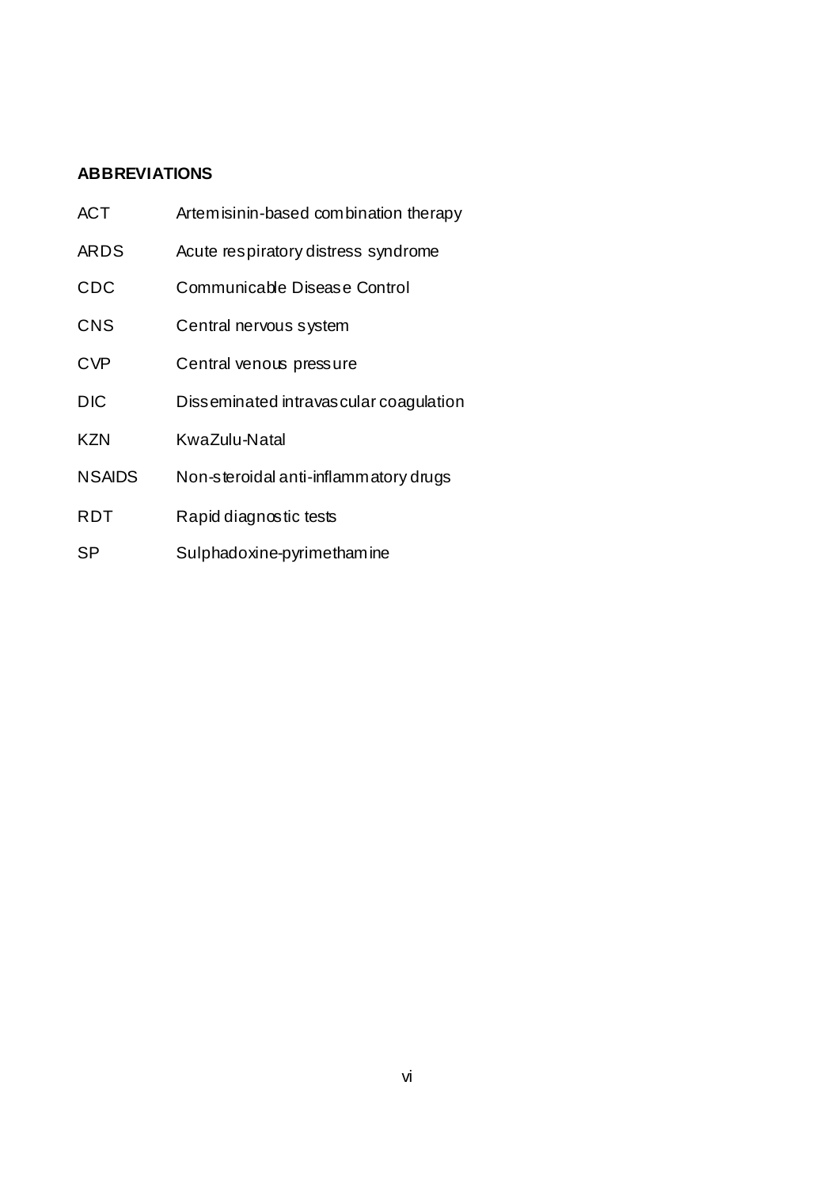## ABBREVIATIONS

| | |
|---|---|
| ACT | Artemisinin-based combination therapy |
| ARDS | Acute respiratory distress syndrome |
| CDC | Communicable Disease Control |
| CNS | Central nervous system |
| CVP | Central venous pressure |
| DIC | Disseminated intravascular coagulation |
| KZN | KwaZulu-Natal |
| NSAIDS | Non-steroidal anti-inflammatory drugs |
| RDT | Rapid diagnostic tests |
| SP | Sulphadoxine-pyrimethamine |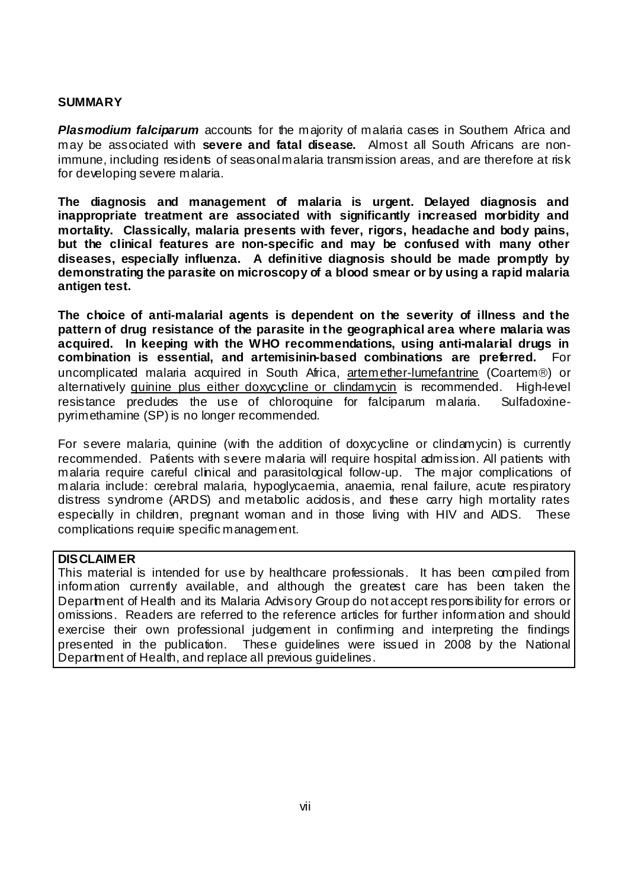## SUMMARY

***Plasmodium falciparum*** accounts for the majority of malaria cases in Southern Africa and may be associated with **severe and fatal disease.** Almost all South Africans are non-immune, including residents of seasonal malaria transmission areas, and are therefore at risk for developing severe malaria.

**The diagnosis and management of malaria is urgent. Delayed diagnosis and inappropriate treatment are associated with significantly increased morbidity and mortality. Classically, malaria presents with fever, rigors, headache and body pains, but the clinical features are non-specific and may be confused with many other diseases, especially influenza. A definitive diagnosis should be made promptly by demonstrating the parasite on microscopy of a blood smear or by using a rapid malaria antigen test.**

**The choice of anti-malarial agents is dependent on the severity of illness and the pattern of drug resistance of the parasite in the geographical area where malaria was acquired. In keeping with the WHO recommendations, using anti-malarial drugs in combination is essential, and artemisinin-based combinations are preferred.** For uncomplicated malaria acquired in South Africa, <u>artemether-lumefantrine</u> (Coartem®) or alternatively <u>quinine plus either doxycycline or clindamycin</u> is recommended. High-level resistance precludes the use of chloroquine for falciparum malaria. Sulfadoxine-pyrimethamine (SP) is no longer recommended.

For severe malaria, quinine (with the addition of doxycycline or clindamycin) is currently recommended. Patients with severe malaria will require hospital admission. All patients with malaria require careful clinical and parasitological follow-up. The major complications of malaria include: cerebral malaria, hypoglycaemia, anaemia, renal failure, acute respiratory distress syndrome (ARDS) and metabolic acidosis, and these carry high mortality rates especially in children, pregnant woman and in those living with HIV and AIDS. These complications require specific management.

**DISCLAIMER**

This material is intended for use by healthcare professionals. It has been compiled from information currently available, and although the greatest care has been taken the Department of Health and its Malaria Advisory Group do not accept responsibility for errors or omissions. Readers are referred to the reference articles for further information and should exercise their own professional judgement in confirming and interpreting the findings presented in the publication. These guidelines were issued in 2008 by the National Department of Health, and replace all previous guidelines.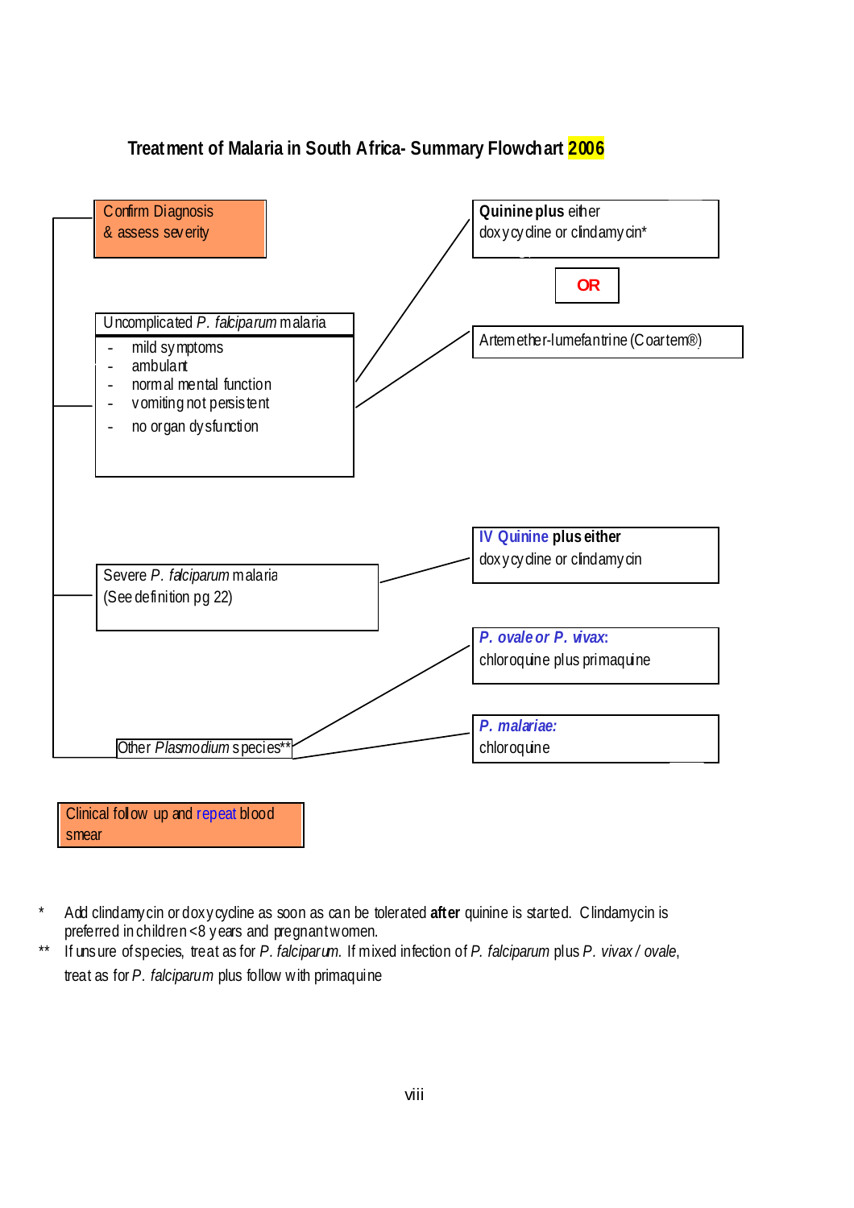## Treatment of Malaria in South Africa- Summary Flowchart 2006

**Confirm Diagnosis & assess severity**

**Uncomplicated *P. falciparum* malaria**

- mild symptoms
- ambulant
- normal mental function
- vomiting not persistent
- no organ dysfunction

→ **Quinine plus** either doxycycline or clindamycin*

**OR**

→ Artemether-lumefantrine (Coartem®)

**Severe *P. falciparum* malaria** (See definition pg 22)

→ **IV Quinine plus either** doxycycline or clindamycin

**Other *Plasmodium* species****

→ ***P. ovale* or *P. vivax*:** chloroquine plus primaquine

→ ***P. malariae*:** chloroquine

**Clinical follow up and repeat blood smear**

\* Add clindamycin or doxycycline as soon as can be tolerated **after** quinine is started. Clindamycin is preferred in children <8 years and pregnant women.

\*\* If unsure of species, treat as for *P. falciparum*. If mixed infection of *P. falciparum* plus *P. vivax / ovale*, treat as for *P. falciparum* plus follow with primaquine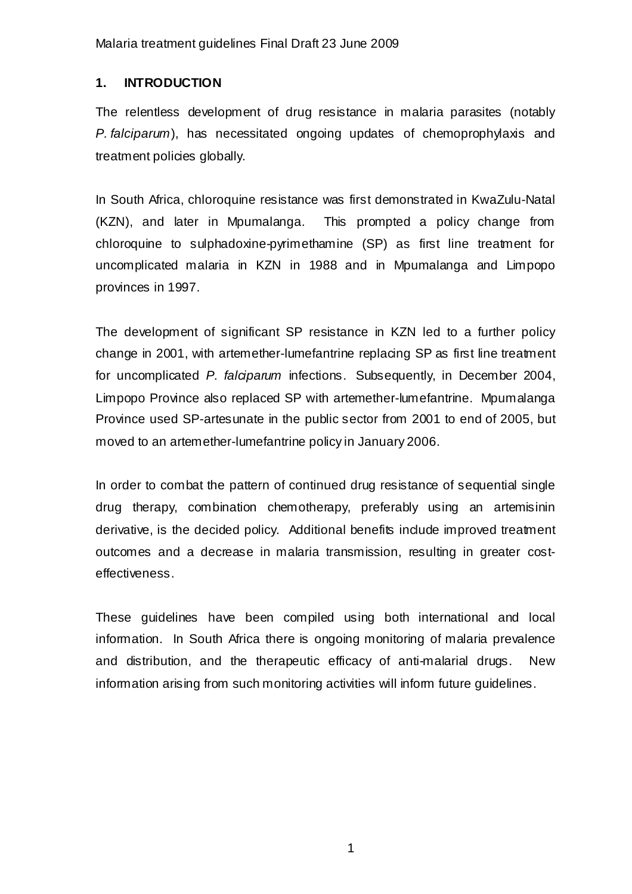## 1. INTRODUCTION

The relentless development of drug resistance in malaria parasites (notably *P. falciparum*), has necessitated ongoing updates of chemoprophylaxis and treatment policies globally.

In South Africa, chloroquine resistance was first demonstrated in KwaZulu-Natal (KZN), and later in Mpumalanga. This prompted a policy change from chloroquine to sulphadoxine-pyrimethamine (SP) as first line treatment for uncomplicated malaria in KZN in 1988 and in Mpumalanga and Limpopo provinces in 1997.

The development of significant SP resistance in KZN led to a further policy change in 2001, with artemether-lumefantrine replacing SP as first line treatment for uncomplicated *P. falciparum* infections. Subsequently, in December 2004, Limpopo Province also replaced SP with artemether-lumefantrine. Mpumalanga Province used SP-artesunate in the public sector from 2001 to end of 2005, but moved to an artemether-lumefantrine policy in January 2006.

In order to combat the pattern of continued drug resistance of sequential single drug therapy, combination chemotherapy, preferably using an artemisinin derivative, is the decided policy. Additional benefits include improved treatment outcomes and a decrease in malaria transmission, resulting in greater cost-effectiveness.

These guidelines have been compiled using both international and local information. In South Africa there is ongoing monitoring of malaria prevalence and distribution, and the therapeutic efficacy of anti-malarial drugs. New information arising from such monitoring activities will inform future guidelines.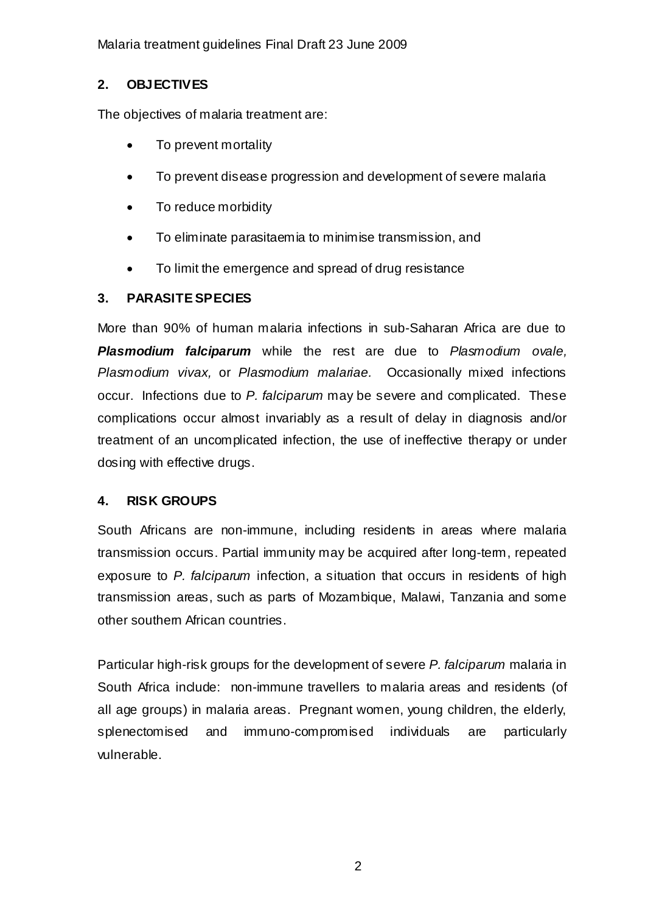## 2. OBJECTIVES

The objectives of malaria treatment are:

- To prevent mortality
- To prevent disease progression and development of severe malaria
- To reduce morbidity
- To eliminate parasitaemia to minimise transmission, and
- To limit the emergence and spread of drug resistance

## 3. PARASITE SPECIES

More than 90% of human malaria infections in sub-Saharan Africa are due to ***Plasmodium falciparum*** while the rest are due to *Plasmodium ovale, Plasmodium vivax,* or *Plasmodium malariae.* Occasionally mixed infections occur. Infections due to *P. falciparum* may be severe and complicated. These complications occur almost invariably as a result of delay in diagnosis and/or treatment of an uncomplicated infection, the use of ineffective therapy or under dosing with effective drugs.

## 4. RISK GROUPS

South Africans are non-immune, including residents in areas where malaria transmission occurs. Partial immunity may be acquired after long-term, repeated exposure to *P. falciparum* infection, a situation that occurs in residents of high transmission areas, such as parts of Mozambique, Malawi, Tanzania and some other southern African countries.

Particular high-risk groups for the development of severe *P. falciparum* malaria in South Africa include: non-immune travellers to malaria areas and residents (of all age groups) in malaria areas. Pregnant women, young children, the elderly, splenectomised and immuno-compromised individuals are particularly vulnerable.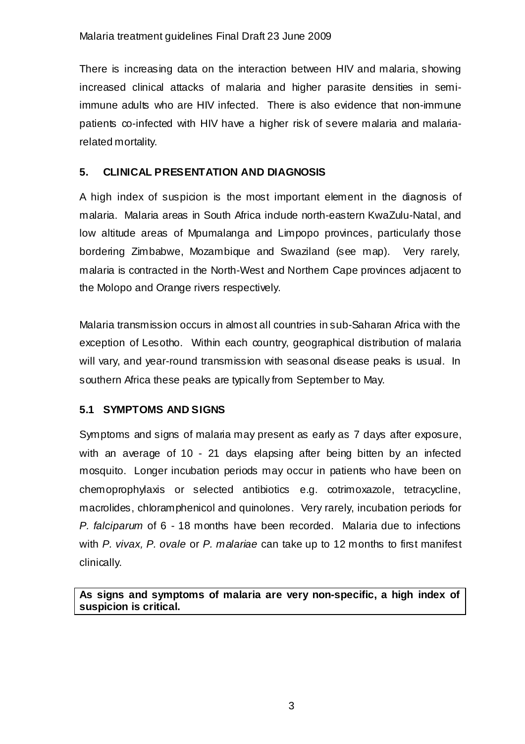There is increasing data on the interaction between HIV and malaria, showing increased clinical attacks of malaria and higher parasite densities in semi-immune adults who are HIV infected. There is also evidence that non-immune patients co-infected with HIV have a higher risk of severe malaria and malaria-related mortality.

## 5. CLINICAL PRESENTATION AND DIAGNOSIS

A high index of suspicion is the most important element in the diagnosis of malaria. Malaria areas in South Africa include north-eastern KwaZulu-Natal, and low altitude areas of Mpumalanga and Limpopo provinces, particularly those bordering Zimbabwe, Mozambique and Swaziland (see map). Very rarely, malaria is contracted in the North-West and Northern Cape provinces adjacent to the Molopo and Orange rivers respectively.

Malaria transmission occurs in almost all countries in sub-Saharan Africa with the exception of Lesotho. Within each country, geographical distribution of malaria will vary, and year-round transmission with seasonal disease peaks is usual. In southern Africa these peaks are typically from September to May.

### 5.1 SYMPTOMS AND SIGNS

Symptoms and signs of malaria may present as early as 7 days after exposure, with an average of 10 - 21 days elapsing after being bitten by an infected mosquito. Longer incubation periods may occur in patients who have been on chemoprophylaxis or selected antibiotics e.g. cotrimoxazole, tetracycline, macrolides, chloramphenicol and quinolones. Very rarely, incubation periods for *P. falciparum* of 6 - 18 months have been recorded. Malaria due to infections with *P. vivax, P. ovale* or *P. malariae* can take up to 12 months to first manifest clinically.

**As signs and symptoms of malaria are very non-specific, a high index of suspicion is critical.**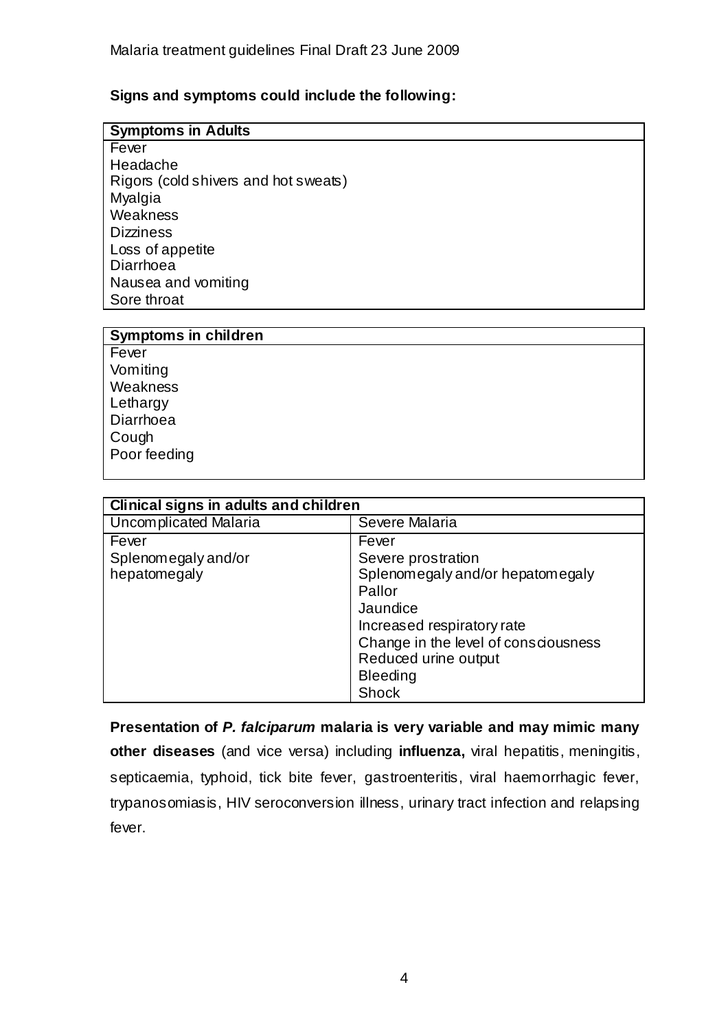**Signs and symptoms could include the following:**

| Symptoms in Adults |
|---|
| Fever |
| Headache |
| Rigors (cold shivers and hot sweats) |
| Myalgia |
| Weakness |
| Dizziness |
| Loss of appetite |
| Diarrhoea |
| Nausea and vomiting |
| Sore throat |

| Symptoms in children |
|---|
| Fever |
| Vomiting |
| Weakness |
| Lethargy |
| Diarrhoea |
| Cough |
| Poor feeding |

| Clinical signs in adults and children | |
|---|---|
| Uncomplicated Malaria | Severe Malaria |
| Fever | Fever |
| Splenomegaly and/or hepatomegaly | Severe prostration |
| | Splenomegaly and/or hepatomegaly |
| | Pallor |
| | Jaundice |
| | Increased respiratory rate |
| | Change in the level of consciousness |
| | Reduced urine output |
| | Bleeding |
| | Shock |

**Presentation of *P. falciparum* malaria is very variable and may mimic many other diseases** (and vice versa) including **influenza,** viral hepatitis, meningitis, septicaemia, typhoid, tick bite fever, gastroenteritis, viral haemorrhagic fever, trypanosomiasis, HIV seroconversion illness, urinary tract infection and relapsing fever.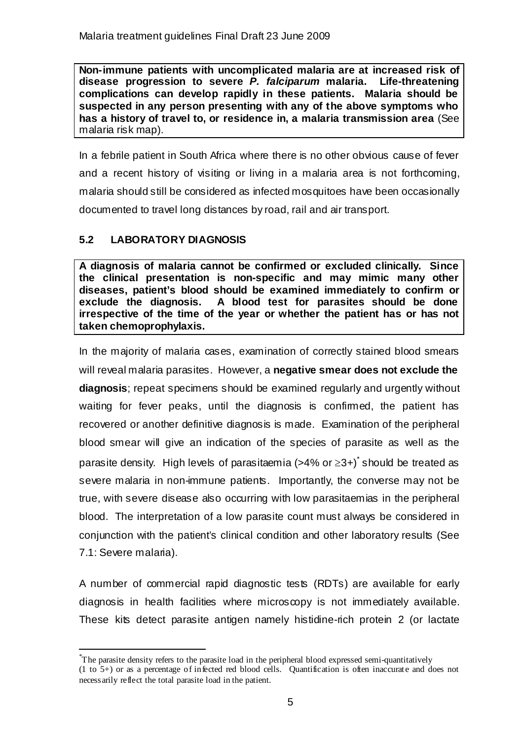**Non-immune patients with uncomplicated malaria are at increased risk of disease progression to severe *P. falciparum* malaria. Life-threatening complications can develop rapidly in these patients. Malaria should be suspected in any person presenting with any of the above symptoms who has a history of travel to, or residence in, a malaria transmission area** (See malaria risk map).

In a febrile patient in South Africa where there is no other obvious cause of fever and a recent history of visiting or living in a malaria area is not forthcoming, malaria should still be considered as infected mosquitoes have been occasionally documented to travel long distances by road, rail and air transport.

## 5.2 LABORATORY DIAGNOSIS

**A diagnosis of malaria cannot be confirmed or excluded clinically. Since the clinical presentation is non-specific and may mimic many other diseases, patient's blood should be examined immediately to confirm or exclude the diagnosis. A blood test for parasites should be done irrespective of the time of the year or whether the patient has or has not taken chemoprophylaxis.**

In the majority of malaria cases, examination of correctly stained blood smears will reveal malaria parasites. However, a **negative smear does not exclude the diagnosis**; repeat specimens should be examined regularly and urgently without waiting for fever peaks, until the diagnosis is confirmed, the patient has recovered or another definitive diagnosis is made. Examination of the peripheral blood smear will give an indication of the species of parasite as well as the parasite density. High levels of parasitaemia (>4% or ≥3+)* should be treated as severe malaria in non-immune patients. Importantly, the converse may not be true, with severe disease also occurring with low parasitaemias in the peripheral blood. The interpretation of a low parasite count must always be considered in conjunction with the patient's clinical condition and other laboratory results (See 7.1: Severe malaria).

A number of commercial rapid diagnostic tests (RDTs) are available for early diagnosis in health facilities where microscopy is not immediately available. These kits detect parasite antigen namely histidine-rich protein 2 (or lactate

---

*The parasite density refers to the parasite load in the peripheral blood expressed semi-quantitatively (1 to 5+) or as a percentage of infected red blood cells. Quantification is often inaccurate and does not necessarily reflect the total parasite load in the patient.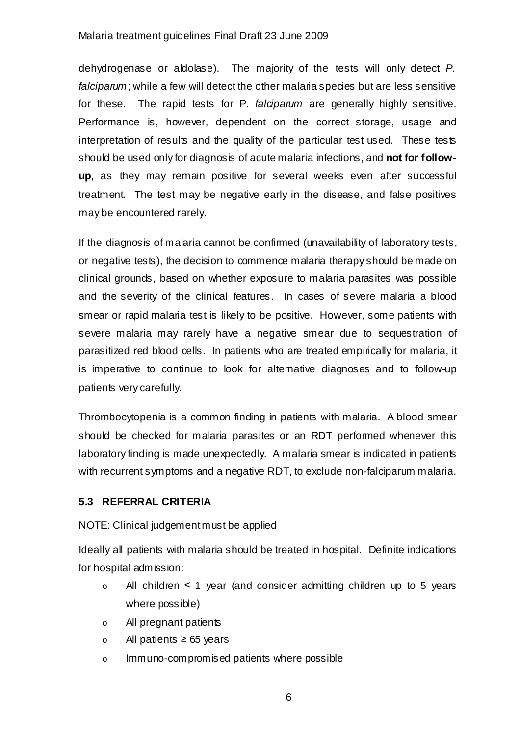dehydrogenase or aldolase). The majority of the tests will only detect *P. falciparum*; while a few will detect the other malaria species but are less sensitive for these. The rapid tests for P. *falciparum* are generally highly sensitive. Performance is, however, dependent on the correct storage, usage and interpretation of results and the quality of the particular test used. These tests should be used only for diagnosis of acute malaria infections, and **not for follow-up**, as they may remain positive for several weeks even after successful treatment. The test may be negative early in the disease, and false positives may be encountered rarely.

If the diagnosis of malaria cannot be confirmed (unavailability of laboratory tests, or negative tests), the decision to commence malaria therapy should be made on clinical grounds, based on whether exposure to malaria parasites was possible and the severity of the clinical features. In cases of severe malaria a blood smear or rapid malaria test is likely to be positive. However, some patients with severe malaria may rarely have a negative smear due to sequestration of parasitized red blood cells. In patients who are treated empirically for malaria, it is imperative to continue to look for alternative diagnoses and to follow-up patients very carefully.

Thrombocytopenia is a common finding in patients with malaria. A blood smear should be checked for malaria parasites or an RDT performed whenever this laboratory finding is made unexpectedly. A malaria smear is indicated in patients with recurrent symptoms and a negative RDT, to exclude non-falciparum malaria.

### 5.3 REFERRAL CRITERIA

NOTE: Clinical judgement must be applied

Ideally all patients with malaria should be treated in hospital. Definite indications for hospital admission:

- All children ≤ 1 year (and consider admitting children up to 5 years where possible)
- All pregnant patients
- All patients ≥ 65 years
- Immuno-compromised patients where possible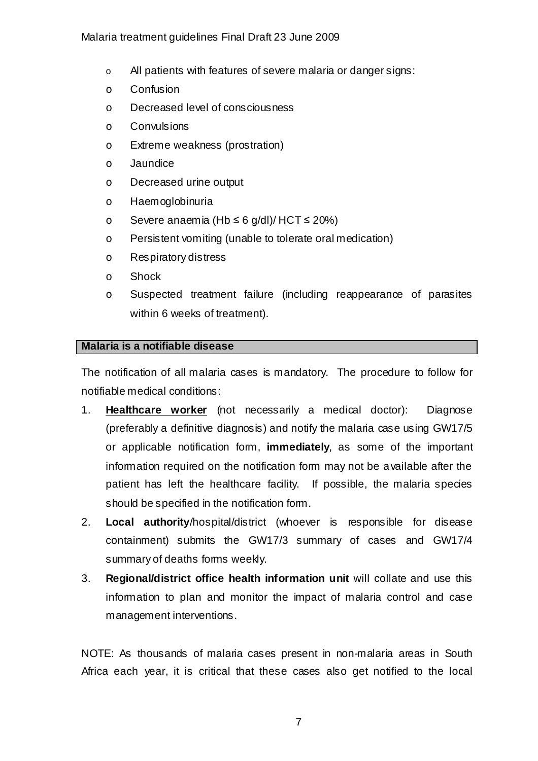- All patients with features of severe malaria or danger signs:
  - Confusion
  - Decreased level of consciousness
  - Convulsions
  - Extreme weakness (prostration)
  - Jaundice
  - Decreased urine output
  - Haemoglobinuria
  - Severe anaemia (Hb ≤ 6 g/dl)/ HCT ≤ 20%)
  - Persistent vomiting (unable to tolerate oral medication)
  - Respiratory distress
  - Shock
  - Suspected treatment failure (including reappearance of parasites within 6 weeks of treatment).

## Malaria is a notifiable disease

The notification of all malaria cases is mandatory. The procedure to follow for notifiable medical conditions:

1. **Healthcare worker** (not necessarily a medical doctor): Diagnose (preferably a definitive diagnosis) and notify the malaria case using GW17/5 or applicable notification form, **immediately**, as some of the important information required on the notification form may not be available after the patient has left the healthcare facility. If possible, the malaria species should be specified in the notification form.
2. **Local authority**/hospital/district (whoever is responsible for disease containment) submits the GW17/3 summary of cases and GW17/4 summary of deaths forms weekly.
3. **Regional/district office health information unit** will collate and use this information to plan and monitor the impact of malaria control and case management interventions.

NOTE: As thousands of malaria cases present in non-malaria areas in South Africa each year, it is critical that these cases also get notified to the local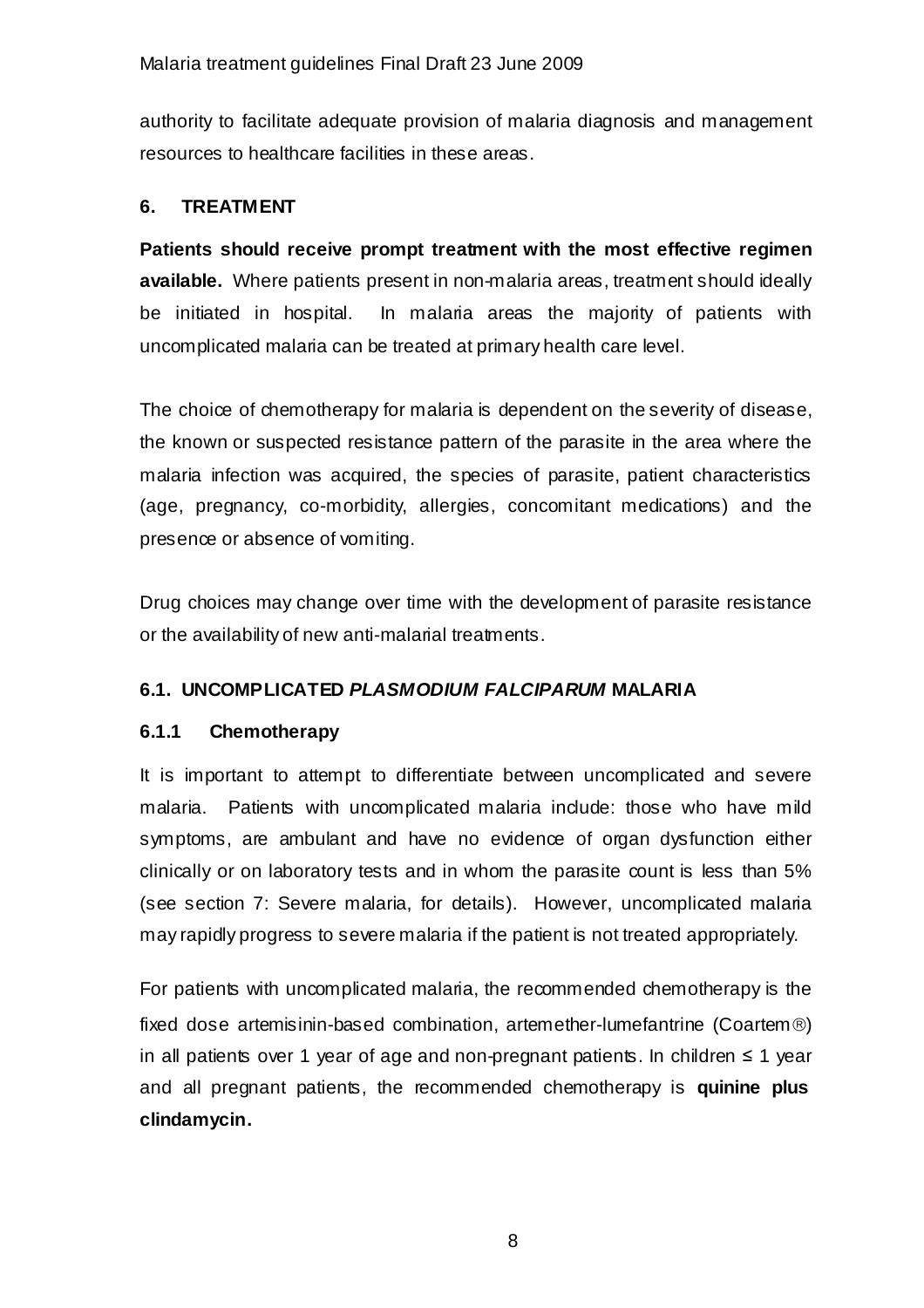authority to facilitate adequate provision of malaria diagnosis and management resources to healthcare facilities in these areas.

## 6. TREATMENT

**Patients should receive prompt treatment with the most effective regimen available.** Where patients present in non-malaria areas, treatment should ideally be initiated in hospital. In malaria areas the majority of patients with uncomplicated malaria can be treated at primary health care level.

The choice of chemotherapy for malaria is dependent on the severity of disease, the known or suspected resistance pattern of the parasite in the area where the malaria infection was acquired, the species of parasite, patient characteristics (age, pregnancy, co-morbidity, allergies, concomitant medications) and the presence or absence of vomiting.

Drug choices may change over time with the development of parasite resistance or the availability of new anti-malarial treatments.

### 6.1. UNCOMPLICATED *PLASMODIUM FALCIPARUM* MALARIA

#### 6.1.1 Chemotherapy

It is important to attempt to differentiate between uncomplicated and severe malaria. Patients with uncomplicated malaria include: those who have mild symptoms, are ambulant and have no evidence of organ dysfunction either clinically or on laboratory tests and in whom the parasite count is less than 5% (see section 7: Severe malaria, for details). However, uncomplicated malaria may rapidly progress to severe malaria if the patient is not treated appropriately.

For patients with uncomplicated malaria, the recommended chemotherapy is the fixed dose artemisinin-based combination, artemether-lumefantrine (Coartem®) in all patients over 1 year of age and non-pregnant patients. In children ≤ 1 year and all pregnant patients, the recommended chemotherapy is **quinine plus clindamycin.**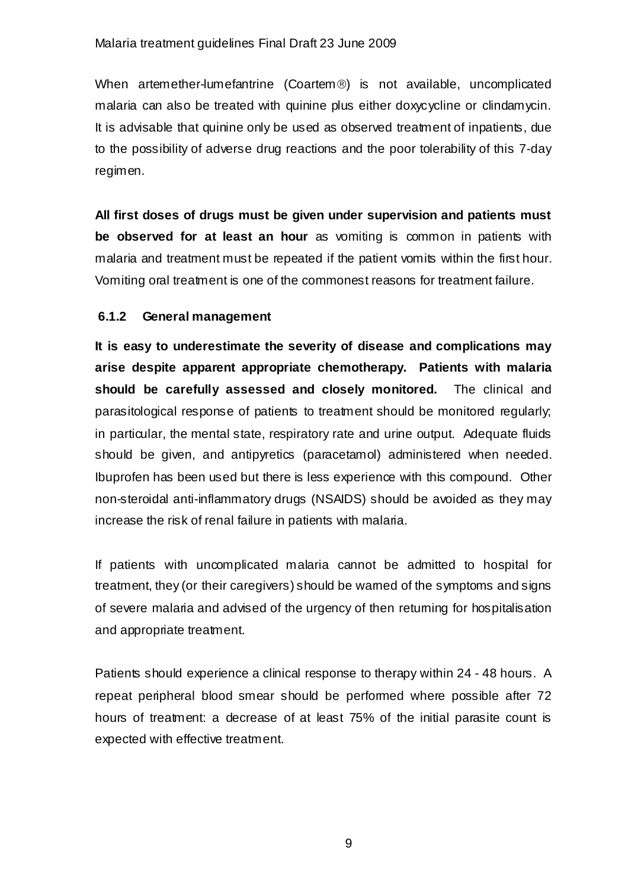When artemether-lumefantrine (Coartem®) is not available, uncomplicated malaria can also be treated with quinine plus either doxycycline or clindamycin. It is advisable that quinine only be used as observed treatment of inpatients, due to the possibility of adverse drug reactions and the poor tolerability of this 7-day regimen.

**All first doses of drugs must be given under supervision and patients must be observed for at least an hour** as vomiting is common in patients with malaria and treatment must be repeated if the patient vomits within the first hour. Vomiting oral treatment is one of the commonest reasons for treatment failure.

### 6.1.2 General management

**It is easy to underestimate the severity of disease and complications may arise despite apparent appropriate chemotherapy. Patients with malaria should be carefully assessed and closely monitored.** The clinical and parasitological response of patients to treatment should be monitored regularly; in particular, the mental state, respiratory rate and urine output. Adequate fluids should be given, and antipyretics (paracetamol) administered when needed. Ibuprofen has been used but there is less experience with this compound. Other non-steroidal anti-inflammatory drugs (NSAIDS) should be avoided as they may increase the risk of renal failure in patients with malaria.

If patients with uncomplicated malaria cannot be admitted to hospital for treatment, they (or their caregivers) should be warned of the symptoms and signs of severe malaria and advised of the urgency of then returning for hospitalisation and appropriate treatment.

Patients should experience a clinical response to therapy within 24 - 48 hours. A repeat peripheral blood smear should be performed where possible after 72 hours of treatment: a decrease of at least 75% of the initial parasite count is expected with effective treatment.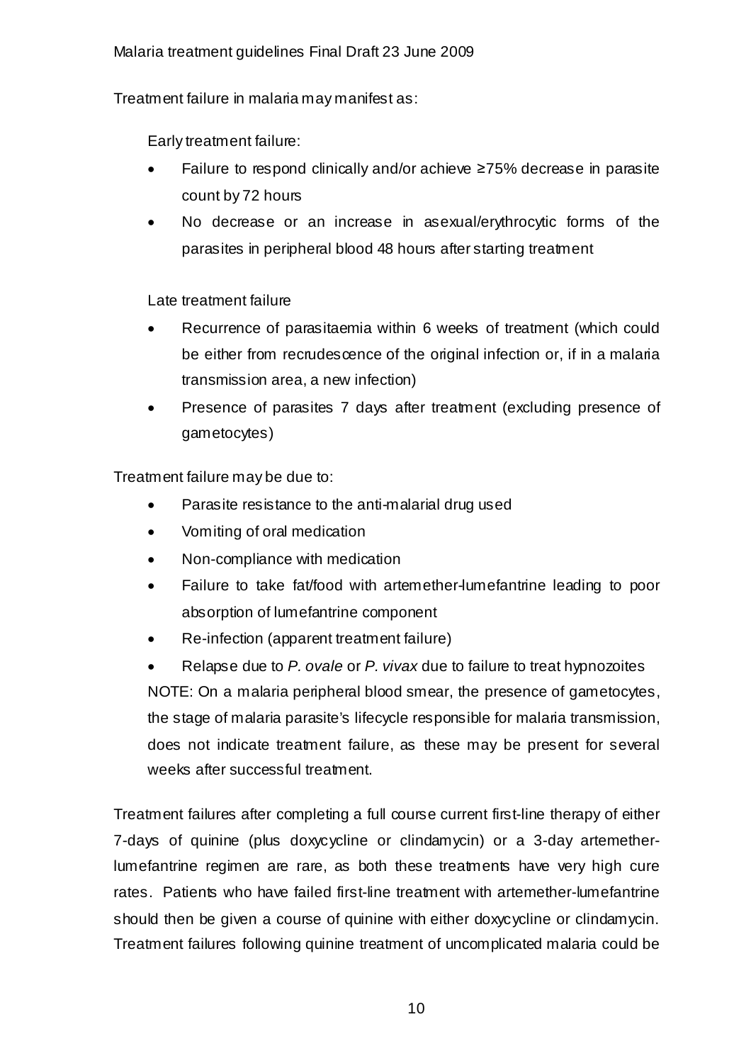Treatment failure in malaria may manifest as:

Early treatment failure:

- Failure to respond clinically and/or achieve ≥75% decrease in parasite count by 72 hours
- No decrease or an increase in asexual/erythrocytic forms of the parasites in peripheral blood 48 hours after starting treatment

Late treatment failure

- Recurrence of parasitaemia within 6 weeks of treatment (which could be either from recrudescence of the original infection or, if in a malaria transmission area, a new infection)
- Presence of parasites 7 days after treatment (excluding presence of gametocytes)

Treatment failure may be due to:

- Parasite resistance to the anti-malarial drug used
- Vomiting of oral medication
- Non-compliance with medication
- Failure to take fat/food with artemether-lumefantrine leading to poor absorption of lumefantrine component
- Re-infection (apparent treatment failure)
- Relapse due to *P. ovale* or *P. vivax* due to failure to treat hypnozoites

NOTE: On a malaria peripheral blood smear, the presence of gametocytes, the stage of malaria parasite's lifecycle responsible for malaria transmission, does not indicate treatment failure, as these may be present for several weeks after successful treatment.

Treatment failures after completing a full course current first-line therapy of either 7-days of quinine (plus doxycycline or clindamycin) or a 3-day artemether-lumefantrine regimen are rare, as both these treatments have very high cure rates. Patients who have failed first-line treatment with artemether-lumefantrine should then be given a course of quinine with either doxycycline or clindamycin. Treatment failures following quinine treatment of uncomplicated malaria could be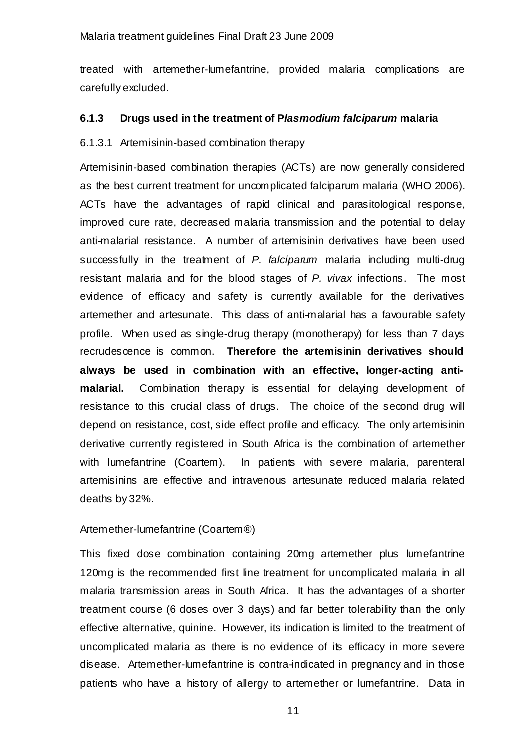treated with artemether-lumefantrine, provided malaria complications are carefully excluded.

### 6.1.3 Drugs used in the treatment of P*lasmodium falciparum* malaria

#### 6.1.3.1 Artemisinin-based combination therapy

Artemisinin-based combination therapies (ACTs) are now generally considered as the best current treatment for uncomplicated falciparum malaria (WHO 2006). ACTs have the advantages of rapid clinical and parasitological response, improved cure rate, decreased malaria transmission and the potential to delay anti-malarial resistance. A number of artemisinin derivatives have been used successfully in the treatment of *P. falciparum* malaria including multi-drug resistant malaria and for the blood stages of *P. vivax* infections. The most evidence of efficacy and safety is currently available for the derivatives artemether and artesunate. This class of anti-malarial has a favourable safety profile. When used as single-drug therapy (monotherapy) for less than 7 days recrudescence is common. **Therefore the artemisinin derivatives should always be used in combination with an effective, longer-acting anti-malarial.** Combination therapy is essential for delaying development of resistance to this crucial class of drugs. The choice of the second drug will depend on resistance, cost, side effect profile and efficacy. The only artemisinin derivative currently registered in South Africa is the combination of artemether with lumefantrine (Coartem). In patients with severe malaria, parenteral artemisinins are effective and intravenous artesunate reduced malaria related deaths by 32%.

Artemether-lumefantrine (Coartem®)

This fixed dose combination containing 20mg artemether plus lumefantrine 120mg is the recommended first line treatment for uncomplicated malaria in all malaria transmission areas in South Africa. It has the advantages of a shorter treatment course (6 doses over 3 days) and far better tolerability than the only effective alternative, quinine. However, its indication is limited to the treatment of uncomplicated malaria as there is no evidence of its efficacy in more severe disease. Artemether-lumefantrine is contra-indicated in pregnancy and in those patients who have a history of allergy to artemether or lumefantrine. Data in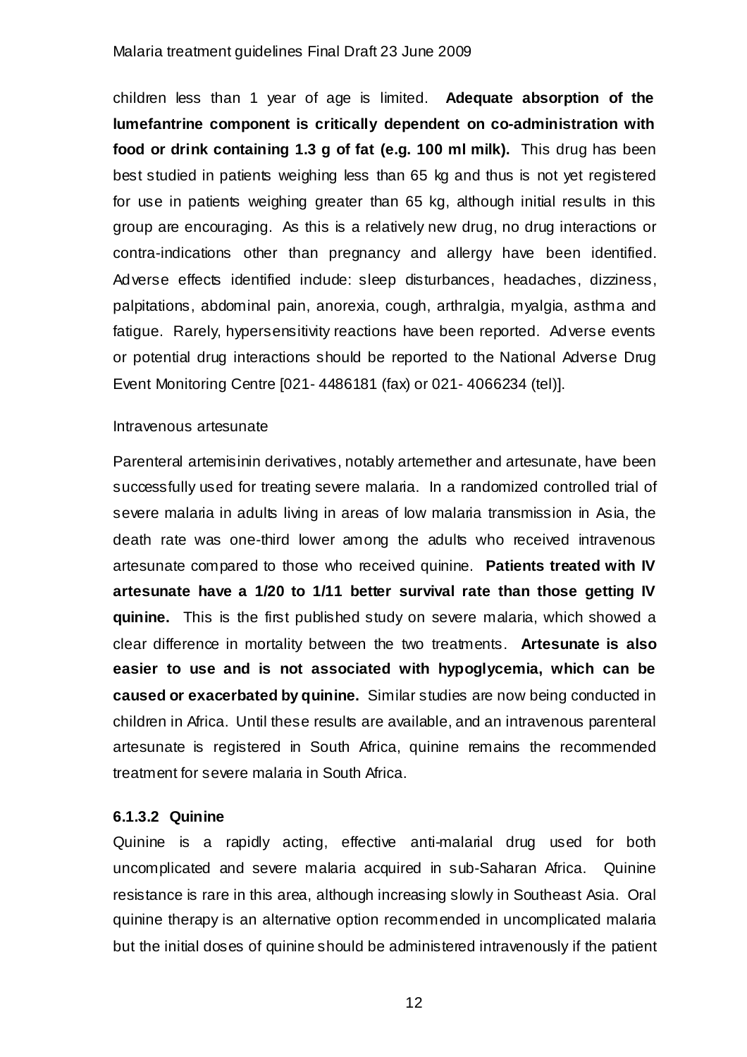children less than 1 year of age is limited. **Adequate absorption of the lumefantrine component is critically dependent on co-administration with food or drink containing 1.3 g of fat (e.g. 100 ml milk).** This drug has been best studied in patients weighing less than 65 kg and thus is not yet registered for use in patients weighing greater than 65 kg, although initial results in this group are encouraging. As this is a relatively new drug, no drug interactions or contra-indications other than pregnancy and allergy have been identified. Adverse effects identified include: sleep disturbances, headaches, dizziness, palpitations, abdominal pain, anorexia, cough, arthralgia, myalgia, asthma and fatigue. Rarely, hypersensitivity reactions have been reported. Adverse events or potential drug interactions should be reported to the National Adverse Drug Event Monitoring Centre [021- 4486181 (fax) or 021- 4066234 (tel)].

Intravenous artesunate

Parenteral artemisinin derivatives, notably artemether and artesunate, have been successfully used for treating severe malaria. In a randomized controlled trial of severe malaria in adults living in areas of low malaria transmission in Asia, the death rate was one-third lower among the adults who received intravenous artesunate compared to those who received quinine. **Patients treated with IV artesunate have a 1/20 to 1/11 better survival rate than those getting IV quinine.** This is the first published study on severe malaria, which showed a clear difference in mortality between the two treatments. **Artesunate is also easier to use and is not associated with hypoglycemia, which can be caused or exacerbated by quinine.** Similar studies are now being conducted in children in Africa. Until these results are available, and an intravenous parenteral artesunate is registered in South Africa, quinine remains the recommended treatment for severe malaria in South Africa.

#### 6.1.3.2 Quinine

Quinine is a rapidly acting, effective anti-malarial drug used for both uncomplicated and severe malaria acquired in sub-Saharan Africa. Quinine resistance is rare in this area, although increasing slowly in Southeast Asia. Oral quinine therapy is an alternative option recommended in uncomplicated malaria but the initial doses of quinine should be administered intravenously if the patient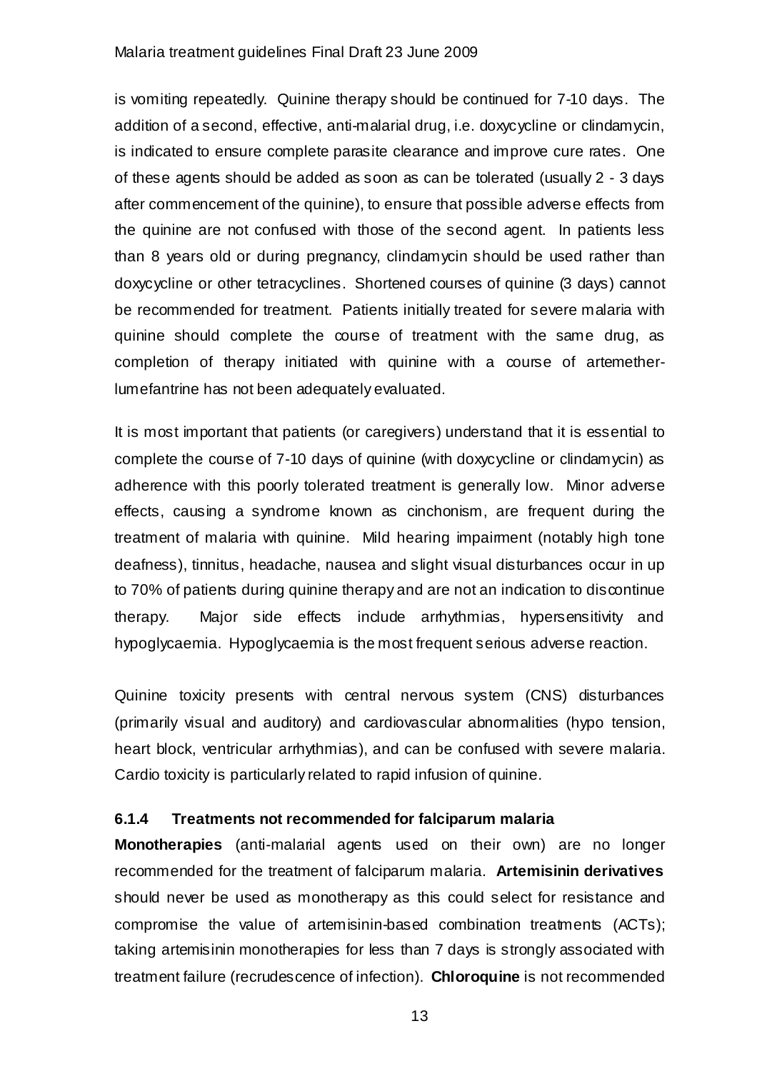is vomiting repeatedly. Quinine therapy should be continued for 7-10 days. The addition of a second, effective, anti-malarial drug, i.e. doxycycline or clindamycin, is indicated to ensure complete parasite clearance and improve cure rates. One of these agents should be added as soon as can be tolerated (usually 2 - 3 days after commencement of the quinine), to ensure that possible adverse effects from the quinine are not confused with those of the second agent. In patients less than 8 years old or during pregnancy, clindamycin should be used rather than doxycycline or other tetracyclines. Shortened courses of quinine (3 days) cannot be recommended for treatment. Patients initially treated for severe malaria with quinine should complete the course of treatment with the same drug, as completion of therapy initiated with quinine with a course of artemether-lumefantrine has not been adequately evaluated.

It is most important that patients (or caregivers) understand that it is essential to complete the course of 7-10 days of quinine (with doxycycline or clindamycin) as adherence with this poorly tolerated treatment is generally low. Minor adverse effects, causing a syndrome known as cinchonism, are frequent during the treatment of malaria with quinine. Mild hearing impairment (notably high tone deafness), tinnitus, headache, nausea and slight visual disturbances occur in up to 70% of patients during quinine therapy and are not an indication to discontinue therapy. Major side effects include arrhythmias, hypersensitivity and hypoglycaemia. Hypoglycaemia is the most frequent serious adverse reaction.

Quinine toxicity presents with central nervous system (CNS) disturbances (primarily visual and auditory) and cardiovascular abnormalities (hypo tension, heart block, ventricular arrhythmias), and can be confused with severe malaria. Cardio toxicity is particularly related to rapid infusion of quinine.

#### 6.1.4 Treatments not recommended for falciparum malaria

**Monotherapies** (anti-malarial agents used on their own) are no longer recommended for the treatment of falciparum malaria. **Artemisinin derivatives** should never be used as monotherapy as this could select for resistance and compromise the value of artemisinin-based combination treatments (ACTs); taking artemisinin monotherapies for less than 7 days is strongly associated with treatment failure (recrudescence of infection). **Chloroquine** is not recommended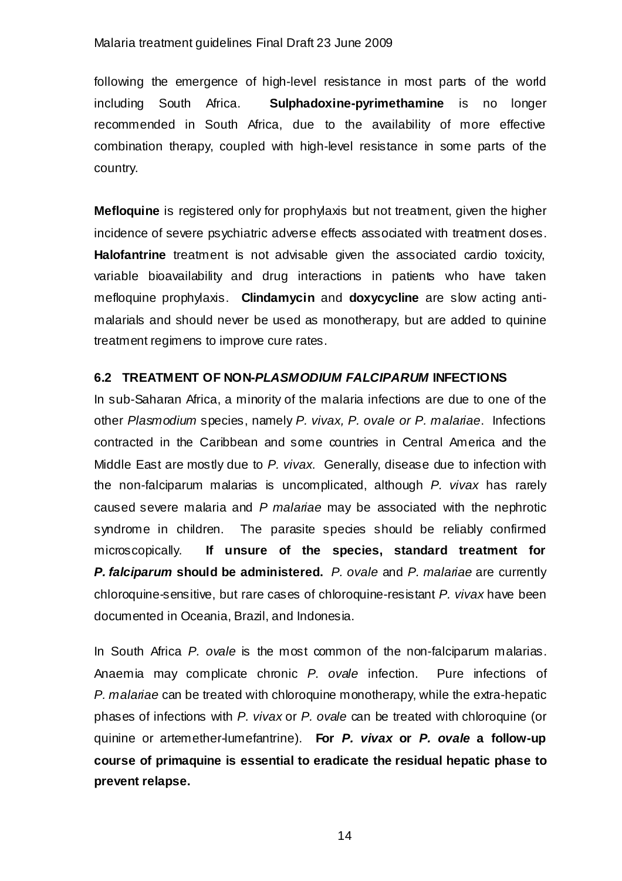following the emergence of high-level resistance in most parts of the world including South Africa. **Sulphadoxine-pyrimethamine** is no longer recommended in South Africa, due to the availability of more effective combination therapy, coupled with high-level resistance in some parts of the country.

**Mefloquine** is registered only for prophylaxis but not treatment, given the higher incidence of severe psychiatric adverse effects associated with treatment doses. **Halofantrine** treatment is not advisable given the associated cardio toxicity, variable bioavailability and drug interactions in patients who have taken mefloquine prophylaxis. **Clindamycin** and **doxycycline** are slow acting anti-malarials and should never be used as monotherapy, but are added to quinine treatment regimens to improve cure rates.

### 6.2 TREATMENT OF NON-*PLASMODIUM FALCIPARUM* INFECTIONS

In sub-Saharan Africa, a minority of the malaria infections are due to one of the other *Plasmodium* species, namely *P. vivax, P. ovale or P. malariae*. Infections contracted in the Caribbean and some countries in Central America and the Middle East are mostly due to *P. vivax.* Generally, disease due to infection with the non-falciparum malarias is uncomplicated, although *P. vivax* has rarely caused severe malaria and *P malariae* may be associated with the nephrotic syndrome in children. The parasite species should be reliably confirmed microscopically. **If unsure of the species, standard treatment for *P. falciparum* should be administered.** *P. ovale* and *P. malariae* are currently chloroquine-sensitive, but rare cases of chloroquine-resistant *P. vivax* have been documented in Oceania, Brazil, and Indonesia.

In South Africa *P. ovale* is the most common of the non-falciparum malarias. Anaemia may complicate chronic *P. ovale* infection. Pure infections of *P. malariae* can be treated with chloroquine monotherapy, while the extra-hepatic phases of infections with *P. vivax* or *P. ovale* can be treated with chloroquine (or quinine or artemether-lumefantrine). **For *P. vivax* or *P. ovale* a follow-up course of primaquine is essential to eradicate the residual hepatic phase to prevent relapse.**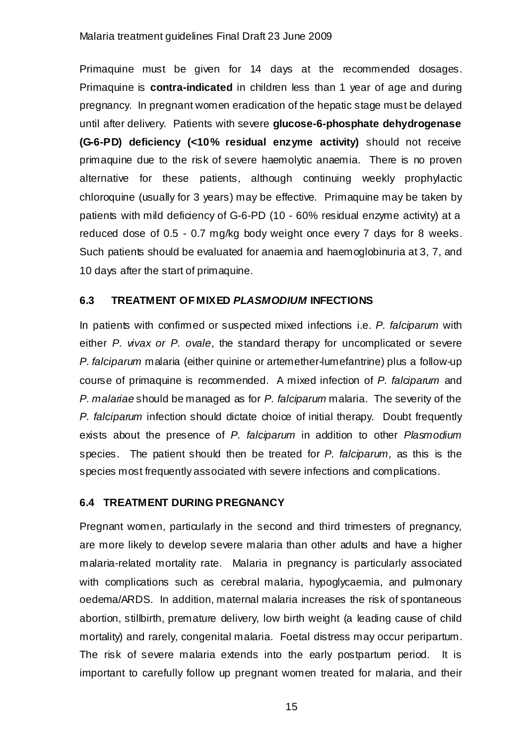Primaquine must be given for 14 days at the recommended dosages. Primaquine is **contra-indicated** in children less than 1 year of age and during pregnancy. In pregnant women eradication of the hepatic stage must be delayed until after delivery. Patients with severe **glucose-6-phosphate dehydrogenase (G-6-PD) deficiency (<10% residual enzyme activity)** should not receive primaquine due to the risk of severe haemolytic anaemia. There is no proven alternative for these patients, although continuing weekly prophylactic chloroquine (usually for 3 years) may be effective. Primaquine may be taken by patients with mild deficiency of G-6-PD (10 - 60% residual enzyme activity) at a reduced dose of 0.5 - 0.7 mg/kg body weight once every 7 days for 8 weeks. Such patients should be evaluated for anaemia and haemoglobinuria at 3, 7, and 10 days after the start of primaquine.

### 6.3 TREATMENT OF MIXED *PLASMODIUM* INFECTIONS

In patients with confirmed or suspected mixed infections i.e. *P. falciparum* with either *P. vivax or P. ovale*, the standard therapy for uncomplicated or severe *P. falciparum* malaria (either quinine or artemether-lumefantrine) plus a follow-up course of primaquine is recommended. A mixed infection of *P. falciparum* and *P. malariae* should be managed as for *P. falciparum* malaria. The severity of the *P. falciparum* infection should dictate choice of initial therapy. Doubt frequently exists about the presence of *P. falciparum* in addition to other *Plasmodium* species. The patient should then be treated for *P. falciparum,* as this is the species most frequently associated with severe infections and complications.

### 6.4 TREATMENT DURING PREGNANCY

Pregnant women, particularly in the second and third trimesters of pregnancy, are more likely to develop severe malaria than other adults and have a higher malaria-related mortality rate. Malaria in pregnancy is particularly associated with complications such as cerebral malaria, hypoglycaemia, and pulmonary oedema/ARDS. In addition, maternal malaria increases the risk of spontaneous abortion, stillbirth, premature delivery, low birth weight (a leading cause of child mortality) and rarely, congenital malaria. Foetal distress may occur peripartum. The risk of severe malaria extends into the early postpartum period. It is important to carefully follow up pregnant women treated for malaria, and their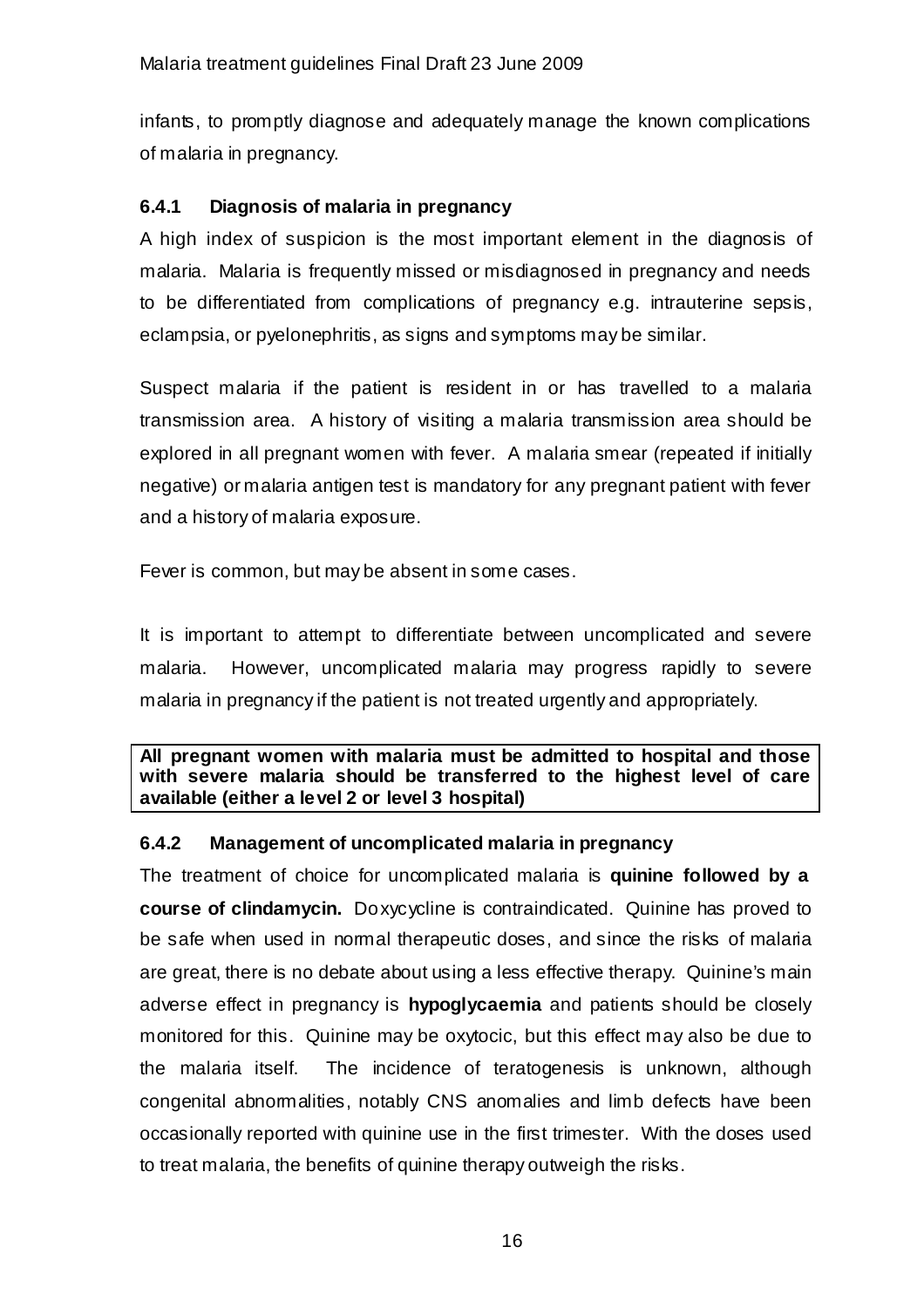infants, to promptly diagnose and adequately manage the known complications of malaria in pregnancy.

### 6.4.1 Diagnosis of malaria in pregnancy

A high index of suspicion is the most important element in the diagnosis of malaria. Malaria is frequently missed or misdiagnosed in pregnancy and needs to be differentiated from complications of pregnancy e.g. intrauterine sepsis, eclampsia, or pyelonephritis, as signs and symptoms may be similar.

Suspect malaria if the patient is resident in or has travelled to a malaria transmission area. A history of visiting a malaria transmission area should be explored in all pregnant women with fever. A malaria smear (repeated if initially negative) or malaria antigen test is mandatory for any pregnant patient with fever and a history of malaria exposure.

Fever is common, but may be absent in some cases.

It is important to attempt to differentiate between uncomplicated and severe malaria. However, uncomplicated malaria may progress rapidly to severe malaria in pregnancy if the patient is not treated urgently and appropriately.

**All pregnant women with malaria must be admitted to hospital and those with severe malaria should be transferred to the highest level of care available (either a level 2 or level 3 hospital)**

### 6.4.2 Management of uncomplicated malaria in pregnancy

The treatment of choice for uncomplicated malaria is **quinine followed by a course of clindamycin.** Doxycycline is contraindicated. Quinine has proved to be safe when used in normal therapeutic doses, and since the risks of malaria are great, there is no debate about using a less effective therapy. Quinine's main adverse effect in pregnancy is **hypoglycaemia** and patients should be closely monitored for this. Quinine may be oxytocic, but this effect may also be due to the malaria itself. The incidence of teratogenesis is unknown, although congenital abnormalities, notably CNS anomalies and limb defects have been occasionally reported with quinine use in the first trimester. With the doses used to treat malaria, the benefits of quinine therapy outweigh the risks.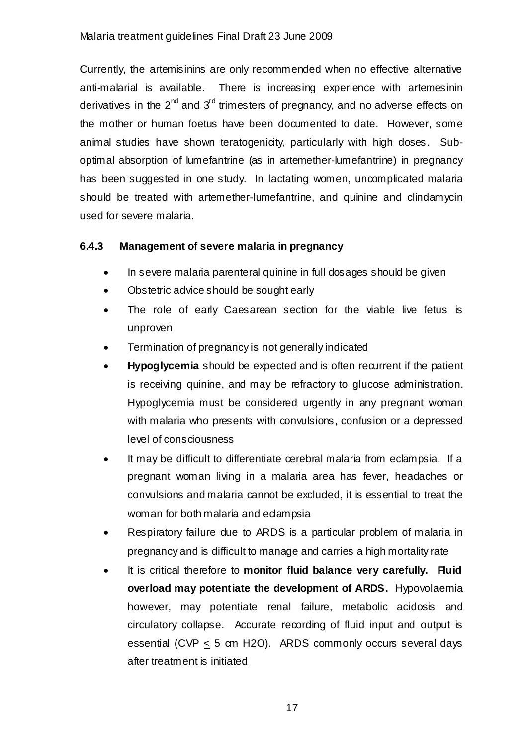Currently, the artemisinins are only recommended when no effective alternative anti-malarial is available. There is increasing experience with artemesinin derivatives in the 2nd and 3rd trimesters of pregnancy, and no adverse effects on the mother or human foetus have been documented to date. However, some animal studies have shown teratogenicity, particularly with high doses. Sub-optimal absorption of lumefantrine (as in artemether-lumefantrine) in pregnancy has been suggested in one study. In lactating women, uncomplicated malaria should be treated with artemether-lumefantrine, and quinine and clindamycin used for severe malaria.

### 6.4.3 Management of severe malaria in pregnancy

- In severe malaria parenteral quinine in full dosages should be given
- Obstetric advice should be sought early
- The role of early Caesarean section for the viable live fetus is unproven
- Termination of pregnancy is not generally indicated
- **Hypoglycemia** should be expected and is often recurrent if the patient is receiving quinine, and may be refractory to glucose administration. Hypoglycemia must be considered urgently in any pregnant woman with malaria who presents with convulsions, confusion or a depressed level of consciousness
- It may be difficult to differentiate cerebral malaria from eclampsia. If a pregnant woman living in a malaria area has fever, headaches or convulsions and malaria cannot be excluded, it is essential to treat the woman for both malaria and eclampsia
- Respiratory failure due to ARDS is a particular problem of malaria in pregnancy and is difficult to manage and carries a high mortality rate
- It is critical therefore to **monitor fluid balance very carefully. Fluid overload may potentiate the development of ARDS.** Hypovolaemia however, may potentiate renal failure, metabolic acidosis and circulatory collapse. Accurate recording of fluid input and output is essential (CVP $\leq$ 5 cm $H_2O$). ARDS commonly occurs several days after treatment is initiated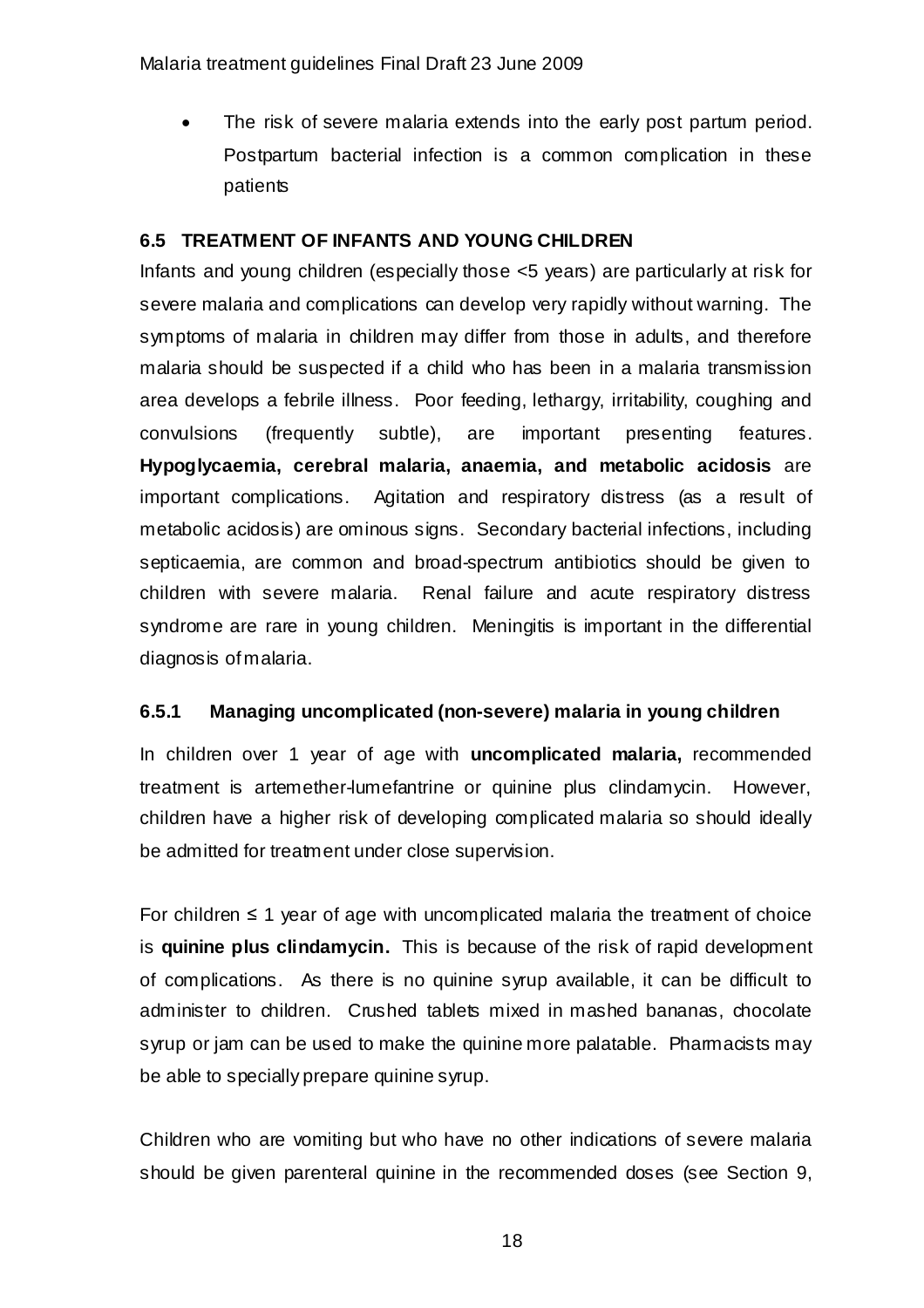- The risk of severe malaria extends into the early post partum period. Postpartum bacterial infection is a common complication in these patients

### 6.5 TREATMENT OF INFANTS AND YOUNG CHILDREN

Infants and young children (especially those <5 years) are particularly at risk for severe malaria and complications can develop very rapidly without warning. The symptoms of malaria in children may differ from those in adults, and therefore malaria should be suspected if a child who has been in a malaria transmission area develops a febrile illness. Poor feeding, lethargy, irritability, coughing and convulsions (frequently subtle), are important presenting features. **Hypoglycaemia, cerebral malaria, anaemia, and metabolic acidosis** are important complications. Agitation and respiratory distress (as a result of metabolic acidosis) are ominous signs. Secondary bacterial infections, including septicaemia, are common and broad-spectrum antibiotics should be given to children with severe malaria. Renal failure and acute respiratory distress syndrome are rare in young children. Meningitis is important in the differential diagnosis of malaria.

#### 6.5.1 Managing uncomplicated (non-severe) malaria in young children

In children over 1 year of age with **uncomplicated malaria,** recommended treatment is artemether-lumefantrine or quinine plus clindamycin. However, children have a higher risk of developing complicated malaria so should ideally be admitted for treatment under close supervision.

For children ≤ 1 year of age with uncomplicated malaria the treatment of choice is **quinine plus clindamycin.** This is because of the risk of rapid development of complications. As there is no quinine syrup available, it can be difficult to administer to children. Crushed tablets mixed in mashed bananas, chocolate syrup or jam can be used to make the quinine more palatable. Pharmacists may be able to specially prepare quinine syrup.

Children who are vomiting but who have no other indications of severe malaria should be given parenteral quinine in the recommended doses (see Section 9,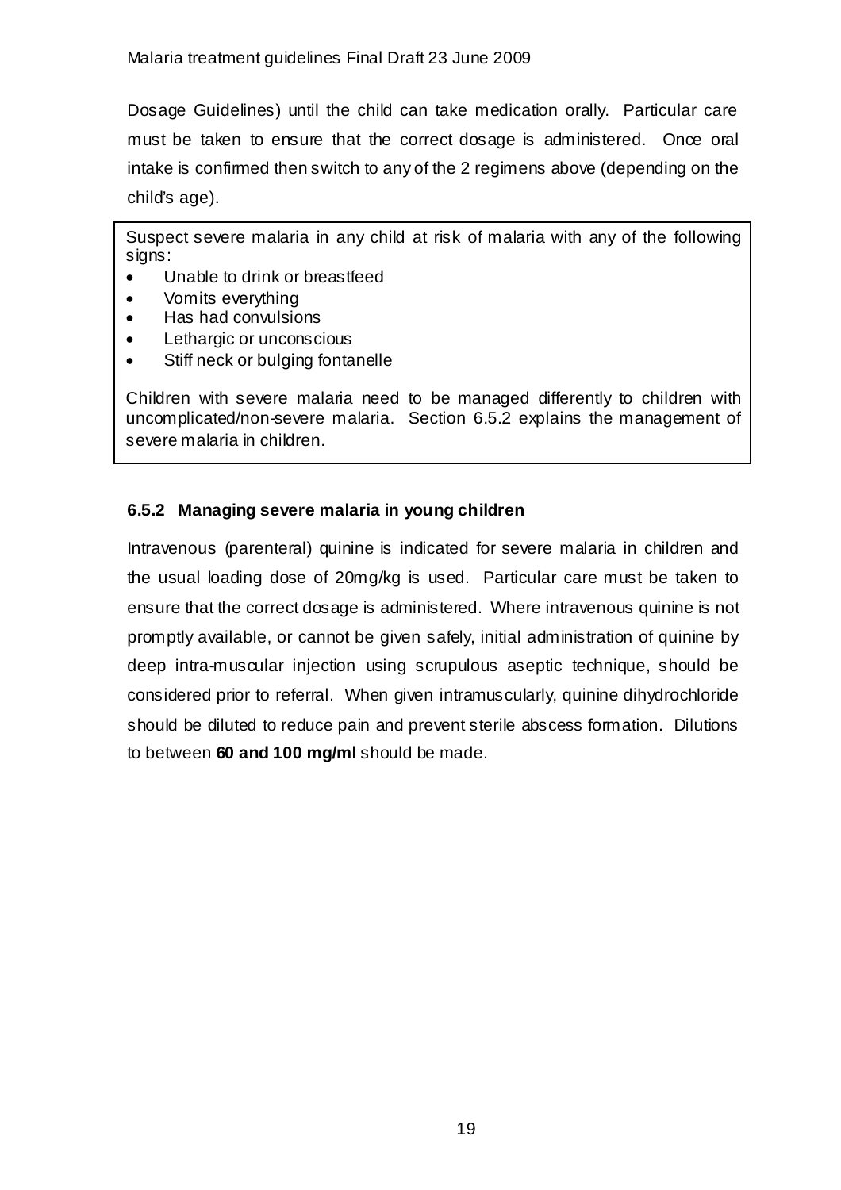Dosage Guidelines) until the child can take medication orally. Particular care must be taken to ensure that the correct dosage is administered. Once oral intake is confirmed then switch to any of the 2 regimens above (depending on the child's age).

> Suspect severe malaria in any child at risk of malaria with any of the following signs:
>
> - Unable to drink or breastfeed
> - Vomits everything
> - Has had convulsions
> - Lethargic or unconscious
> - Stiff neck or bulging fontanelle
>
> Children with severe malaria need to be managed differently to children with uncomplicated/non-severe malaria. Section 6.5.2 explains the management of severe malaria in children.

### 6.5.2 Managing severe malaria in young children

Intravenous (parenteral) quinine is indicated for severe malaria in children and the usual loading dose of 20mg/kg is used. Particular care must be taken to ensure that the correct dosage is administered. Where intravenous quinine is not promptly available, or cannot be given safely, initial administration of quinine by deep intra-muscular injection using scrupulous aseptic technique, should be considered prior to referral. When given intramuscularly, quinine dihydrochloride should be diluted to reduce pain and prevent sterile abscess formation. Dilutions to between **60 and 100 mg/ml** should be made.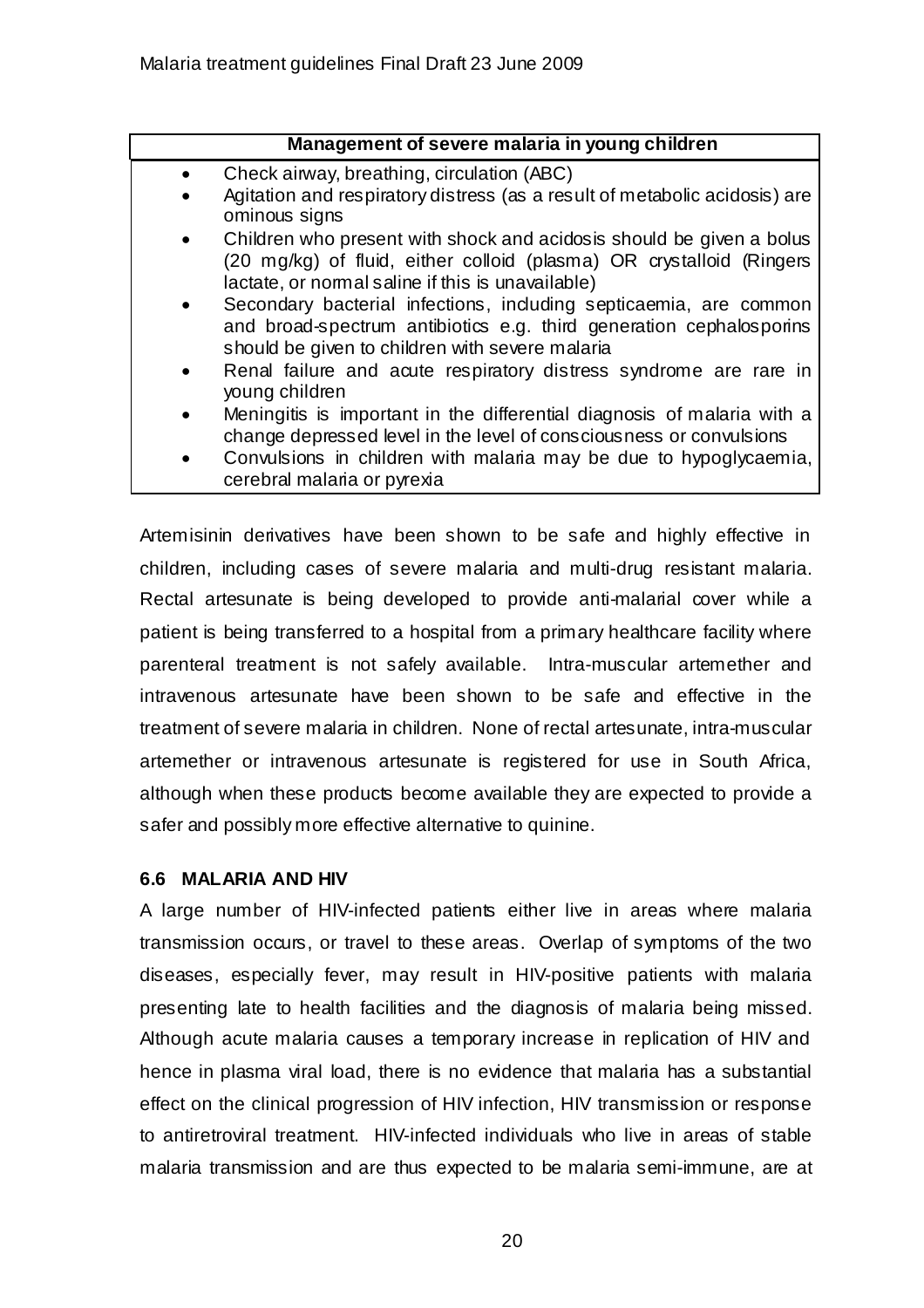| Management of severe malaria in young children |
|---|
| • Check airway, breathing, circulation (ABC)<br>• Agitation and respiratory distress (as a result of metabolic acidosis) are ominous signs<br>• Children who present with shock and acidosis should be given a bolus (20 mg/kg) of fluid, either colloid (plasma) OR crystalloid (Ringers lactate, or normal saline if this is unavailable)<br>• Secondary bacterial infections, including septicaemia, are common and broad-spectrum antibiotics e.g. third generation cephalosporins should be given to children with severe malaria<br>• Renal failure and acute respiratory distress syndrome are rare in young children<br>• Meningitis is important in the differential diagnosis of malaria with a change depressed level in the level of consciousness or convulsions<br>• Convulsions in children with malaria may be due to hypoglycaemia, cerebral malaria or pyrexia |

Artemisinin derivatives have been shown to be safe and highly effective in children, including cases of severe malaria and multi-drug resistant malaria. Rectal artesunate is being developed to provide anti-malarial cover while a patient is being transferred to a hospital from a primary healthcare facility where parenteral treatment is not safely available. Intra-muscular artemether and intravenous artesunate have been shown to be safe and effective in the treatment of severe malaria in children. None of rectal artesunate, intra-muscular artemether or intravenous artesunate is registered for use in South Africa, although when these products become available they are expected to provide a safer and possibly more effective alternative to quinine.

### 6.6 MALARIA AND HIV

A large number of HIV-infected patients either live in areas where malaria transmission occurs, or travel to these areas. Overlap of symptoms of the two diseases, especially fever, may result in HIV-positive patients with malaria presenting late to health facilities and the diagnosis of malaria being missed. Although acute malaria causes a temporary increase in replication of HIV and hence in plasma viral load, there is no evidence that malaria has a substantial effect on the clinical progression of HIV infection, HIV transmission or response to antiretroviral treatment. HIV-infected individuals who live in areas of stable malaria transmission and are thus expected to be malaria semi-immune, are at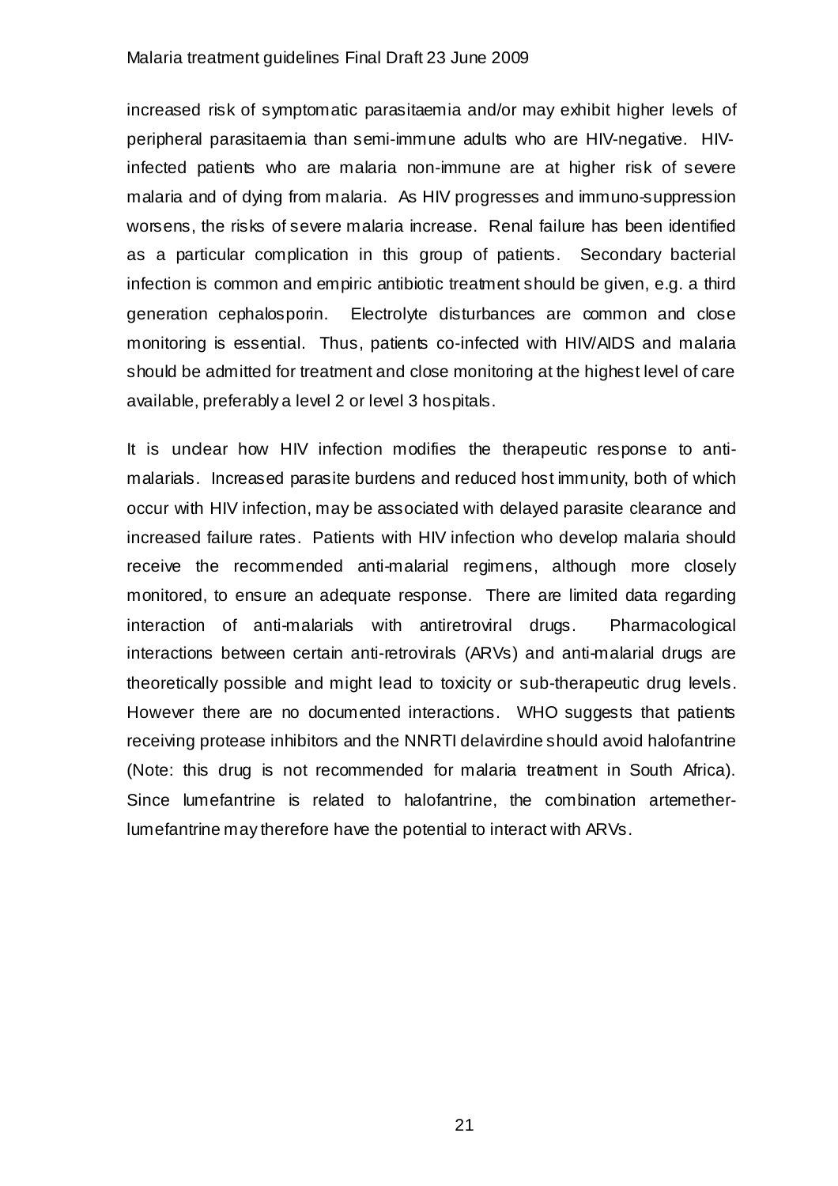increased risk of symptomatic parasitaemia and/or may exhibit higher levels of peripheral parasitaemia than semi-immune adults who are HIV-negative. HIV-infected patients who are malaria non-immune are at higher risk of severe malaria and of dying from malaria. As HIV progresses and immuno-suppression worsens, the risks of severe malaria increase. Renal failure has been identified as a particular complication in this group of patients. Secondary bacterial infection is common and empiric antibiotic treatment should be given, e.g. a third generation cephalosporin. Electrolyte disturbances are common and close monitoring is essential. Thus, patients co-infected with HIV/AIDS and malaria should be admitted for treatment and close monitoring at the highest level of care available, preferably a level 2 or level 3 hospitals.

It is unclear how HIV infection modifies the therapeutic response to anti-malarials. Increased parasite burdens and reduced host immunity, both of which occur with HIV infection, may be associated with delayed parasite clearance and increased failure rates. Patients with HIV infection who develop malaria should receive the recommended anti-malarial regimens, although more closely monitored, to ensure an adequate response. There are limited data regarding interaction of anti-malarials with antiretroviral drugs. Pharmacological interactions between certain anti-retrovirals (ARVs) and anti-malarial drugs are theoretically possible and might lead to toxicity or sub-therapeutic drug levels. However there are no documented interactions. WHO suggests that patients receiving protease inhibitors and the NNRTI delavirdine should avoid halofantrine (Note: this drug is not recommended for malaria treatment in South Africa). Since lumefantrine is related to halofantrine, the combination artemether-lumefantrine may therefore have the potential to interact with ARVs.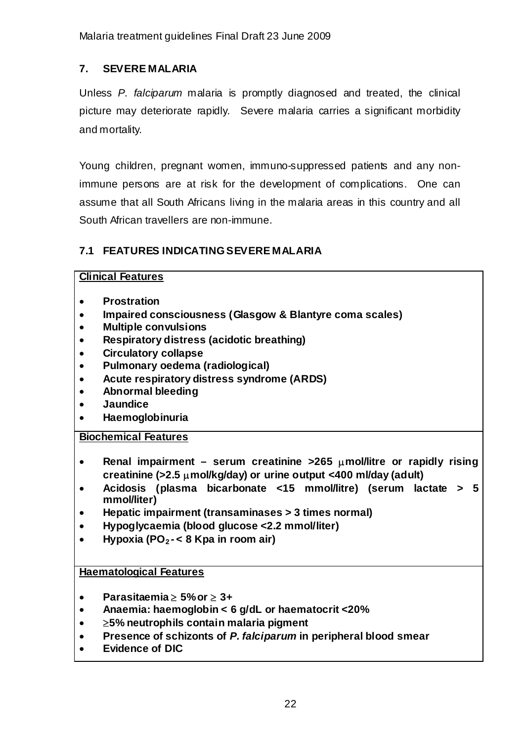## 7. SEVERE MALARIA

Unless *P. falciparum* malaria is promptly diagnosed and treated, the clinical picture may deteriorate rapidly. Severe malaria carries a significant morbidity and mortality.

Young children, pregnant women, immuno-suppressed patients and any non-immune persons are at risk for the development of complications. One can assume that all South Africans living in the malaria areas in this country and all South African travellers are non-immune.

### 7.1 FEATURES INDICATING SEVERE MALARIA

**Clinical Features**

- **Prostration**
- **Impaired consciousness (Glasgow & Blantyre coma scales)**
- **Multiple convulsions**
- **Respiratory distress (acidotic breathing)**
- **Circulatory collapse**
- **Pulmonary oedema (radiological)**
- **Acute respiratory distress syndrome (ARDS)**
- **Abnormal bleeding**
- **Jaundice**
- **Haemoglobinuria**

**Biochemical Features**

- **Renal impairment – serum creatinine >265 μmol/litre or rapidly rising creatinine (>2.5 μmol/kg/day) or urine output <400 ml/day (adult)**
- **Acidosis (plasma bicarbonate <15 mmol/litre) (serum lactate > 5 mmol/liter)**
- **Hepatic impairment (transaminases > 3 times normal)**
- **Hypoglycaemia (blood glucose <2.2 mmol/liter)**
- **Hypoxia ($PO_2$ - < 8 Kpa in room air)**

**Haematological Features**

- **Parasitaemia ≥ 5% or ≥ 3+**
- **Anaemia: haemoglobin < 6 g/dL or haematocrit <20%**
- **≥5% neutrophils contain malaria pigment**
- **Presence of schizonts of *P. falciparum* in peripheral blood smear**
- **Evidence of DIC**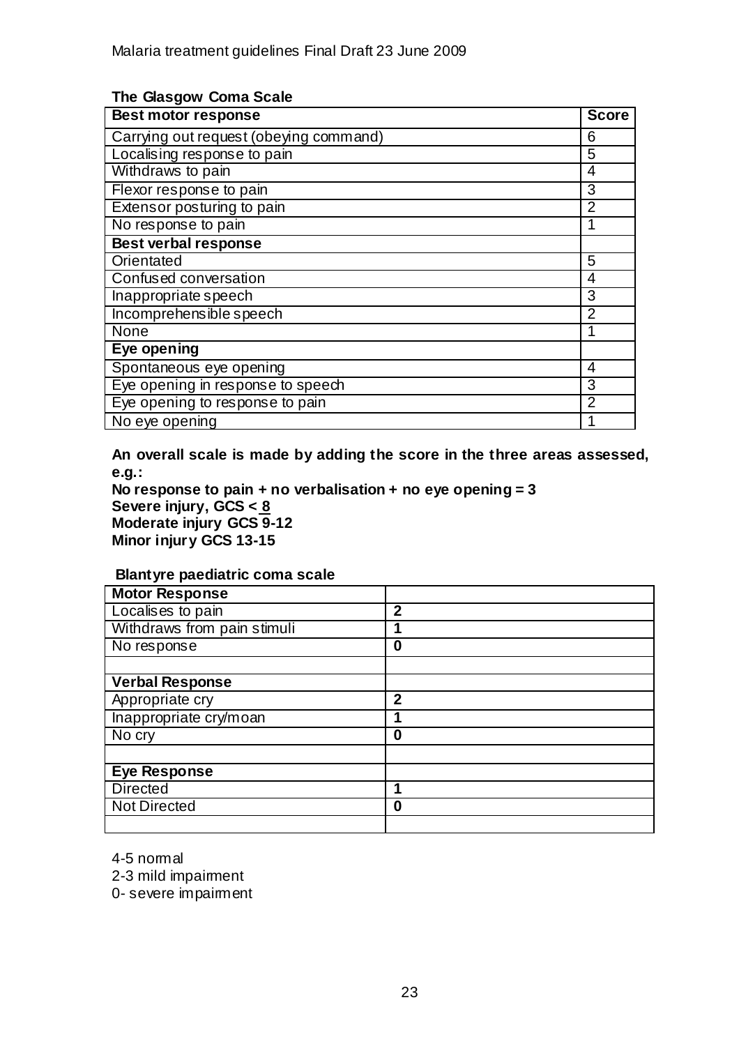**The Glasgow Coma Scale**

| Best motor response | Score |
|---|---|
| Carrying out request (obeying command) | 6 |
| Localising response to pain | 5 |
| Withdraws to pain | 4 |
| Flexor response to pain | 3 |
| Extensor posturing to pain | 2 |
| No response to pain | 1 |
| **Best verbal response** | |
| Orientated | 5 |
| Confused conversation | 4 |
| Inappropriate speech | 3 |
| Incomprehensible speech | 2 |
| None | 1 |
| **Eye opening** | |
| Spontaneous eye opening | 4 |
| Eye opening in response to speech | 3 |
| Eye opening to response to pain | 2 |
| No eye opening | 1 |

**An overall scale is made by adding the score in the three areas assessed, e.g.:**
**No response to pain + no verbalisation + no eye opening = 3**
**Severe injury, GCS ≤ 8**
**Moderate injury GCS 9-12**
**Minor injury GCS 13-15**

**Blantyre paediatric coma scale**

| **Motor Response** | |
|---|---|
| Localises to pain | **2** |
| Withdraws from pain stimuli | **1** |
| No response | **0** |
| | |
| **Verbal Response** | |
| Appropriate cry | **2** |
| Inappropriate cry/moan | **1** |
| No cry | **0** |
| | |
| **Eye Response** | |
| Directed | **1** |
| Not Directed | **0** |
| | |

4-5 normal
2-3 mild impairment
0- severe impairment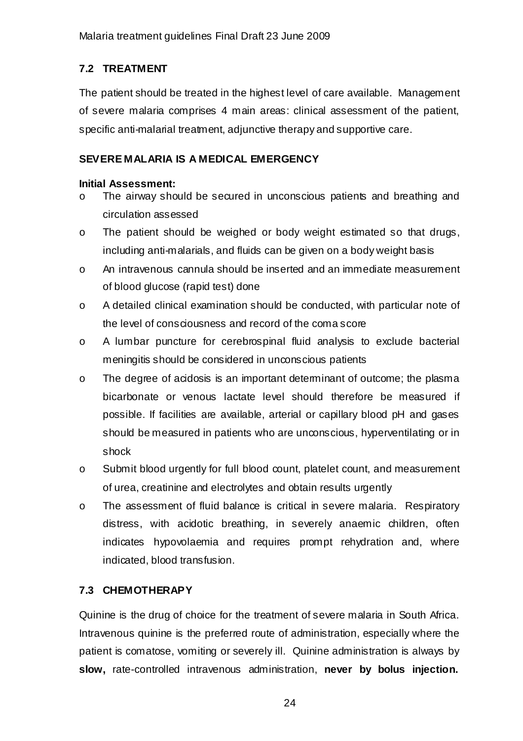## 7.2 TREATMENT

The patient should be treated in the highest level of care available. Management of severe malaria comprises 4 main areas: clinical assessment of the patient, specific anti-malarial treatment, adjunctive therapy and supportive care.

**SEVERE MALARIA IS A MEDICAL EMERGENCY**

**Initial Assessment:**

- The airway should be secured in unconscious patients and breathing and circulation assessed
- The patient should be weighed or body weight estimated so that drugs, including anti-malarials, and fluids can be given on a body weight basis
- An intravenous cannula should be inserted and an immediate measurement of blood glucose (rapid test) done
- A detailed clinical examination should be conducted, with particular note of the level of consciousness and record of the coma score
- A lumbar puncture for cerebrospinal fluid analysis to exclude bacterial meningitis should be considered in unconscious patients
- The degree of acidosis is an important determinant of outcome; the plasma bicarbonate or venous lactate level should therefore be measured if possible. If facilities are available, arterial or capillary blood pH and gases should be measured in patients who are unconscious, hyperventilating or in shock
- Submit blood urgently for full blood count, platelet count, and measurement of urea, creatinine and electrolytes and obtain results urgently
- The assessment of fluid balance is critical in severe malaria. Respiratory distress, with acidotic breathing, in severely anaemic children, often indicates hypovolaemia and requires prompt rehydration and, where indicated, blood transfusion.

## 7.3 CHEMOTHERAPY

Quinine is the drug of choice for the treatment of severe malaria in South Africa. Intravenous quinine is the preferred route of administration, especially where the patient is comatose, vomiting or severely ill. Quinine administration is always by **slow,** rate-controlled intravenous administration, **never by bolus injection.**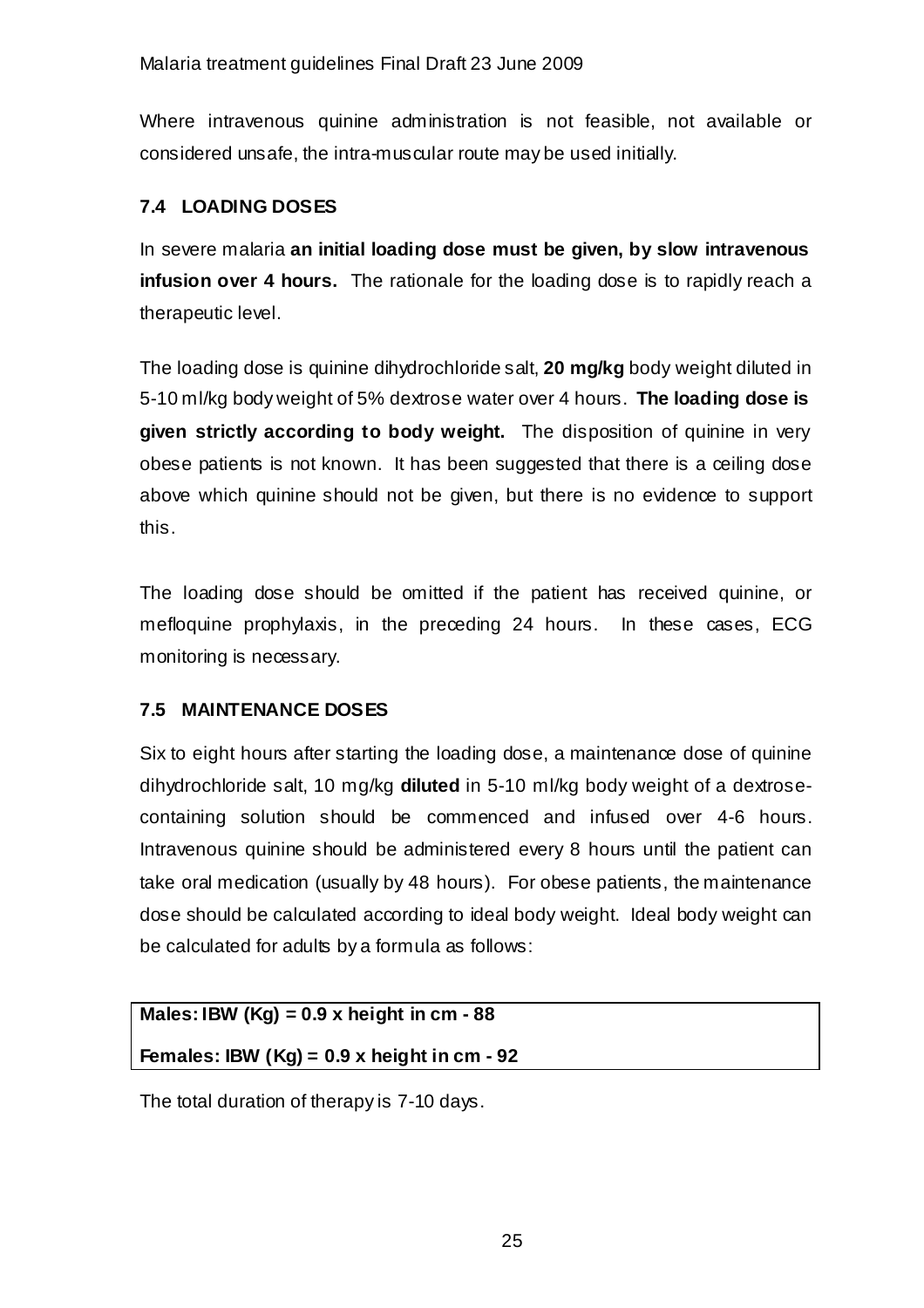Where intravenous quinine administration is not feasible, not available or considered unsafe, the intra-muscular route may be used initially.

### 7.4 LOADING DOSES

In severe malaria **an initial loading dose must be given, by slow intravenous infusion over 4 hours.** The rationale for the loading dose is to rapidly reach a therapeutic level.

The loading dose is quinine dihydrochloride salt, **20 mg/kg** body weight diluted in 5-10 ml/kg body weight of 5% dextrose water over 4 hours. **The loading dose is given strictly according to body weight.** The disposition of quinine in very obese patients is not known. It has been suggested that there is a ceiling dose above which quinine should not be given, but there is no evidence to support this.

The loading dose should be omitted if the patient has received quinine, or mefloquine prophylaxis, in the preceding 24 hours. In these cases, ECG monitoring is necessary.

### 7.5 MAINTENANCE DOSES

Six to eight hours after starting the loading dose, a maintenance dose of quinine dihydrochloride salt, 10 mg/kg **diluted** in 5-10 ml/kg body weight of a dextrose-containing solution should be commenced and infused over 4-6 hours. Intravenous quinine should be administered every 8 hours until the patient can take oral medication (usually by 48 hours). For obese patients, the maintenance dose should be calculated according to ideal body weight. Ideal body weight can be calculated for adults by a formula as follows:

**Males: IBW (Kg) = 0.9 x height in cm - 88**

**Females: IBW (Kg) = 0.9 x height in cm - 92**

The total duration of therapy is 7-10 days.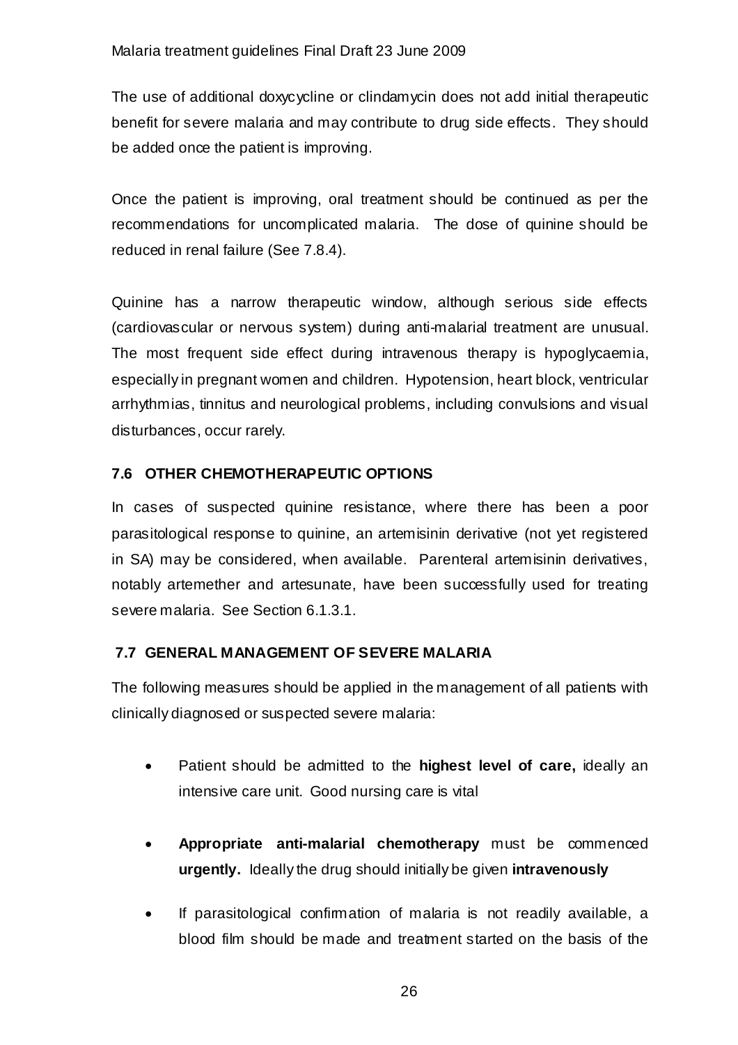The use of additional doxycycline or clindamycin does not add initial therapeutic benefit for severe malaria and may contribute to drug side effects. They should be added once the patient is improving.

Once the patient is improving, oral treatment should be continued as per the recommendations for uncomplicated malaria. The dose of quinine should be reduced in renal failure (See 7.8.4).

Quinine has a narrow therapeutic window, although serious side effects (cardiovascular or nervous system) during anti-malarial treatment are unusual. The most frequent side effect during intravenous therapy is hypoglycaemia, especially in pregnant women and children. Hypotension, heart block, ventricular arrhythmias, tinnitus and neurological problems, including convulsions and visual disturbances, occur rarely.

### 7.6 OTHER CHEMOTHERAPEUTIC OPTIONS

In cases of suspected quinine resistance, where there has been a poor parasitological response to quinine, an artemisinin derivative (not yet registered in SA) may be considered, when available. Parenteral artemisinin derivatives, notably artemether and artesunate, have been successfully used for treating severe malaria. See Section 6.1.3.1.

### 7.7 GENERAL MANAGEMENT OF SEVERE MALARIA

The following measures should be applied in the management of all patients with clinically diagnosed or suspected severe malaria:

- Patient should be admitted to the **highest level of care,** ideally an intensive care unit. Good nursing care is vital
- **Appropriate anti-malarial chemotherapy** must be commenced **urgently.** Ideally the drug should initially be given **intravenously**
- If parasitological confirmation of malaria is not readily available, a blood film should be made and treatment started on the basis of the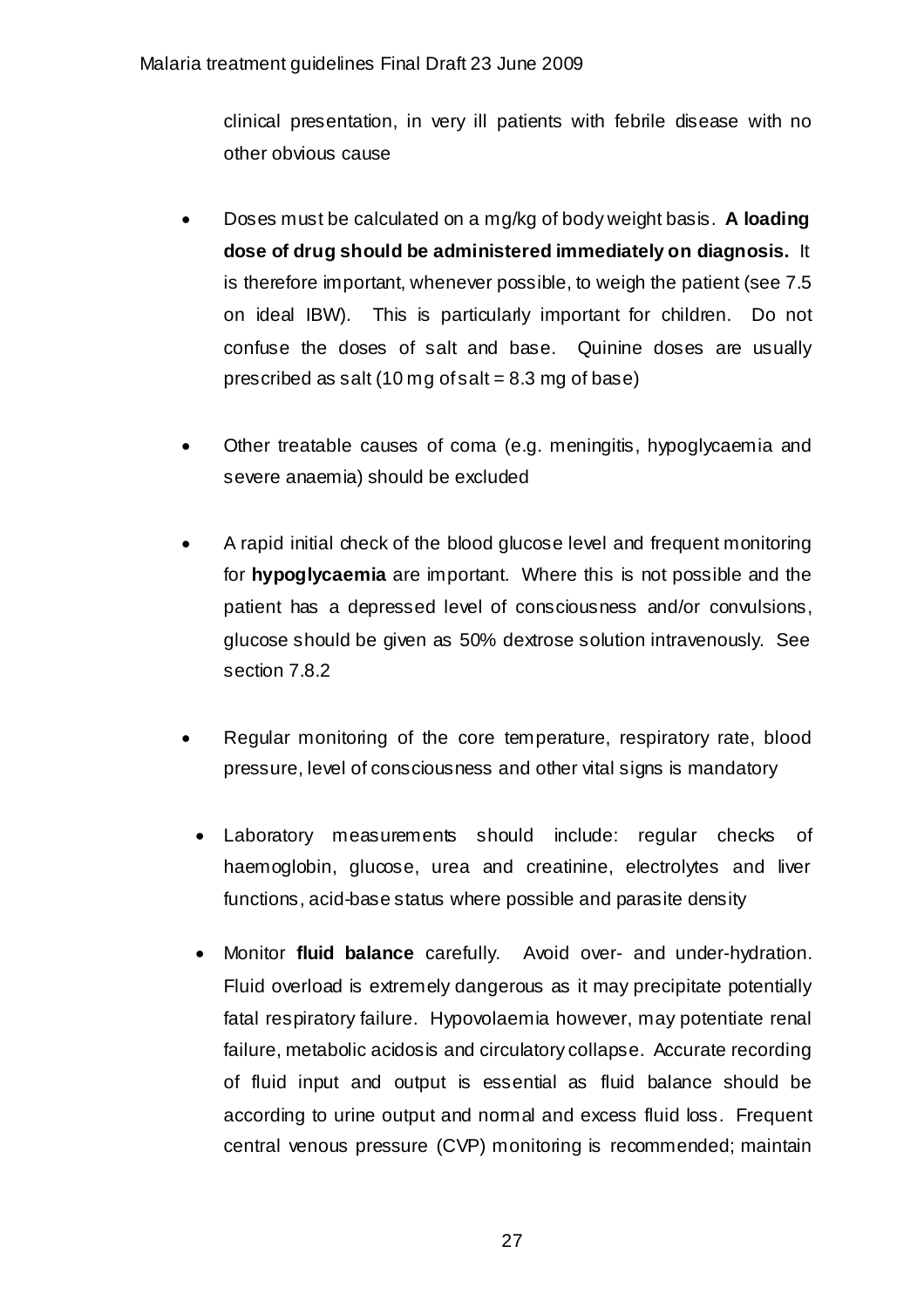clinical presentation, in very ill patients with febrile disease with no other obvious cause

- Doses must be calculated on a mg/kg of body weight basis. **A loading dose of drug should be administered immediately on diagnosis.** It is therefore important, whenever possible, to weigh the patient (see 7.5 on ideal IBW). This is particularly important for children. Do not confuse the doses of salt and base. Quinine doses are usually prescribed as salt (10 mg of salt = 8.3 mg of base)

- Other treatable causes of coma (e.g. meningitis, hypoglycaemia and severe anaemia) should be excluded

- A rapid initial check of the blood glucose level and frequent monitoring for **hypoglycaemia** are important. Where this is not possible and the patient has a depressed level of consciousness and/or convulsions, glucose should be given as 50% dextrose solution intravenously. See section 7.8.2

- Regular monitoring of the core temperature, respiratory rate, blood pressure, level of consciousness and other vital signs is mandatory

- Laboratory measurements should include: regular checks of haemoglobin, glucose, urea and creatinine, electrolytes and liver functions, acid-base status where possible and parasite density

- Monitor **fluid balance** carefully. Avoid over- and under-hydration. Fluid overload is extremely dangerous as it may precipitate potentially fatal respiratory failure. Hypovolaemia however, may potentiate renal failure, metabolic acidosis and circulatory collapse. Accurate recording of fluid input and output is essential as fluid balance should be according to urine output and normal and excess fluid loss. Frequent central venous pressure (CVP) monitoring is recommended; maintain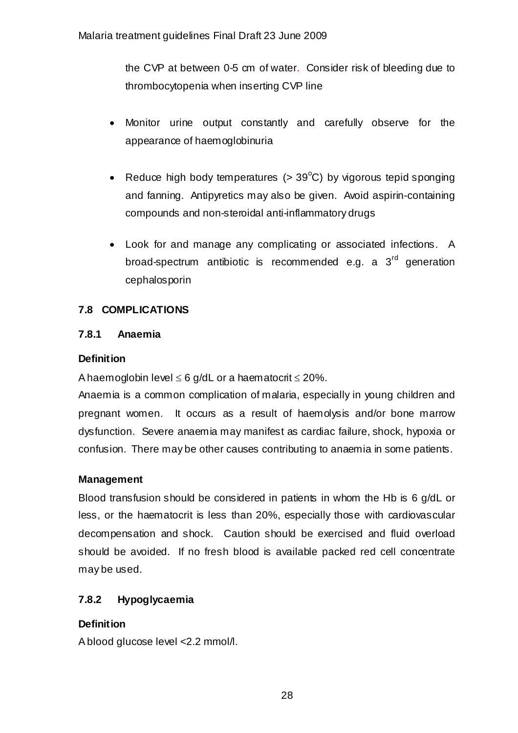the CVP at between 0-5 cm of water. Consider risk of bleeding due to thrombocytopenia when inserting CVP line

- Monitor urine output constantly and carefully observe for the appearance of haemoglobinuria

- Reduce high body temperatures (> 39°C) by vigorous tepid sponging and fanning. Antipyretics may also be given. Avoid aspirin-containing compounds and non-steroidal anti-inflammatory drugs

- Look for and manage any complicating or associated infections. A broad-spectrum antibiotic is recommended e.g. a 3rd generation cephalosporin

## 7.8 COMPLICATIONS

### 7.8.1 Anaemia

**Definition**

A haemoglobin level ≤ 6 g/dL or a haematocrit ≤ 20%.

Anaemia is a common complication of malaria, especially in young children and pregnant women. It occurs as a result of haemolysis and/or bone marrow dysfunction. Severe anaemia may manifest as cardiac failure, shock, hypoxia or confusion. There may be other causes contributing to anaemia in some patients.

**Management**

Blood transfusion should be considered in patients in whom the Hb is 6 g/dL or less, or the haematocrit is less than 20%, especially those with cardiovascular decompensation and shock. Caution should be exercised and fluid overload should be avoided. If no fresh blood is available packed red cell concentrate may be used.

### 7.8.2 Hypoglycaemia

**Definition**

A blood glucose level <2.2 mmol/l.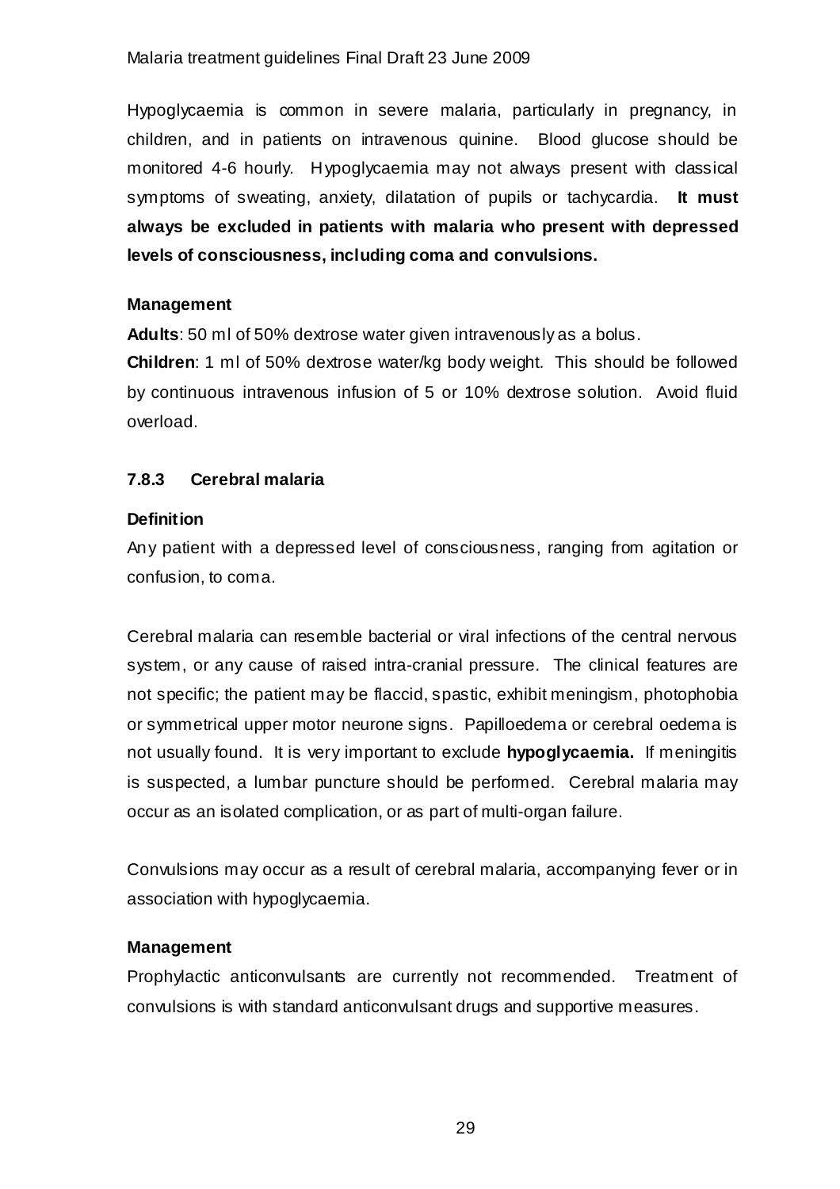Hypoglycaemia is common in severe malaria, particularly in pregnancy, in children, and in patients on intravenous quinine. Blood glucose should be monitored 4-6 hourly. Hypoglycaemia may not always present with classical symptoms of sweating, anxiety, dilatation of pupils or tachycardia. **It must always be excluded in patients with malaria who present with depressed levels of consciousness, including coma and convulsions.**

**Management**

**Adults**: 50 ml of 50% dextrose water given intravenously as a bolus.

**Children**: 1 ml of 50% dextrose water/kg body weight. This should be followed by continuous intravenous infusion of 5 or 10% dextrose solution. Avoid fluid overload.

### 7.8.3 Cerebral malaria

**Definition**

Any patient with a depressed level of consciousness, ranging from agitation or confusion, to coma.

Cerebral malaria can resemble bacterial or viral infections of the central nervous system, or any cause of raised intra-cranial pressure. The clinical features are not specific; the patient may be flaccid, spastic, exhibit meningism, photophobia or symmetrical upper motor neurone signs. Papilloedema or cerebral oedema is not usually found. It is very important to exclude **hypoglycaemia.** If meningitis is suspected, a lumbar puncture should be performed. Cerebral malaria may occur as an isolated complication, or as part of multi-organ failure.

Convulsions may occur as a result of cerebral malaria, accompanying fever or in association with hypoglycaemia.

**Management**

Prophylactic anticonvulsants are currently not recommended. Treatment of convulsions is with standard anticonvulsant drugs and supportive measures.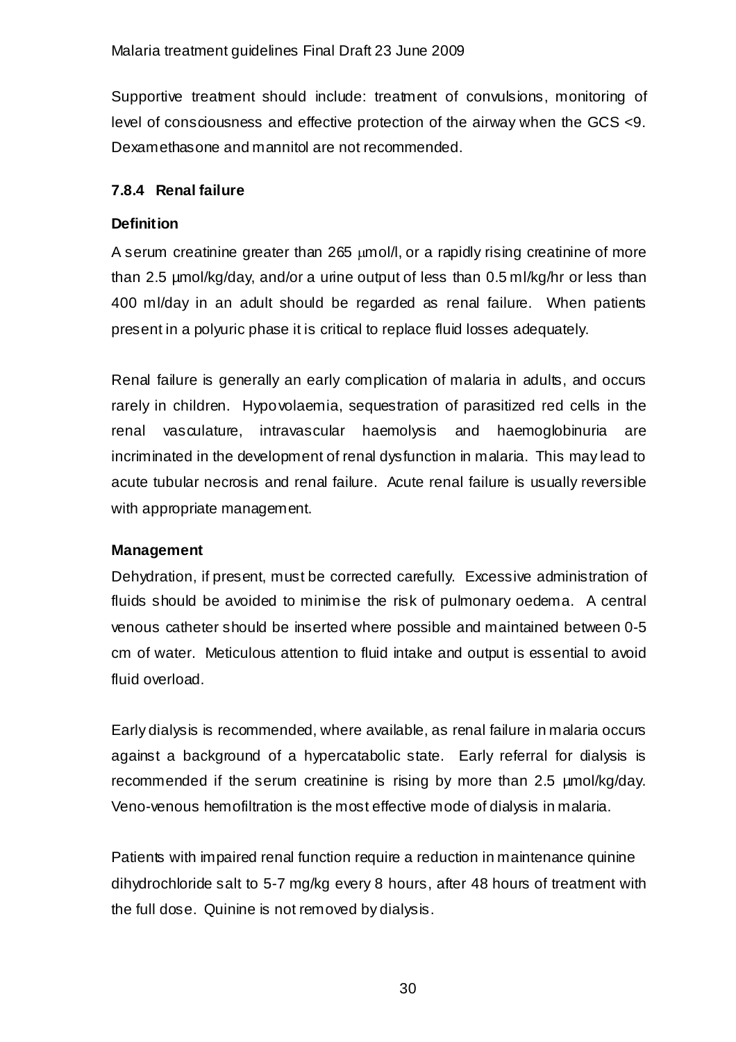Supportive treatment should include: treatment of convulsions, monitoring of level of consciousness and effective protection of the airway when the GCS <9. Dexamethasone and mannitol are not recommended.

### 7.8.4 Renal failure

**Definition**

A serum creatinine greater than 265 μmol/l, or a rapidly rising creatinine of more than 2.5 μmol/kg/day, and/or a urine output of less than 0.5 ml/kg/hr or less than 400 ml/day in an adult should be regarded as renal failure. When patients present in a polyuric phase it is critical to replace fluid losses adequately.

Renal failure is generally an early complication of malaria in adults, and occurs rarely in children. Hypovolaemia, sequestration of parasitized red cells in the renal vasculature, intravascular haemolysis and haemoglobinuria are incriminated in the development of renal dysfunction in malaria. This may lead to acute tubular necrosis and renal failure. Acute renal failure is usually reversible with appropriate management.

**Management**

Dehydration, if present, must be corrected carefully. Excessive administration of fluids should be avoided to minimise the risk of pulmonary oedema. A central venous catheter should be inserted where possible and maintained between 0-5 cm of water. Meticulous attention to fluid intake and output is essential to avoid fluid overload.

Early dialysis is recommended, where available, as renal failure in malaria occurs against a background of a hypercatabolic state. Early referral for dialysis is recommended if the serum creatinine is rising by more than 2.5 μmol/kg/day. Veno-venous hemofiltration is the most effective mode of dialysis in malaria.

Patients with impaired renal function require a reduction in maintenance quinine dihydrochloride salt to 5-7 mg/kg every 8 hours, after 48 hours of treatment with the full dose. Quinine is not removed by dialysis.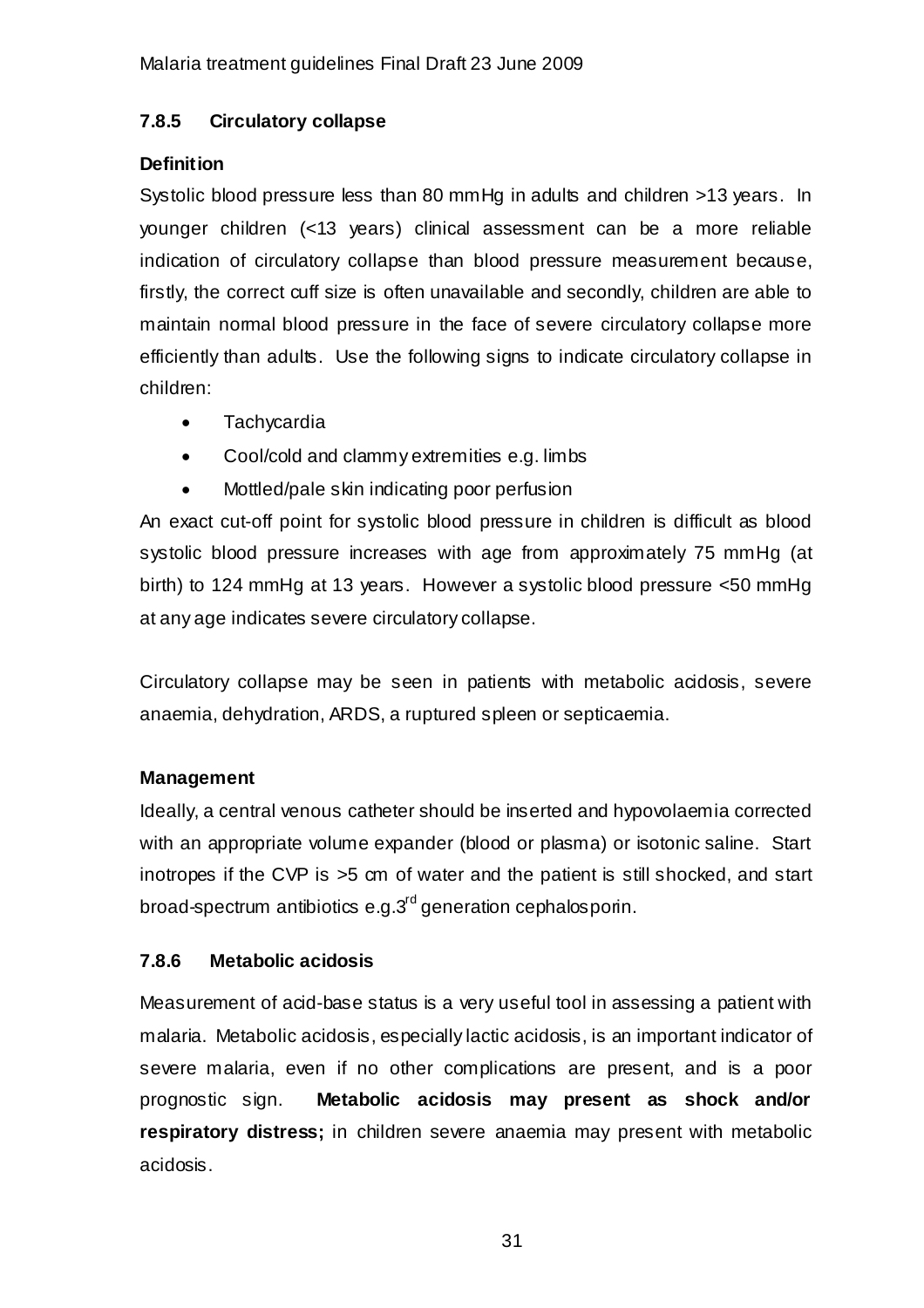### 7.8.5 Circulatory collapse

**Definition**

Systolic blood pressure less than 80 mmHg in adults and children >13 years. In younger children (<13 years) clinical assessment can be a more reliable indication of circulatory collapse than blood pressure measurement because, firstly, the correct cuff size is often unavailable and secondly, children are able to maintain normal blood pressure in the face of severe circulatory collapse more efficiently than adults. Use the following signs to indicate circulatory collapse in children:

- Tachycardia
- Cool/cold and clammy extremities e.g. limbs
- Mottled/pale skin indicating poor perfusion

An exact cut-off point for systolic blood pressure in children is difficult as blood systolic blood pressure increases with age from approximately 75 mmHg (at birth) to 124 mmHg at 13 years. However a systolic blood pressure <50 mmHg at any age indicates severe circulatory collapse.

Circulatory collapse may be seen in patients with metabolic acidosis, severe anaemia, dehydration, ARDS, a ruptured spleen or septicaemia.

**Management**

Ideally, a central venous catheter should be inserted and hypovolaemia corrected with an appropriate volume expander (blood or plasma) or isotonic saline. Start inotropes if the CVP is >5 cm of water and the patient is still shocked, and start broad-spectrum antibiotics e.g.3rd generation cephalosporin.

### 7.8.6 Metabolic acidosis

Measurement of acid-base status is a very useful tool in assessing a patient with malaria. Metabolic acidosis, especially lactic acidosis, is an important indicator of severe malaria, even if no other complications are present, and is a poor prognostic sign. **Metabolic acidosis may present as shock and/or respiratory distress;** in children severe anaemia may present with metabolic acidosis.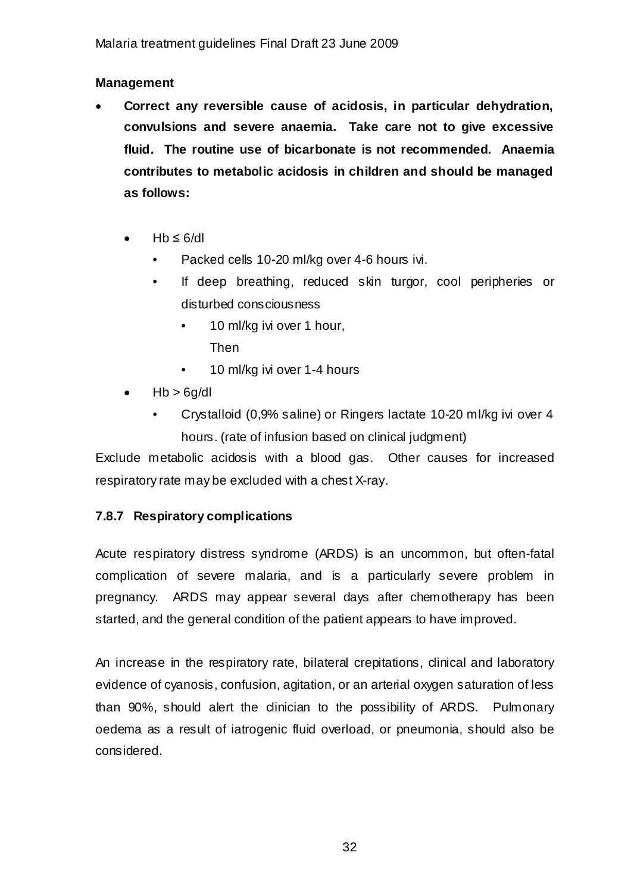**Management**

- **Correct any reversible cause of acidosis, in particular dehydration, convulsions and severe anaemia. Take care not to give excessive fluid. The routine use of bicarbonate is not recommended. Anaemia contributes to metabolic acidosis in children and should be managed as follows:**

  - Hb ≤ 6/dl
    - Packed cells 10-20 ml/kg over 4-6 hours ivi.
    - If deep breathing, reduced skin turgor, cool peripheries or disturbed consciousness
      - 10 ml/kg ivi over 1 hour,
        Then
      - 10 ml/kg ivi over 1-4 hours
  - Hb > 6g/dl
    - Crystalloid (0,9% saline) or Ringers lactate 10-20 ml/kg ivi over 4 hours. (rate of infusion based on clinical judgment)

Exclude metabolic acidosis with a blood gas. Other causes for increased respiratory rate may be excluded with a chest X-ray.

### 7.8.7 Respiratory complications

Acute respiratory distress syndrome (ARDS) is an uncommon, but often-fatal complication of severe malaria, and is a particularly severe problem in pregnancy. ARDS may appear several days after chemotherapy has been started, and the general condition of the patient appears to have improved.

An increase in the respiratory rate, bilateral crepitations, clinical and laboratory evidence of cyanosis, confusion, agitation, or an arterial oxygen saturation of less than 90%, should alert the clinician to the possibility of ARDS. Pulmonary oedema as a result of iatrogenic fluid overload, or pneumonia, should also be considered.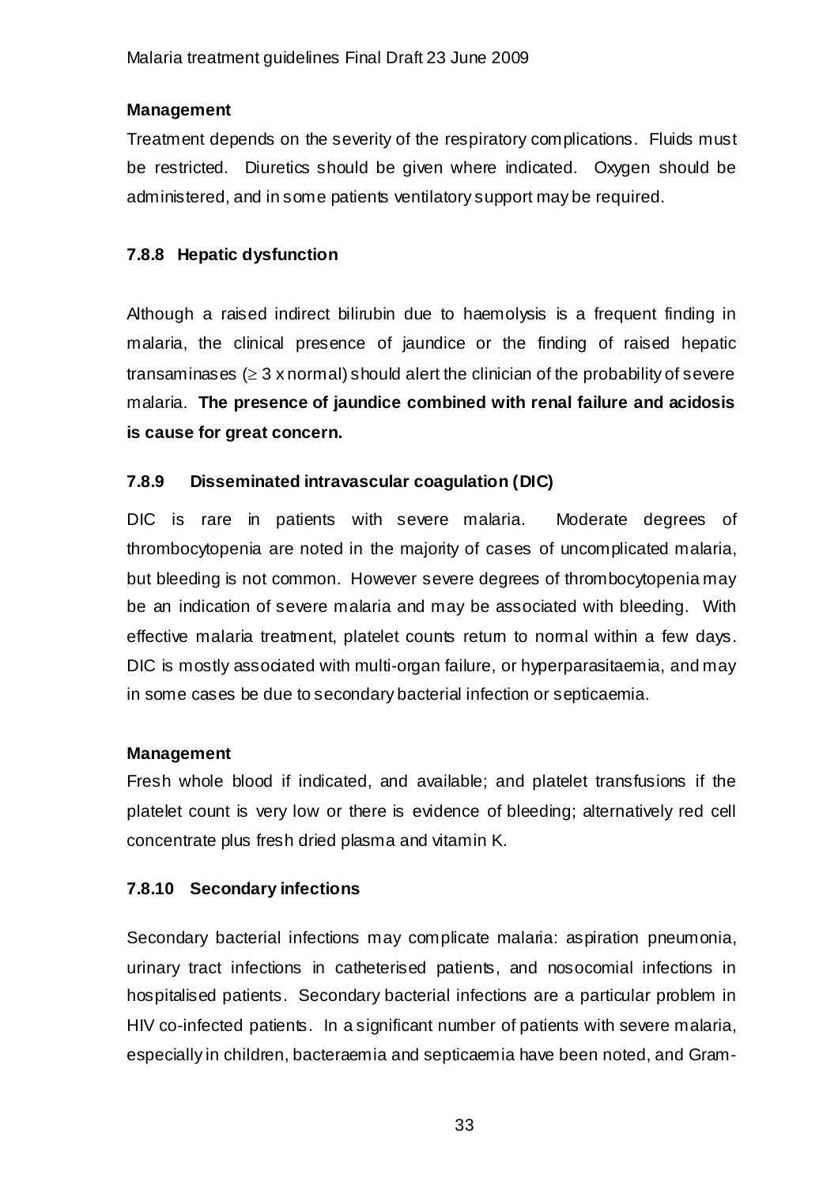**Management**

Treatment depends on the severity of the respiratory complications. Fluids must be restricted. Diuretics should be given where indicated. Oxygen should be administered, and in some patients ventilatory support may be required.

### 7.8.8 Hepatic dysfunction

Although a raised indirect bilirubin due to haemolysis is a frequent finding in malaria, the clinical presence of jaundice or the finding of raised hepatic transaminases ($\geq$ 3 x normal) should alert the clinician of the probability of severe malaria. **The presence of jaundice combined with renal failure and acidosis is cause for great concern.**

### 7.8.9 Disseminated intravascular coagulation (DIC)

DIC is rare in patients with severe malaria. Moderate degrees of thrombocytopenia are noted in the majority of cases of uncomplicated malaria, but bleeding is not common. However severe degrees of thrombocytopenia may be an indication of severe malaria and may be associated with bleeding. With effective malaria treatment, platelet counts return to normal within a few days. DIC is mostly associated with multi-organ failure, or hyperparasitaemia, and may in some cases be due to secondary bacterial infection or septicaemia.

**Management**

Fresh whole blood if indicated, and available; and platelet transfusions if the platelet count is very low or there is evidence of bleeding; alternatively red cell concentrate plus fresh dried plasma and vitamin K.

### 7.8.10 Secondary infections

Secondary bacterial infections may complicate malaria: aspiration pneumonia, urinary tract infections in catheterised patients, and nosocomial infections in hospitalised patients. Secondary bacterial infections are a particular problem in HIV co-infected patients. In a significant number of patients with severe malaria, especially in children, bacteraemia and septicaemia have been noted, and Gram-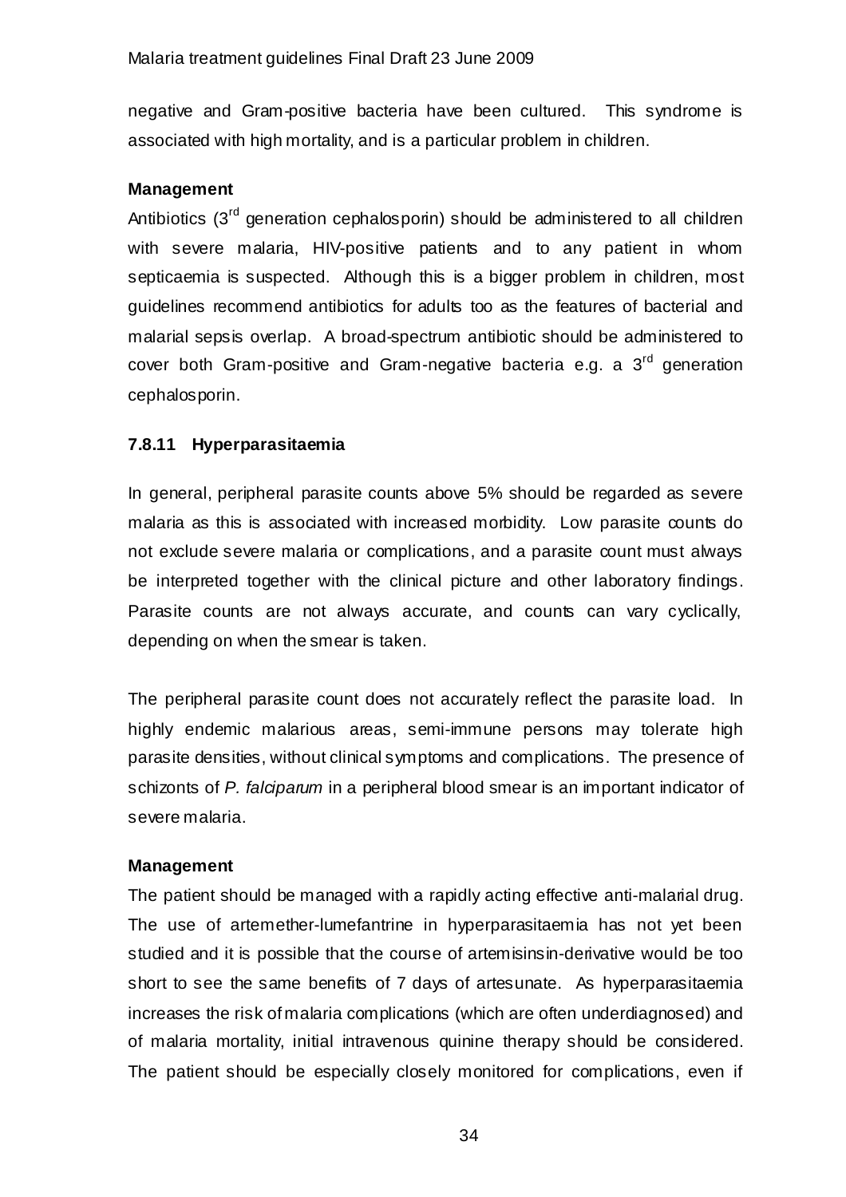negative and Gram-positive bacteria have been cultured. This syndrome is associated with high mortality, and is a particular problem in children.

**Management**

Antibiotics (3rd generation cephalosporin) should be administered to all children with severe malaria, HIV-positive patients and to any patient in whom septicaemia is suspected. Although this is a bigger problem in children, most guidelines recommend antibiotics for adults too as the features of bacterial and malarial sepsis overlap. A broad-spectrum antibiotic should be administered to cover both Gram-positive and Gram-negative bacteria e.g. a 3rd generation cephalosporin.

### 7.8.11 Hyperparasitaemia

In general, peripheral parasite counts above 5% should be regarded as severe malaria as this is associated with increased morbidity. Low parasite counts do not exclude severe malaria or complications, and a parasite count must always be interpreted together with the clinical picture and other laboratory findings. Parasite counts are not always accurate, and counts can vary cyclically, depending on when the smear is taken.

The peripheral parasite count does not accurately reflect the parasite load. In highly endemic malarious areas, semi-immune persons may tolerate high parasite densities, without clinical symptoms and complications. The presence of schizonts of *P. falciparum* in a peripheral blood smear is an important indicator of severe malaria.

**Management**

The patient should be managed with a rapidly acting effective anti-malarial drug. The use of artemether-lumefantrine in hyperparasitaemia has not yet been studied and it is possible that the course of artemisinsin-derivative would be too short to see the same benefits of 7 days of artesunate. As hyperparasitaemia increases the risk of malaria complications (which are often underdiagnosed) and of malaria mortality, initial intravenous quinine therapy should be considered. The patient should be especially closely monitored for complications, even if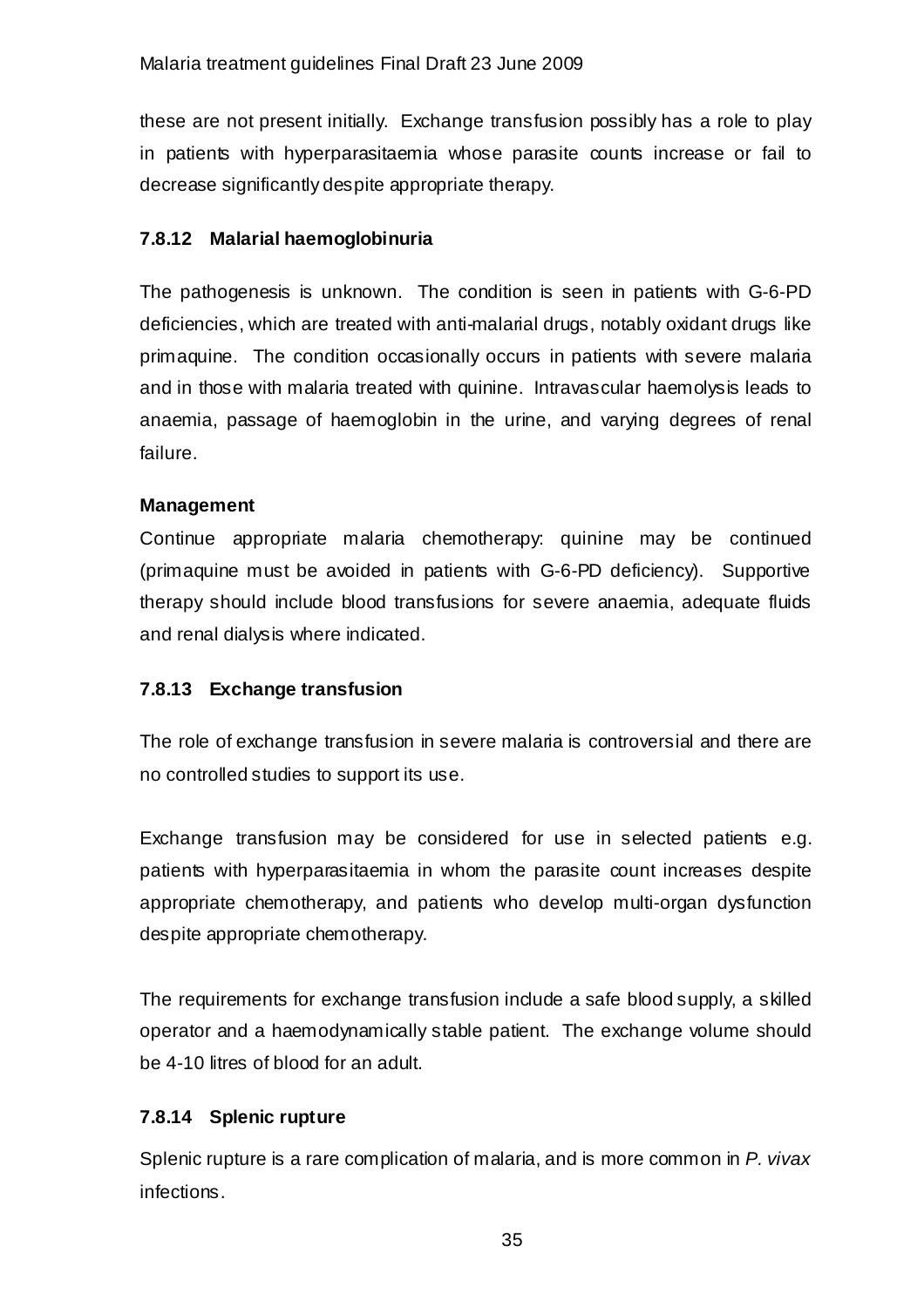these are not present initially. Exchange transfusion possibly has a role to play in patients with hyperparasitaemia whose parasite counts increase or fail to decrease significantly despite appropriate therapy.

### 7.8.12 Malarial haemoglobinuria

The pathogenesis is unknown. The condition is seen in patients with G-6-PD deficiencies, which are treated with anti-malarial drugs, notably oxidant drugs like primaquine. The condition occasionally occurs in patients with severe malaria and in those with malaria treated with quinine. Intravascular haemolysis leads to anaemia, passage of haemoglobin in the urine, and varying degrees of renal failure.

**Management**

Continue appropriate malaria chemotherapy: quinine may be continued (primaquine must be avoided in patients with G-6-PD deficiency). Supportive therapy should include blood transfusions for severe anaemia, adequate fluids and renal dialysis where indicated.

### 7.8.13 Exchange transfusion

The role of exchange transfusion in severe malaria is controversial and there are no controlled studies to support its use.

Exchange transfusion may be considered for use in selected patients e.g. patients with hyperparasitaemia in whom the parasite count increases despite appropriate chemotherapy, and patients who develop multi-organ dysfunction despite appropriate chemotherapy.

The requirements for exchange transfusion include a safe blood supply, a skilled operator and a haemodynamically stable patient. The exchange volume should be 4-10 litres of blood for an adult.

### 7.8.14 Splenic rupture

Splenic rupture is a rare complication of malaria, and is more common in *P. vivax* infections.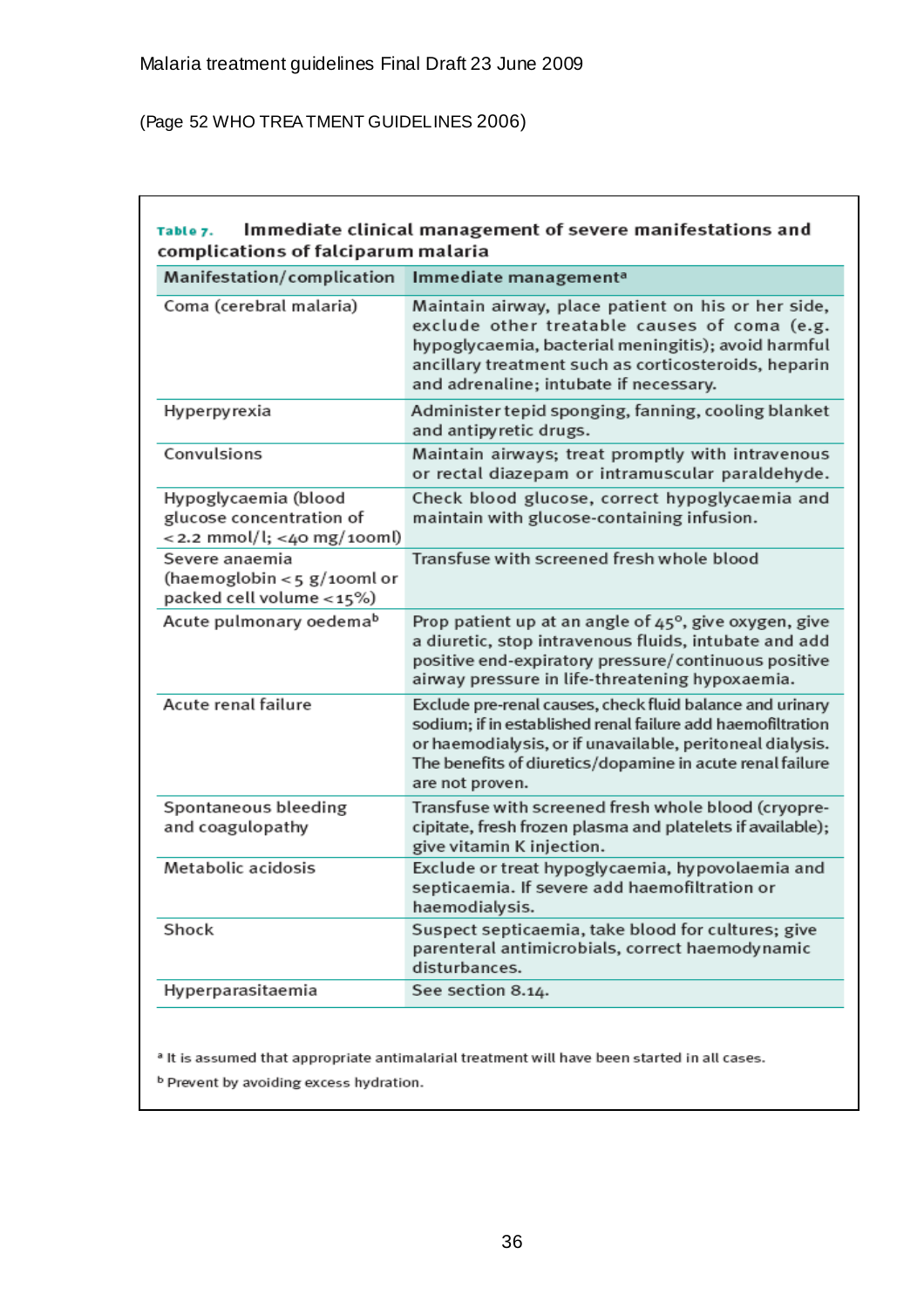Malaria treatment guidelines Final Draft 23 June 2009

(Page 52 WHO TREATMENT GUIDELINES 2006)

**Table 7. Immediate clinical management of severe manifestations and complications of falciparum malaria**

| Manifestation/complication | Immediate management[a] |
|---|---|
| Coma (cerebral malaria) | Maintain airway, place patient on his or her side, exclude other treatable causes of coma (e.g. hypoglycaemia, bacterial meningitis); avoid harmful ancillary treatment such as corticosteroids, heparin and adrenaline; intubate if necessary. |
| Hyperpyrexia | Administer tepid sponging, fanning, cooling blanket and antipyretic drugs. |
| Convulsions | Maintain airways; treat promptly with intravenous or rectal diazepam or intramuscular paraldehyde. |
| Hypoglycaemia (blood glucose concentration of <2.2 mmol/l; <40 mg/100ml) | Check blood glucose, correct hypoglycaemia and maintain with glucose-containing infusion. |
| Severe anaemia (haemoglobin <5 g/100ml or packed cell volume <15%) | Transfuse with screened fresh whole blood |
| Acute pulmonary oedema[b] | Prop patient up at an angle of 45°, give oxygen, give a diuretic, stop intravenous fluids, intubate and add positive end-expiratory pressure/continuous positive airway pressure in life-threatening hypoxaemia. |
| Acute renal failure | Exclude pre-renal causes, check fluid balance and urinary sodium; if in established renal failure add haemofiltration or haemodialysis, or if unavailable, peritoneal dialysis. The benefits of diuretics/dopamine in acute renal failure are not proven. |
| Spontaneous bleeding and coagulopathy | Transfuse with screened fresh whole blood (cryoprecipitate, fresh frozen plasma and platelets if available); give vitamin K injection. |
| Metabolic acidosis | Exclude or treat hypoglycaemia, hypovolaemia and septicaemia. If severe add haemofiltration or haemodialysis. |
| Shock | Suspect septicaemia, take blood for cultures; give parenteral antimicrobials, correct haemodynamic disturbances. |
| Hyperparasitaemia | See section 8.14. |

[a] It is assumed that appropriate antimalarial treatment will have been started in all cases.

[b] Prevent by avoiding excess hydration.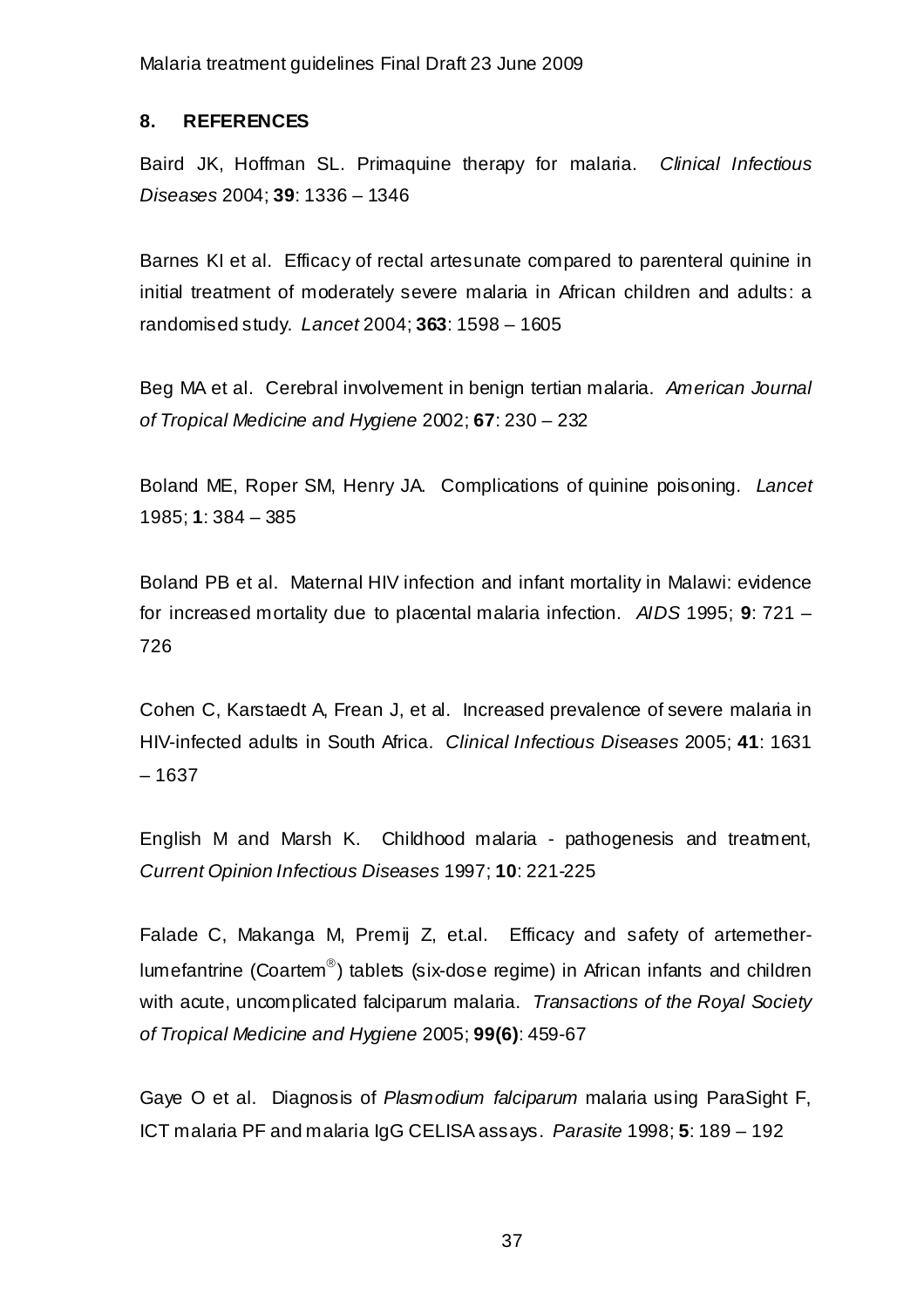## 8. REFERENCES

Baird JK, Hoffman SL. Primaquine therapy for malaria. *Clinical Infectious Diseases* 2004; **39**: 1336 – 1346

Barnes KI et al. Efficacy of rectal artesunate compared to parenteral quinine in initial treatment of moderately severe malaria in African children and adults: a randomised study. *Lancet* 2004; **363**: 1598 – 1605

Beg MA et al. Cerebral involvement in benign tertian malaria. *American Journal of Tropical Medicine and Hygiene* 2002; **67**: 230 – 232

Boland ME, Roper SM, Henry JA. Complications of quinine poisoning. *Lancet* 1985; **1**: 384 – 385

Boland PB et al. Maternal HIV infection and infant mortality in Malawi: evidence for increased mortality due to placental malaria infection. *AIDS* 1995; **9**: 721 – 726

Cohen C, Karstaedt A, Frean J, et al. Increased prevalence of severe malaria in HIV-infected adults in South Africa. *Clinical Infectious Diseases* 2005; **41**: 1631 – 1637

English M and Marsh K. Childhood malaria - pathogenesis and treatment, *Current Opinion Infectious Diseases* 1997; **10**: 221-225

Falade C, Makanga M, Premij Z, et.al. Efficacy and safety of artemether-lumefantrine (Coartem®) tablets (six-dose regime) in African infants and children with acute, uncomplicated falciparum malaria. *Transactions of the Royal Society of Tropical Medicine and Hygiene* 2005; **99(6)**: 459-67

Gaye O et al. Diagnosis of *Plasmodium falciparum* malaria using ParaSight F, ICT malaria PF and malaria IgG CELISA assays. *Parasite* 1998; **5**: 189 – 192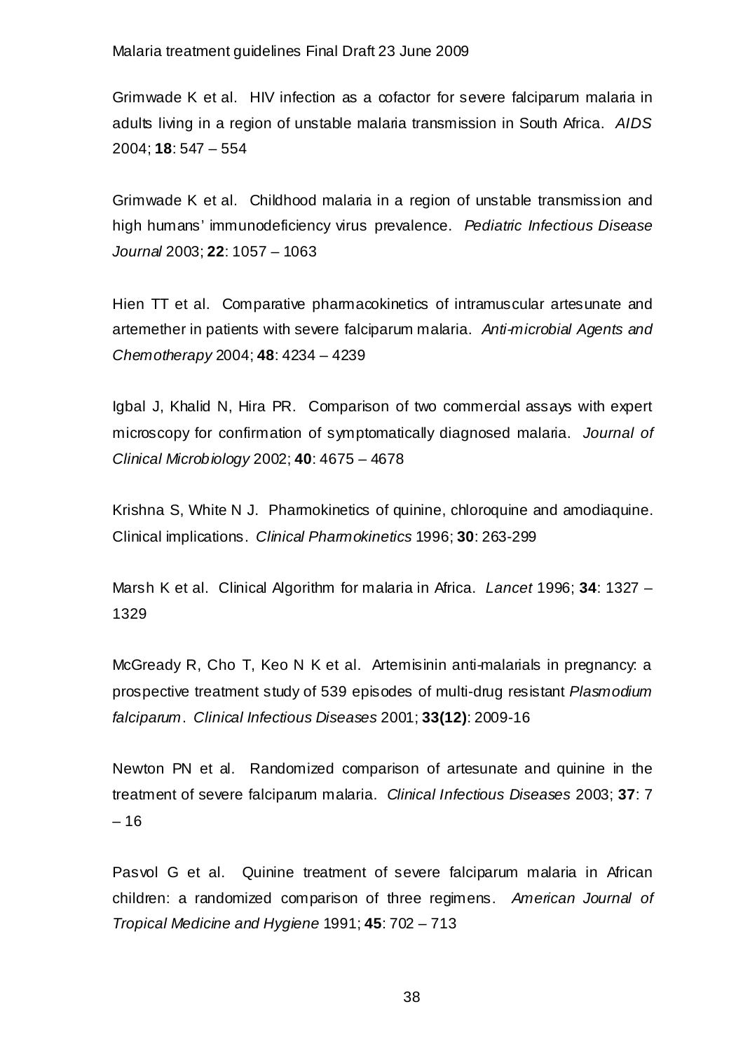Grimwade K et al. HIV infection as a cofactor for severe falciparum malaria in adults living in a region of unstable malaria transmission in South Africa. *AIDS* 2004; **18**: 547 – 554

Grimwade K et al. Childhood malaria in a region of unstable transmission and high humans' immunodeficiency virus prevalence. *Pediatric Infectious Disease Journal* 2003; **22**: 1057 – 1063

Hien TT et al. Comparative pharmacokinetics of intramuscular artesunate and artemether in patients with severe falciparum malaria. *Anti-microbial Agents and Chemotherapy* 2004; **48**: 4234 – 4239

Igbal J, Khalid N, Hira PR. Comparison of two commercial assays with expert microscopy for confirmation of symptomatically diagnosed malaria. *Journal of Clinical Microbiology* 2002; **40**: 4675 – 4678

Krishna S, White N J. Pharmokinetics of quinine, chloroquine and amodiaquine. Clinical implications. *Clinical Pharmokinetics* 1996; **30**: 263-299

Marsh K et al. Clinical Algorithm for malaria in Africa. *Lancet* 1996; **34**: 1327 – 1329

McGready R, Cho T, Keo N K et al. Artemisinin anti-malarials in pregnancy: a prospective treatment study of 539 episodes of multi-drug resistant *Plasmodium falciparum*. *Clinical Infectious Diseases* 2001; **33(12)**: 2009-16

Newton PN et al. Randomized comparison of artesunate and quinine in the treatment of severe falciparum malaria. *Clinical Infectious Diseases* 2003; **37**: 7 – 16

Pasvol G et al. Quinine treatment of severe falciparum malaria in African children: a randomized comparison of three regimens. *American Journal of Tropical Medicine and Hygiene* 1991; **45**: 702 – 713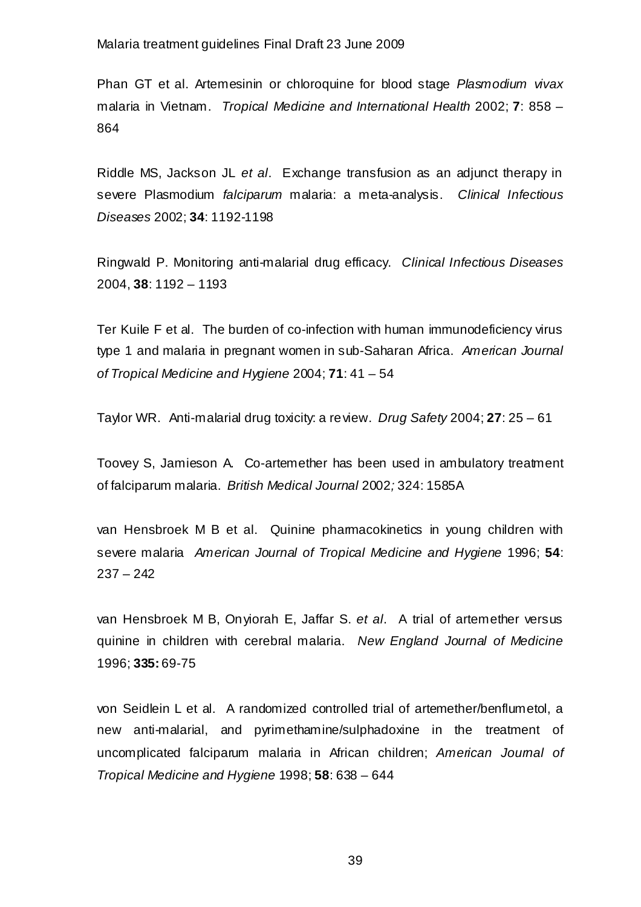Phan GT et al. Artemesinin or chloroquine for blood stage *Plasmodium vivax* malaria in Vietnam. *Tropical Medicine and International Health* 2002; **7**: 858 – 864

Riddle MS, Jackson JL *et al*. Exchange transfusion as an adjunct therapy in severe Plasmodium *falciparum* malaria: a meta-analysis. *Clinical Infectious Diseases* 2002; **34**: 1192-1198

Ringwald P. Monitoring anti-malarial drug efficacy. *Clinical Infectious Diseases* 2004, **38**: 1192 – 1193

Ter Kuile F et al. The burden of co-infection with human immunodeficiency virus type 1 and malaria in pregnant women in sub-Saharan Africa. *American Journal of Tropical Medicine and Hygiene* 2004; **71**: 41 – 54

Taylor WR. Anti-malarial drug toxicity: a review. *Drug Safety* 2004; **27**: 25 – 61

Toovey S, Jamieson A. Co-artemether has been used in ambulatory treatment of falciparum malaria. *British Medical Journal* 2002*;* 324: 1585A

van Hensbroek M B et al. Quinine pharmacokinetics in young children with severe malaria *American Journal of Tropical Medicine and Hygiene* 1996; **54**: 237 – 242

van Hensbroek M B, Onyiorah E, Jaffar S. *et al*. A trial of artemether versus quinine in children with cerebral malaria. *New England Journal of Medicine* 1996; **335:** 69-75

von Seidlein L et al. A randomized controlled trial of artemether/benflumetol, a new anti-malarial, and pyrimethamine/sulphadoxine in the treatment of uncomplicated falciparum malaria in African children; *American Journal of Tropical Medicine and Hygiene* 1998; **58**: 638 – 644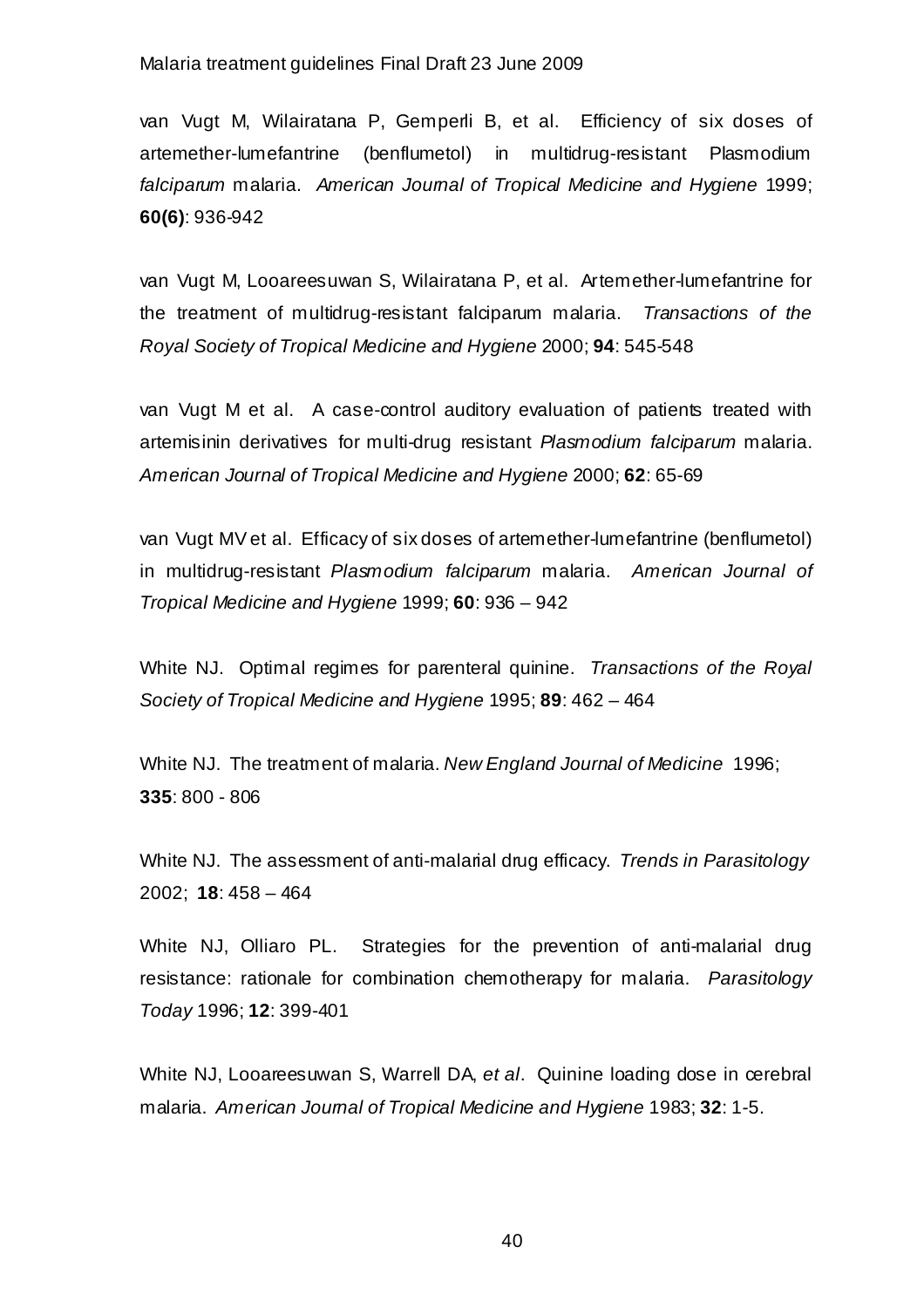van Vugt M, Wilairatana P, Gemperli B, et al. Efficiency of six doses of artemether-lumefantrine (benflumetol) in multidrug-resistant Plasmodium *falciparum* malaria. *American Journal of Tropical Medicine and Hygiene* 1999; **60(6)**: 936-942

van Vugt M, Looareesuwan S, Wilairatana P, et al. Artemether-lumefantrine for the treatment of multidrug-resistant falciparum malaria. *Transactions of the Royal Society of Tropical Medicine and Hygiene* 2000; **94**: 545-548

van Vugt M et al. A case-control auditory evaluation of patients treated with artemisinin derivatives for multi-drug resistant *Plasmodium falciparum* malaria. *American Journal of Tropical Medicine and Hygiene* 2000; **62**: 65-69

van Vugt MV et al. Efficacy of six doses of artemether-lumefantrine (benflumetol) in multidrug-resistant *Plasmodium falciparum* malaria. *American Journal of Tropical Medicine and Hygiene* 1999; **60**: 936 – 942

White NJ. Optimal regimes for parenteral quinine. *Transactions of the Royal Society of Tropical Medicine and Hygiene* 1995; **89**: 462 – 464

White NJ. The treatment of malaria. *New England Journal of Medicine* 1996; **335**: 800 - 806

White NJ. The assessment of anti-malarial drug efficacy. *Trends in Parasitology* 2002; **18**: 458 – 464

White NJ, Olliaro PL. Strategies for the prevention of anti-malarial drug resistance: rationale for combination chemotherapy for malaria. *Parasitology Today* 1996; **12**: 399-401

White NJ, Looareesuwan S, Warrell DA, *et al*. Quinine loading dose in cerebral malaria. *American Journal of Tropical Medicine and Hygiene* 1983; **32**: 1-5.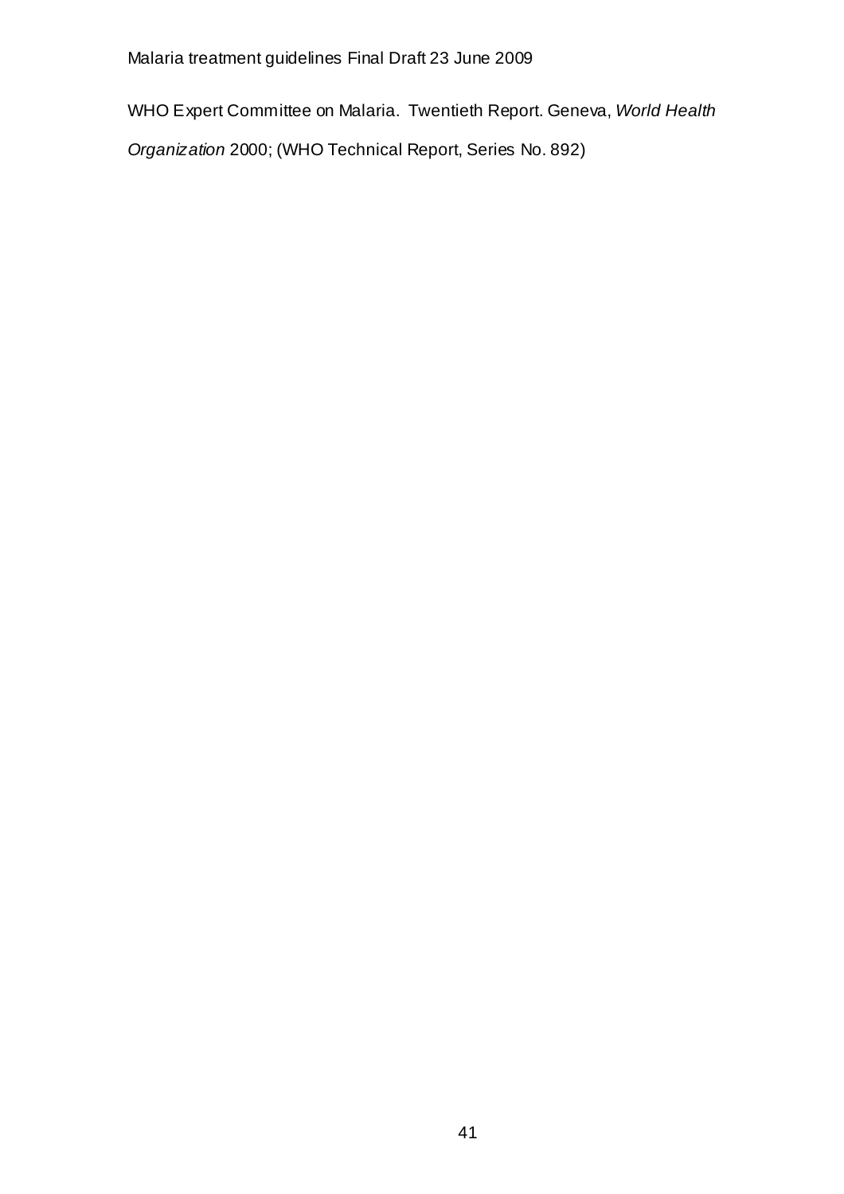WHO Expert Committee on Malaria. Twentieth Report. Geneva, *World Health Organization* 2000; (WHO Technical Report, Series No. 892)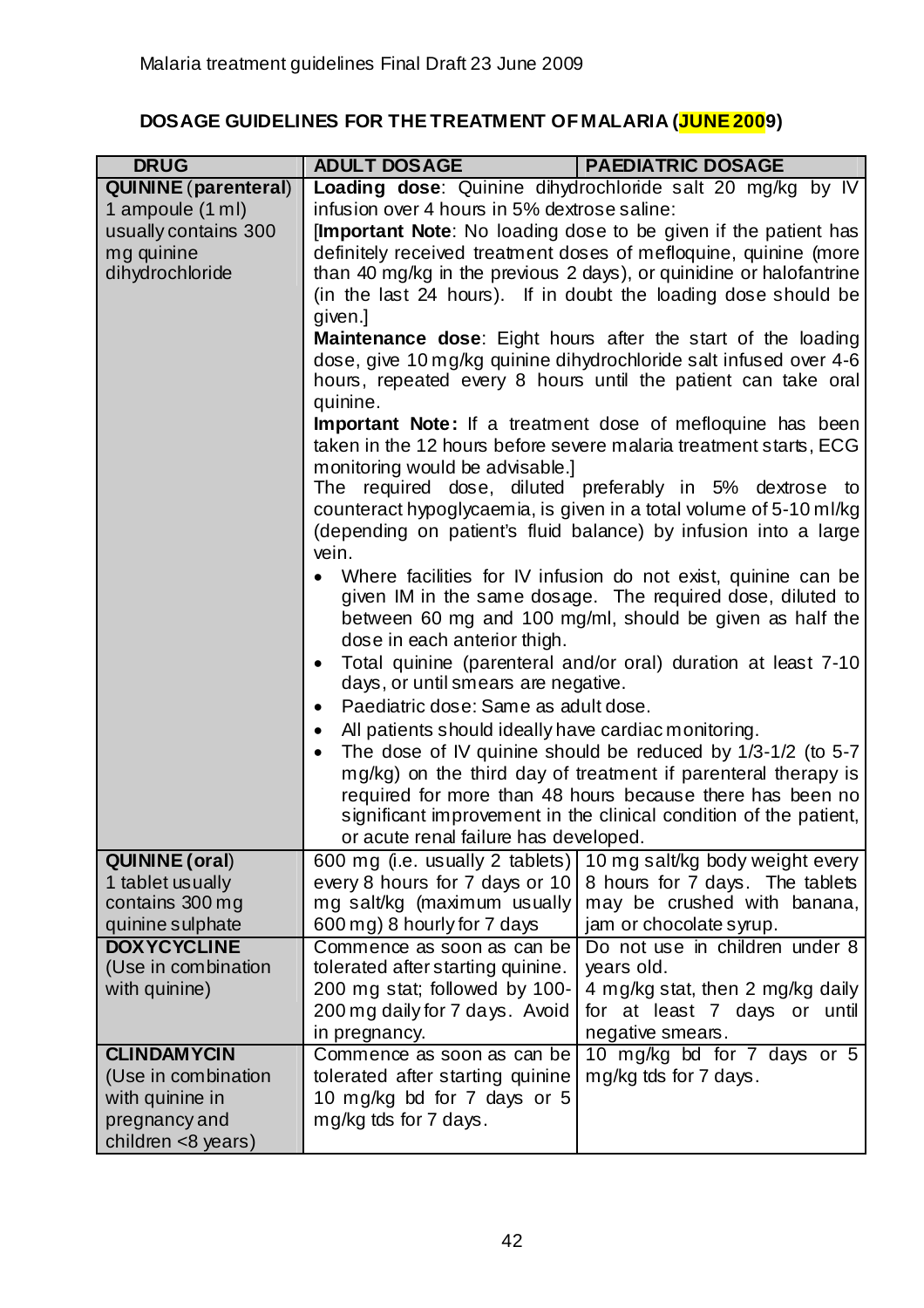## DOSAGE GUIDELINES FOR THE TREATMENT OF MALARIA (JUNE 2009)

| DRUG | ADULT DOSAGE | PAEDIATRIC DOSAGE |
|---|---|---|
| **QUININE** (**parenteral**)<br>1 ampoule (1 ml) usually contains 300 mg quinine dihydrochloride | **Loading dose**: Quinine dihydrochloride salt 20 mg/kg by IV infusion over 4 hours in 5% dextrose saline:<br>[**Important Note**: No loading dose to be given if the patient has definitely received treatment doses of mefloquine, quinine (more than 40 mg/kg in the previous 2 days), or quinidine or halofantrine (in the last 24 hours). If in doubt the loading dose should be given.]<br>**Maintenance dose**: Eight hours after the start of the loading dose, give 10 mg/kg quinine dihydrochloride salt infused over 4-6 hours, repeated every 8 hours until the patient can take oral quinine.<br>**Important Note:** If a treatment dose of mefloquine has been taken in the 12 hours before severe malaria treatment starts, ECG monitoring would be advisable.]<br>The required dose, diluted preferably in 5% dextrose to counteract hypoglycaemia, is given in a total volume of 5-10 ml/kg (depending on patient's fluid balance) by infusion into a large vein.<br>• Where facilities for IV infusion do not exist, quinine can be given IM in the same dosage. The required dose, diluted to between 60 mg and 100 mg/ml, should be given as half the dose in each anterior thigh.<br>• Total quinine (parenteral and/or oral) duration at least 7-10 days, or until smears are negative.<br>• Paediatric dose: Same as adult dose.<br>• All patients should ideally have cardiac monitoring.<br>• The dose of IV quinine should be reduced by 1/3-1/2 (to 5-7 mg/kg) on the third day of treatment if parenteral therapy is required for more than 48 hours because there has been no significant improvement in the clinical condition of the patient, or acute renal failure has developed. | |
| **QUININE** (**oral**)<br>1 tablet usually contains 300 mg quinine sulphate | 600 mg (i.e. usually 2 tablets) every 8 hours for 7 days or 10 mg salt/kg (maximum usually 600 mg) 8 hourly for 7 days | 10 mg salt/kg body weight every 8 hours for 7 days. The tablets may be crushed with banana, jam or chocolate syrup. |
| **DOXYCYCLINE**<br>(Use in combination with quinine) | Commence as soon as can be tolerated after starting quinine. 200 mg stat; followed by 100-200 mg daily for 7 days. Avoid in pregnancy. | Do not use in children under 8 years old.<br>4 mg/kg stat, then 2 mg/kg daily for at least 7 days or until negative smears. |
| **CLINDAMYCIN**<br>(Use in combination with quinine in pregnancy and children <8 years) | Commence as soon as can be tolerated after starting quinine 10 mg/kg bd for 7 days or 5 mg/kg tds for 7 days. | 10 mg/kg bd for 7 days or 5 mg/kg tds for 7 days. |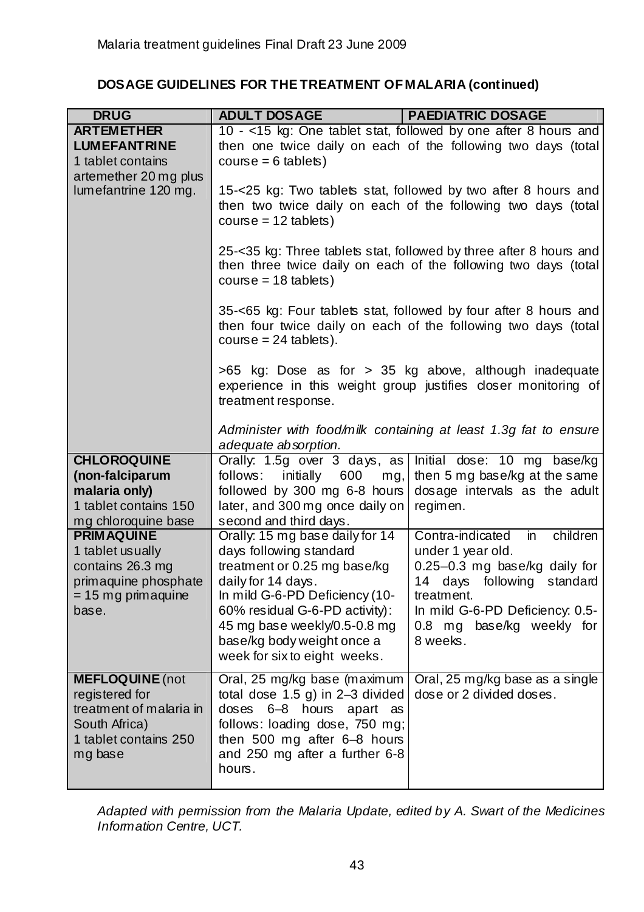## DOSAGE GUIDELINES FOR THE TREATMENT OF MALARIA (continued)

| DRUG | ADULT DOSAGE | PAEDIATRIC DOSAGE |
|---|---|---|
| **ARTEMETHER LUMEFANTRINE**<br>1 tablet contains artemether 20 mg plus lumefantrine 120 mg. | 10 - <15 kg: One tablet stat, followed by one after 8 hours and then one twice daily on each of the following two days (total course = 6 tablets)<br><br>15-<25 kg: Two tablets stat, followed by two after 8 hours and then two twice daily on each of the following two days (total course = 12 tablets)<br><br>25-<35 kg: Three tablets stat, followed by three after 8 hours and then three twice daily on each of the following two days (total course = 18 tablets)<br><br>35-<65 kg: Four tablets stat, followed by four after 8 hours and then four twice daily on each of the following two days (total course = 24 tablets).<br><br>>65 kg: Dose as for > 35 kg above, although inadequate experience in this weight group justifies closer monitoring of treatment response.<br><br>*Administer with food/milk containing at least 1.3g fat to ensure adequate absorption.* | |
| **CHLOROQUINE (non-falciparum malaria only)**<br>1 tablet contains 150 mg chloroquine base | Orally: 1.5g over 3 days, as follows: initially 600 mg, followed by 300 mg 6-8 hours later, and 300 mg once daily on second and third days. | Initial dose: 10 mg base/kg then 5 mg base/kg at the same dosage intervals as the adult regimen. |
| **PRIMAQUINE**<br>1 tablet usually contains 26.3 mg primaquine phosphate = 15 mg primaquine base. | Orally: 15 mg base daily for 14 days following standard treatment or 0.25 mg base/kg daily for 14 days.<br>In mild G-6-PD Deficiency (10-60% residual G-6-PD activity): 45 mg base weekly/0.5-0.8 mg base/kg body weight once a week for six to eight weeks. | Contra-indicated in children under 1 year old.<br>0.25–0.3 mg base/kg daily for 14 days following standard treatment.<br>In mild G-6-PD Deficiency: 0.5-0.8 mg base/kg weekly for 8 weeks. |
| **MEFLOQUINE** (not registered for treatment of malaria in South Africa)<br>1 tablet contains 250 mg base | Oral, 25 mg/kg base (maximum total dose 1.5 g) in 2–3 divided doses 6–8 hours apart as follows: loading dose, 750 mg; then 500 mg after 6–8 hours and 250 mg after a further 6-8 hours. | Oral, 25 mg/kg base as a single dose or 2 divided doses. |

*Adapted with permission from the Malaria Update, edited by A. Swart of the Medicines Information Centre, UCT.*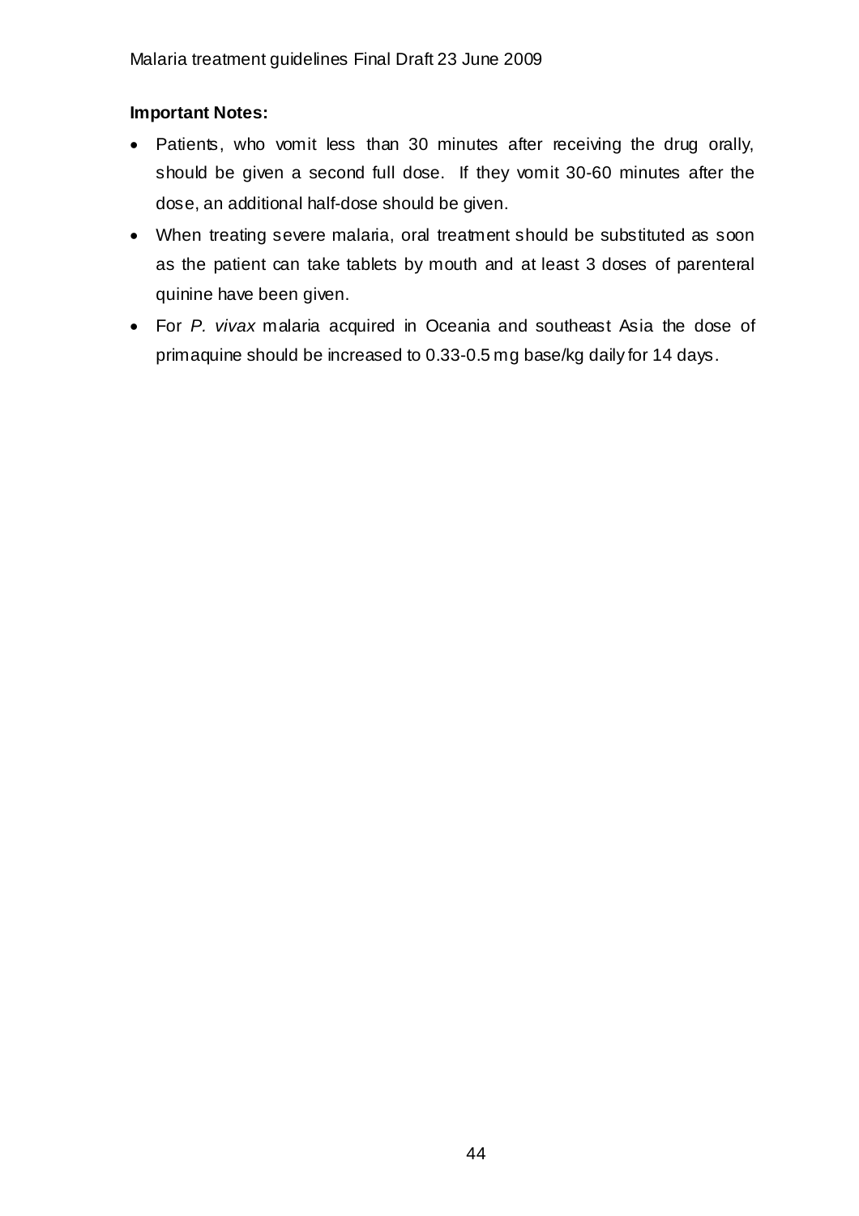**Important Notes:**

- Patients, who vomit less than 30 minutes after receiving the drug orally, should be given a second full dose. If they vomit 30-60 minutes after the dose, an additional half-dose should be given.
- When treating severe malaria, oral treatment should be substituted as soon as the patient can take tablets by mouth and at least 3 doses of parenteral quinine have been given.
- For *P. vivax* malaria acquired in Oceania and southeast Asia the dose of primaquine should be increased to 0.33-0.5 mg base/kg daily for 14 days.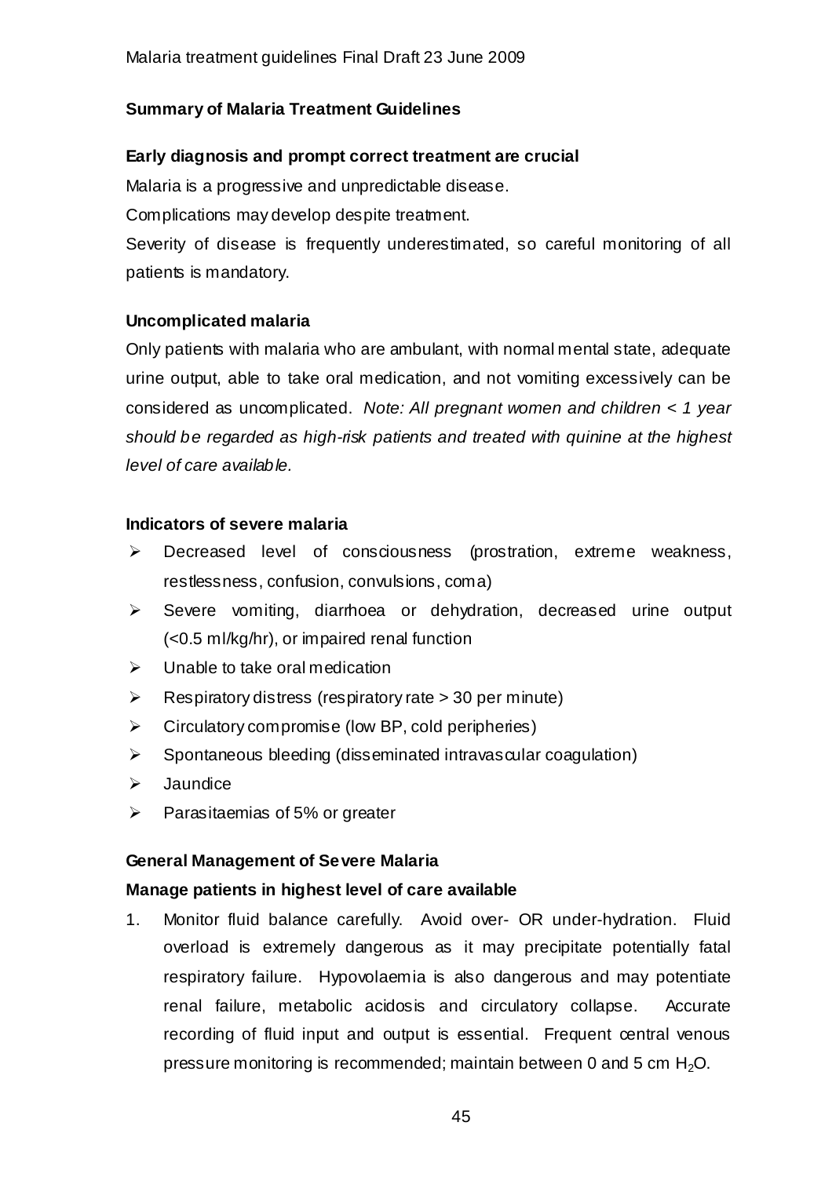## Summary of Malaria Treatment Guidelines

### Early diagnosis and prompt correct treatment are crucial

Malaria is a progressive and unpredictable disease.

Complications may develop despite treatment.

Severity of disease is frequently underestimated, so careful monitoring of all patients is mandatory.

### Uncomplicated malaria

Only patients with malaria who are ambulant, with normal mental state, adequate urine output, able to take oral medication, and not vomiting excessively can be considered as uncomplicated. *Note: All pregnant women and children < 1 year should be regarded as high-risk patients and treated with quinine at the highest level of care available.*

### Indicators of severe malaria

- Decreased level of consciousness (prostration, extreme weakness, restlessness, confusion, convulsions, coma)
- Severe vomiting, diarrhoea or dehydration, decreased urine output (<0.5 ml/kg/hr), or impaired renal function
- Unable to take oral medication
- Respiratory distress (respiratory rate > 30 per minute)
- Circulatory compromise (low BP, cold peripheries)
- Spontaneous bleeding (disseminated intravascular coagulation)
- Jaundice
- Parasitaemias of 5% or greater

### General Management of Severe Malaria

**Manage patients in highest level of care available**

1. Monitor fluid balance carefully. Avoid over- OR under-hydration. Fluid overload is extremely dangerous as it may precipitate potentially fatal respiratory failure. Hypovolaemia is also dangerous and may potentiate renal failure, metabolic acidosis and circulatory collapse. Accurate recording of fluid input and output is essential. Frequent central venous pressure monitoring is recommended; maintain between 0 and 5 cm $H_2O$.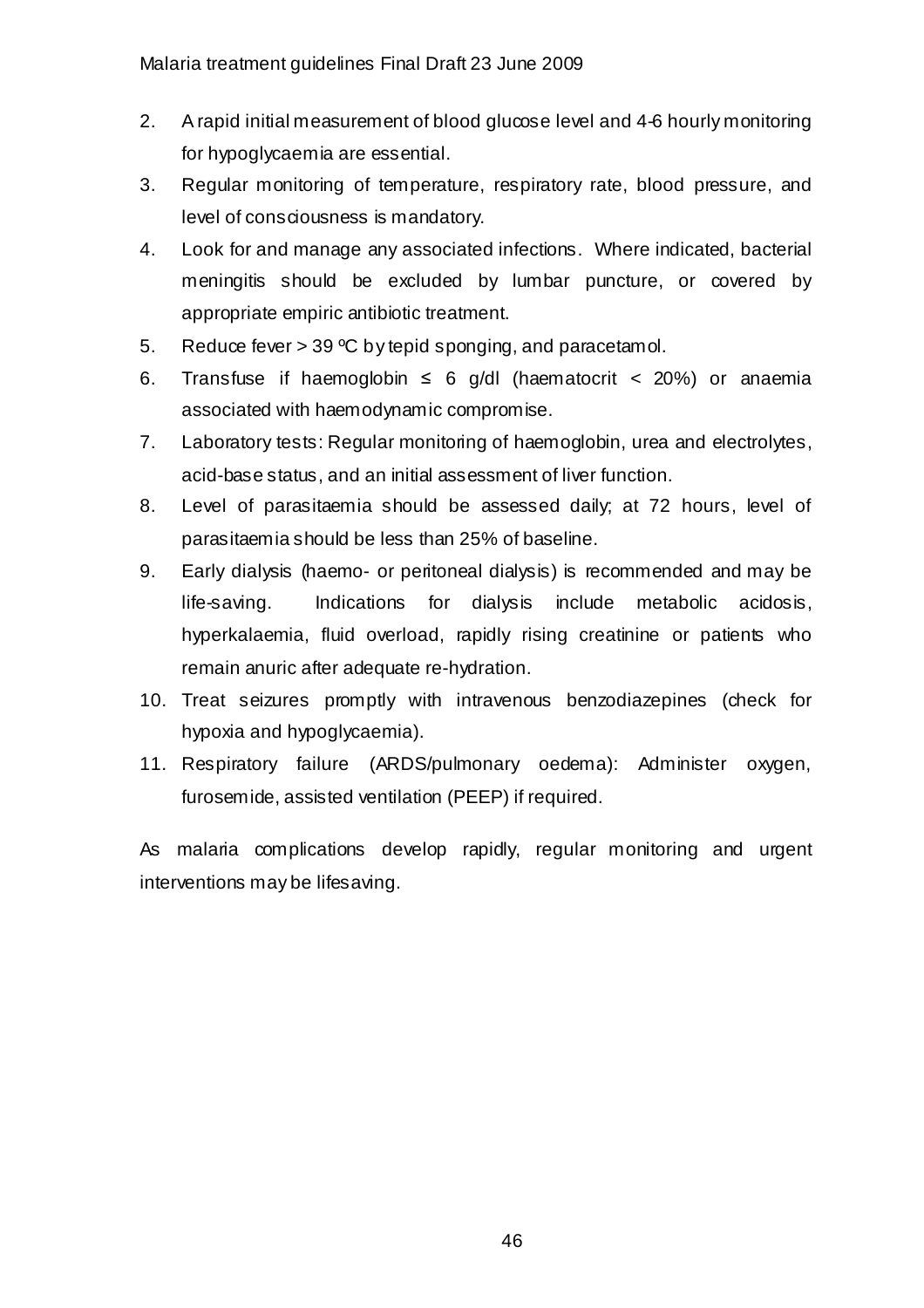2. A rapid initial measurement of blood glucose level and 4-6 hourly monitoring for hypoglycaemia are essential.
3. Regular monitoring of temperature, respiratory rate, blood pressure, and level of consciousness is mandatory.
4. Look for and manage any associated infections. Where indicated, bacterial meningitis should be excluded by lumbar puncture, or covered by appropriate empiric antibiotic treatment.
5. Reduce fever > 39 ºC by tepid sponging, and paracetamol.
6. Transfuse if haemoglobin ≤ 6 g/dl (haematocrit < 20%) or anaemia associated with haemodynamic compromise.
7. Laboratory tests: Regular monitoring of haemoglobin, urea and electrolytes, acid-base status, and an initial assessment of liver function.
8. Level of parasitaemia should be assessed daily; at 72 hours, level of parasitaemia should be less than 25% of baseline.
9. Early dialysis (haemo- or peritoneal dialysis) is recommended and may be life-saving. Indications for dialysis include metabolic acidosis, hyperkalaemia, fluid overload, rapidly rising creatinine or patients who remain anuric after adequate re-hydration.
10. Treat seizures promptly with intravenous benzodiazepines (check for hypoxia and hypoglycaemia).
11. Respiratory failure (ARDS/pulmonary oedema): Administer oxygen, furosemide, assisted ventilation (PEEP) if required.

As malaria complications develop rapidly, regular monitoring and urgent interventions may be lifesaving.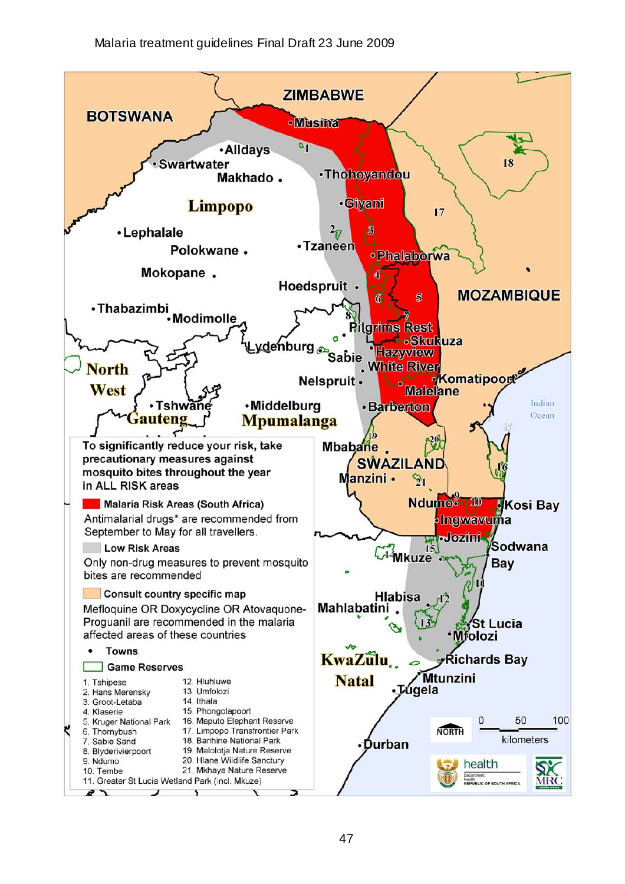ZIMBABWE

BOTSWANA

MOZAMBIQUE

SWAZILAND

Indian Ocean

Musina, Alldays, Swartwater, Makhado, Thohoyandou, Giyani, Limpopo, Lephalale, Polokwane, Tzaneen, Phalaborwa, Mokopane, Hoedspruit, Thabazimbi, Modimolle, Pilgrims Rest, Skukuza, Lydenburg, Sabie, Hazyview, White River, North West, Nelspruit, Komatipoort, Malelane, Tshwane, Middelburg, Barberton, Gauteng, Mpumalanga, Mbabane, Manzini, Ndumo, Kosi Bay, Ingwavuma, Jozini, Sodwana Bay, Mkuze, Hlabisa, Mahlabatini, St Lucia, Mfolozi, KwaZulu Natal, Richards Bay, Mtunzini, Tugela, Durban

To significantly reduce your risk, take precautionary measures against mosquito bites throughout the year in ALL RISK areas

**Malaria Risk Areas (South Africa)**

Antimalarial drugs* are recommended from September to May for all travellers.

**Low Risk Areas**

Only non-drug measures to prevent mosquito bites are recommended

**Consult country specific map**

Mefloquine OR Doxycycline OR Atovaquone-Proguanil are recommended in the malaria affected areas of these countries

- **Towns**

**Game Reserves**

1. Tshipese
2. Hans Merensky
3. Groot-Letaba
4. Klaserie
5. Kruger National Park
6. Thornybush
7. Sabie Sand
8. Blyderivierpoort
9. Ndumo
10. Tembe
11. Greater St Lucia Wetland Park (incl. Mkuze)
12. Hluhluwe
13. Umfolozi
14. Ithala
15. Phongolapoort
16. Maputo Elephant Reserve
17. Limpopo Transfrontier Park
18. Banhine National Park
19. Malolotja Nature Reserve
20. Hlane Wildlife Sanctury
21. Mkhaya Nature Reserve

NORTH

0 50 100 kilometers

health — Department: Health, REPUBLIC OF SOUTH AFRICA

MRC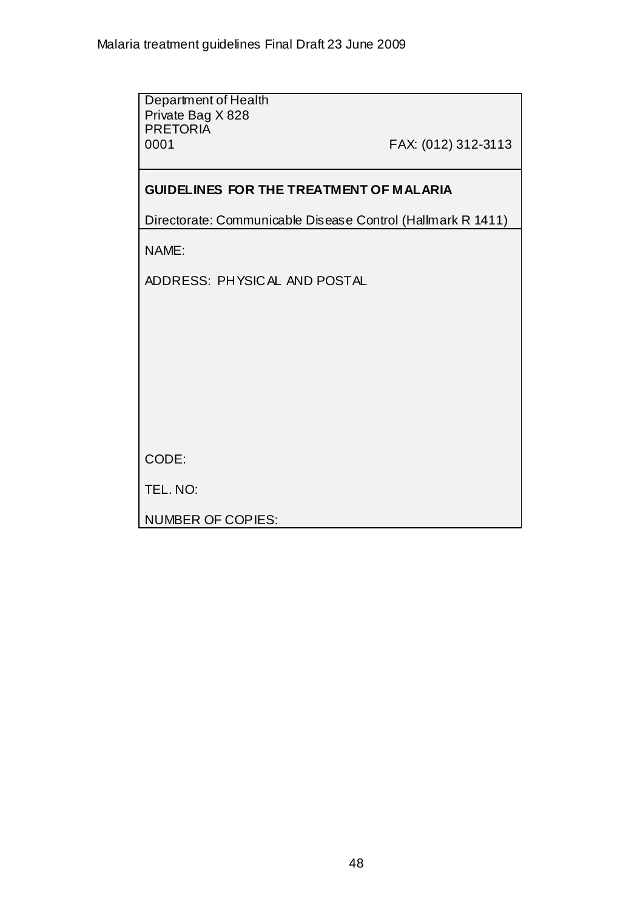Department of Health
Private Bag X 828
PRETORIA
0001 FAX: (012) 312-3113

**GUIDELINES FOR THE TREATMENT OF MALARIA**

Directorate: Communicable Disease Control (Hallmark R 1411)

NAME:

ADDRESS: PHYSICAL AND POSTAL

CODE:

TEL. NO:

NUMBER OF COPIES: